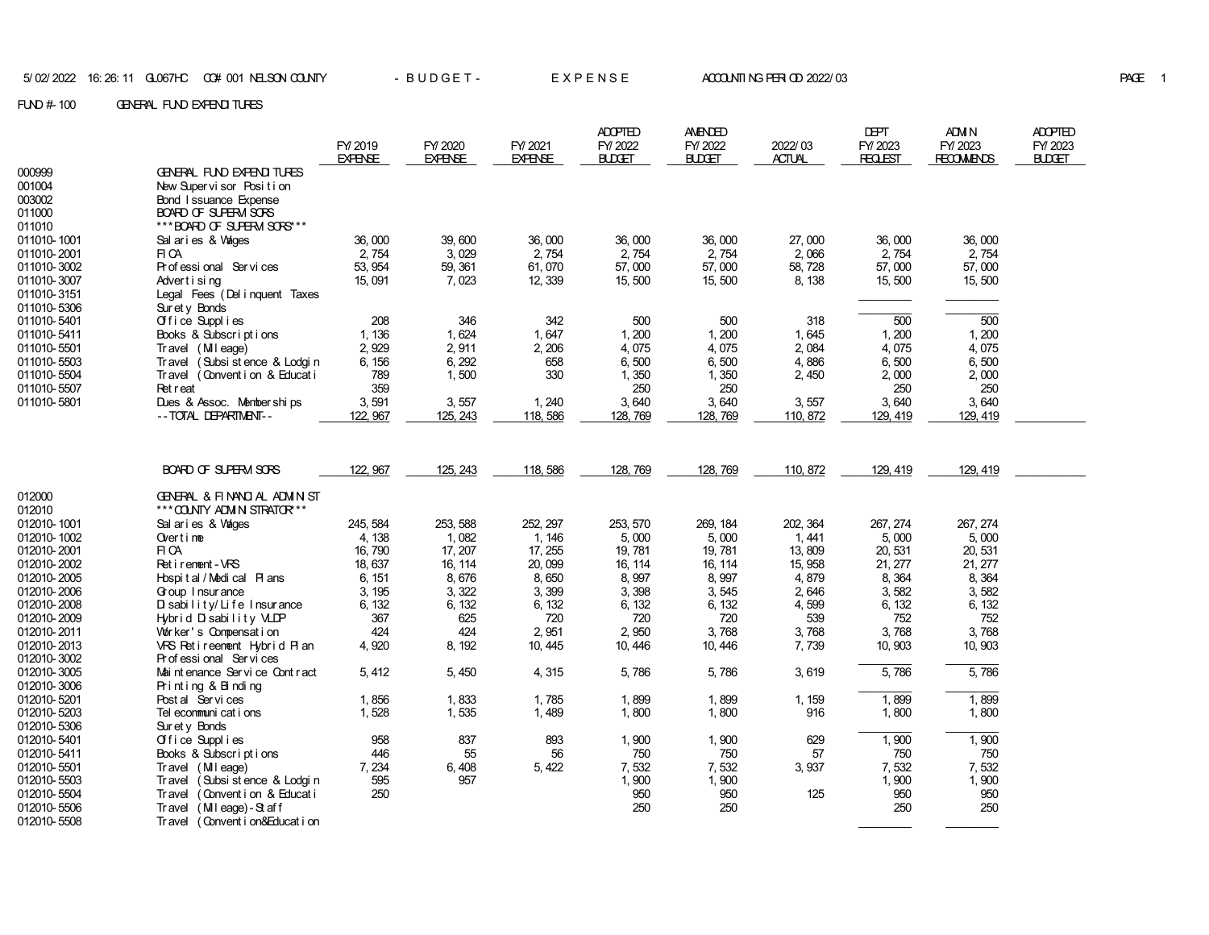5/02/2022 16:26:11 GL067HC CO# 001 NELSON COUNTY - B U D G E T - E X P E N S E ACCOUNTING PERIOD 2022/03

FUND #-100 GENERAL FUND EXPENDITURES

| | | FY/2019 EXPENSE | FY/2020 EXPENSE | FY/2021 EXPENSE | ADOPTED FY/2022 BUDGET | AMENDED FY/2022 BUDGET | 2022/03 ACTUAL | DEPT FY/2023 REQUEST | ADMIN FY/2023 RECOMMENDS | ADOPTED FY/2023 BUDGET |
|---|---|---|---|---|---|---|---|---|---|---|
| 000999 | GENERAL FUND EXPENDITURES | | | | | | | | | |
| 001004 | New Supervisor Position | | | | | | | | | |
| 003002 | Bond Issuance Expense | | | | | | | | | |
| 011000 | BOARD OF SUPERVISORS | | | | | | | | | |
| 011010 | ***BOARD OF SUPERVISORS*** | | | | | | | | | |
| 011010-1001 | Salaries & Wages | 36,000 | 39,600 | 36,000 | 36,000 | 36,000 | 27,000 | 36,000 | 36,000 | |
| 011010-2001 | FICA | 2,754 | 3,029 | 2,754 | 2,754 | 2,754 | 2,066 | 2,754 | 2,754 | |
| 011010-3002 | Professional Services | 53,954 | 59,361 | 61,070 | 57,000 | 57,000 | 58,728 | 57,000 | 57,000 | |
| 011010-3007 | Advertising | 15,091 | 7,023 | 12,339 | 15,500 | 15,500 | 8,138 | 15,500 | 15,500 | |
| 011010-3151 | Legal Fees (Delinquent Taxes | | | | | | | | | |
| 011010-5306 | Surety Bonds | | | | | | | | | |
| 011010-5401 | Office Supplies | 208 | 346 | 342 | 500 | 500 | 318 | 500 | 500 | |
| 011010-5411 | Books & Subscriptions | 1,136 | 1,624 | 1,647 | 1,200 | 1,200 | 1,645 | 1,200 | 1,200 | |
| 011010-5501 | Travel (Mileage) | 2,929 | 2,911 | 2,206 | 4,075 | 4,075 | 2,084 | 4,075 | 4,075 | |
| 011010-5503 | Travel (Subsistence & Lodgin | 6,156 | 6,292 | 658 | 6,500 | 6,500 | 4,886 | 6,500 | 6,500 | |
| 011010-5504 | Travel (Convention & Educati | 789 | 1,500 | 330 | 1,350 | 1,350 | 2,450 | 2,000 | 2,000 | |
| 011010-5507 | Retreat | 359 | | | 250 | 250 | | 250 | 250 | |
| 011010-5801 | Dues & Assoc. Memberships | 3,591 | 3,557 | 1,240 | 3,640 | 3,640 | 3,557 | 3,640 | 3,640 | |
| | --TOTAL DEPARTMENT-- | 122,967 | 125,243 | 118,586 | 128,769 | 128,769 | 110,872 | 129,419 | 129,419 | |
| | BOARD OF SUPERVISORS | 122,967 | 125,243 | 118,586 | 128,769 | 128,769 | 110,872 | 129,419 | 129,419 | |
| 012000 | GENERAL & FINANCIAL ADMINIST | | | | | | | | | |
| 012010 | ***COUNTY ADMINISTRATOR*** | | | | | | | | | |
| 012010-1001 | Salaries & Wages | 245,584 | 253,588 | 252,297 | 253,570 | 269,184 | 202,364 | 267,274 | 267,274 | |
| 012010-1002 | Overtime | 4,138 | 1,082 | 1,146 | 5,000 | 5,000 | 1,441 | 5,000 | 5,000 | |
| 012010-2001 | FICA | 16,790 | 17,207 | 17,255 | 19,781 | 19,781 | 13,809 | 20,531 | 20,531 | |
| 012010-2002 | Retirement-VRS | 18,637 | 16,114 | 20,099 | 16,114 | 16,114 | 15,958 | 21,277 | 21,277 | |
| 012010-2005 | Hospital/Medical Plans | 6,151 | 8,676 | 8,650 | 8,997 | 8,997 | 4,879 | 8,364 | 8,364 | |
| 012010-2006 | Group Insurance | 3,195 | 3,322 | 3,399 | 3,398 | 3,545 | 2,646 | 3,582 | 3,582 | |
| 012010-2008 | Disability/Life Insurance | 6,132 | 6,132 | 6,132 | 6,132 | 6,132 | 4,599 | 6,132 | 6,132 | |
| 012010-2009 | Hybrid Disability VLDP | 367 | 625 | 720 | 720 | 720 | 539 | 752 | 752 | |
| 012010-2011 | Worker's Compensation | 424 | 424 | 2,951 | 2,950 | 3,768 | 3,768 | 3,768 | 3,768 | |
| 012010-2013 | VRS Retireement Hybrid Plan | 4,920 | 8,192 | 10,445 | 10,446 | 10,446 | 7,739 | 10,903 | 10,903 | |
| 012010-3002 | Professional Services | | | | | | | | | |
| 012010-3005 | Maintenance Service Contract | 5,412 | 5,450 | 4,315 | 5,786 | 5,786 | 3,619 | 5,786 | 5,786 | |
| 012010-3006 | Printing & Binding | | | | | | | | | |
| 012010-5201 | Postal Services | 1,856 | 1,833 | 1,785 | 1,899 | 1,899 | 1,159 | 1,899 | 1,899 | |
| 012010-5203 | Telecommunications | 1,528 | 1,535 | 1,489 | 1,800 | 1,800 | 916 | 1,800 | 1,800 | |
| 012010-5306 | Surety Bonds | | | | | | | | | |
| 012010-5401 | Office Supplies | 958 | 837 | 893 | 1,900 | 1,900 | 629 | 1,900 | 1,900 | |
| 012010-5411 | Books & Subscriptions | 446 | 55 | 56 | 750 | 750 | 57 | 750 | 750 | |
| 012010-5501 | Travel (Mileage) | 7,234 | 6,408 | 5,422 | 7,532 | 7,532 | 3,937 | 7,532 | 7,532 | |
| 012010-5503 | Travel (Subsistence & Lodgin | 595 | 957 | | 1,900 | 1,900 | | 1,900 | 1,900 | |
| 012010-5504 | Travel (Convention & Educati | 250 | | | 950 | 950 | 125 | 950 | 950 | |
| 012010-5506 | Travel (Mileage)-Staff | | | | 250 | 250 | | 250 | 250 | |
| 012010-5508 | Travel (Convention&Education | | | | | | | | | |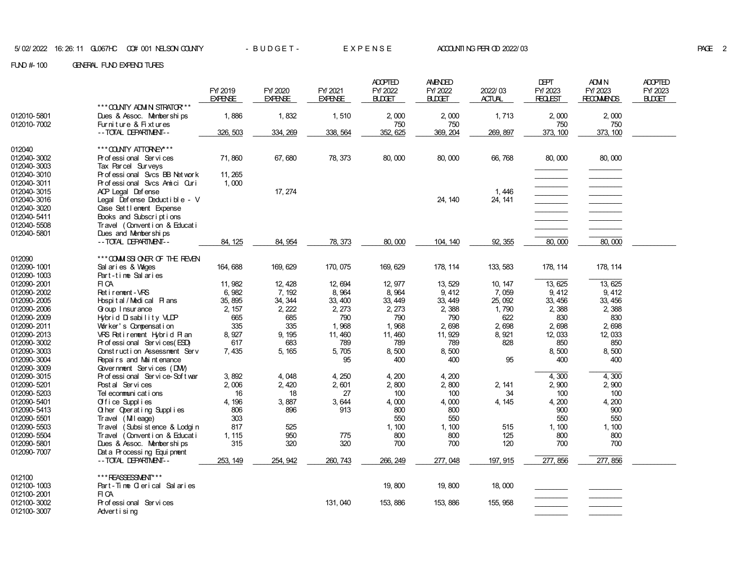FUND #-100 GENERAL FUND EXPENDITURES

| | | FY/2019 EXPENSE | FY/2020 EXPENSE | FY/2021 EXPENSE | ADOPTED FY/2022 BUDGET | AMENDED FY/2022 BUDGET | 2022/03 ACTUAL | DEPT FY/2023 REQUEST | ADMIN FY/2023 RECOMMENDS | ADOPTED FY/2023 BUDGET |
|---|---|---|---|---|---|---|---|---|---|---|
| | ***COUNTY ADMINISTRATOR*** | | | | | | | | | |
| 012010-5801 | Dues & Assoc. Memberships | 1,886 | 1,832 | 1,510 | 2,000 | 2,000 | 1,713 | 2,000 | 2,000 | |
| 012010-7002 | Furniture & Fixtures | | | | 750 | 750 | | 750 | 750 | |
| | --TOTAL DEPARTMENT-- | 326,503 | 334,269 | 338,564 | 352,625 | 369,204 | 269,897 | 373,100 | 373,100 | |
| 012040 | ***COUNTY ATTORNEY*** | | | | | | | | | |
| 012040-3002 | Professional Services | 71,860 | 67,680 | 78,373 | 80,000 | 80,000 | 66,768 | 80,000 | 80,000 | |
| 012040-3003 | Tax Parcel Surveys | | | | | | | | | |
| 012040-3010 | Professional Svcs BB Network | 11,265 | | | | | | | | |
| 012040-3011 | Professional Svcs Amici Curi | 1,000 | | | | | | | | |
| 012040-3015 | ACP Legal Defense | | 17,274 | | | | 1,446 | | | |
| 012040-3016 | Legal Defense Deductible - V | | | | | 24,140 | 24,141 | | | |
| 012040-3020 | Case Settlement Expense | | | | | | | | | |
| 012040-5411 | Books and Subscriptions | | | | | | | | | |
| 012040-5508 | Travel (Convention & Educati | | | | | | | | | |
| 012040-5801 | Dues and Memberships | | | | | | | | | |
| | --TOTAL DEPARTMENT-- | 84,125 | 84,954 | 78,373 | 80,000 | 104,140 | 92,355 | 80,000 | 80,000 | |
| 012090 | ***COMMISSIONER OF THE REVEN | | | | | | | | | |
| 012090-1001 | Salaries & Wages | 164,688 | 169,629 | 170,075 | 169,629 | 178,114 | 133,583 | 178,114 | 178,114 | |
| 012090-1003 | Part-time Salaries | | | | | | | | | |
| 012090-2001 | FICA | 11,982 | 12,428 | 12,694 | 12,977 | 13,529 | 10,147 | 13,625 | 13,625 | |
| 012090-2002 | Retirement-VRS | 6,982 | 7,192 | 8,964 | 8,964 | 9,412 | 7,059 | 9,412 | 9,412 | |
| 012090-2005 | Hospital/Medical Plans | 35,895 | 34,344 | 33,400 | 33,449 | 33,449 | 25,092 | 33,456 | 33,456 | |
| 012090-2006 | Group Insurance | 2,157 | 2,222 | 2,273 | 2,273 | 2,388 | 1,790 | 2,388 | 2,388 | |
| 012090-2009 | Hybrid Disability VLDP | 665 | 685 | 790 | 790 | 790 | 622 | 830 | 830 | |
| 012090-2011 | Worker's Compensation | 335 | 335 | 1,968 | 1,968 | 2,698 | 2,698 | 2,698 | 2,698 | |
| 012090-2013 | VRS Retirement Hybrid Plan | 8,927 | 9,195 | 11,460 | 11,460 | 11,929 | 8,921 | 12,033 | 12,033 | |
| 012090-3002 | Professional Services(ESD) | 617 | 683 | 789 | 789 | 789 | 828 | 850 | 850 | |
| 012090-3003 | Construction Assessment Serv | 7,435 | 5,165 | 5,705 | 8,500 | 8,500 | | 8,500 | 8,500 | |
| 012090-3004 | Repairs and Maintenance | | | 95 | 400 | 400 | 95 | 400 | 400 | |
| 012090-3009 | Government Services (DMV) | | | | | | | | | |
| 012090-3015 | Professional Service-Softwar | 3,892 | 4,048 | 4,250 | 4,200 | 4,200 | | 4,300 | 4,300 | |
| 012090-5201 | Postal Services | 2,006 | 2,420 | 2,601 | 2,800 | 2,800 | 2,141 | 2,900 | 2,900 | |
| 012090-5203 | Telecommunications | 16 | 18 | 27 | 100 | 100 | 34 | 100 | 100 | |
| 012090-5401 | Office Supplies | 4,196 | 3,887 | 3,644 | 4,000 | 4,000 | 4,145 | 4,200 | 4,200 | |
| 012090-5413 | Other Operating Supplies | 806 | 896 | 913 | 800 | 800 | | 900 | 900 | |
| 012090-5501 | Travel (Mileage) | 303 | | | 550 | 550 | | 550 | 550 | |
| 012090-5503 | Travel (Subsistence & Lodgin | 817 | 525 | | 1,100 | 1,100 | 515 | 1,100 | 1,100 | |
| 012090-5504 | Travel (Convention & Educati | 1,115 | 950 | 775 | 800 | 800 | 125 | 800 | 800 | |
| 012090-5801 | Dues & Assoc. Memberships | 315 | 320 | 320 | 700 | 700 | 120 | 700 | 700 | |
| 012090-7007 | Data Processing Equipment | | | | | | | | | |
| | --TOTAL DEPARTMENT-- | 253,149 | 254,942 | 260,743 | 266,249 | 277,048 | 197,915 | 277,856 | 277,856 | |
| 012100 | ***REASSESSMENT*** | | | | | | | | | |
| 012100-1003 | Part-Time Clerical Salaries | | | | 19,800 | 19,800 | 18,000 | | | |
| 012100-2001 | FICA | | | | | | | | | |
| 012100-3002 | Professional Services | | | 131,040 | 153,886 | 153,886 | 155,958 | | | |
| 012100-3007 | Advertising | | | | | | | | | |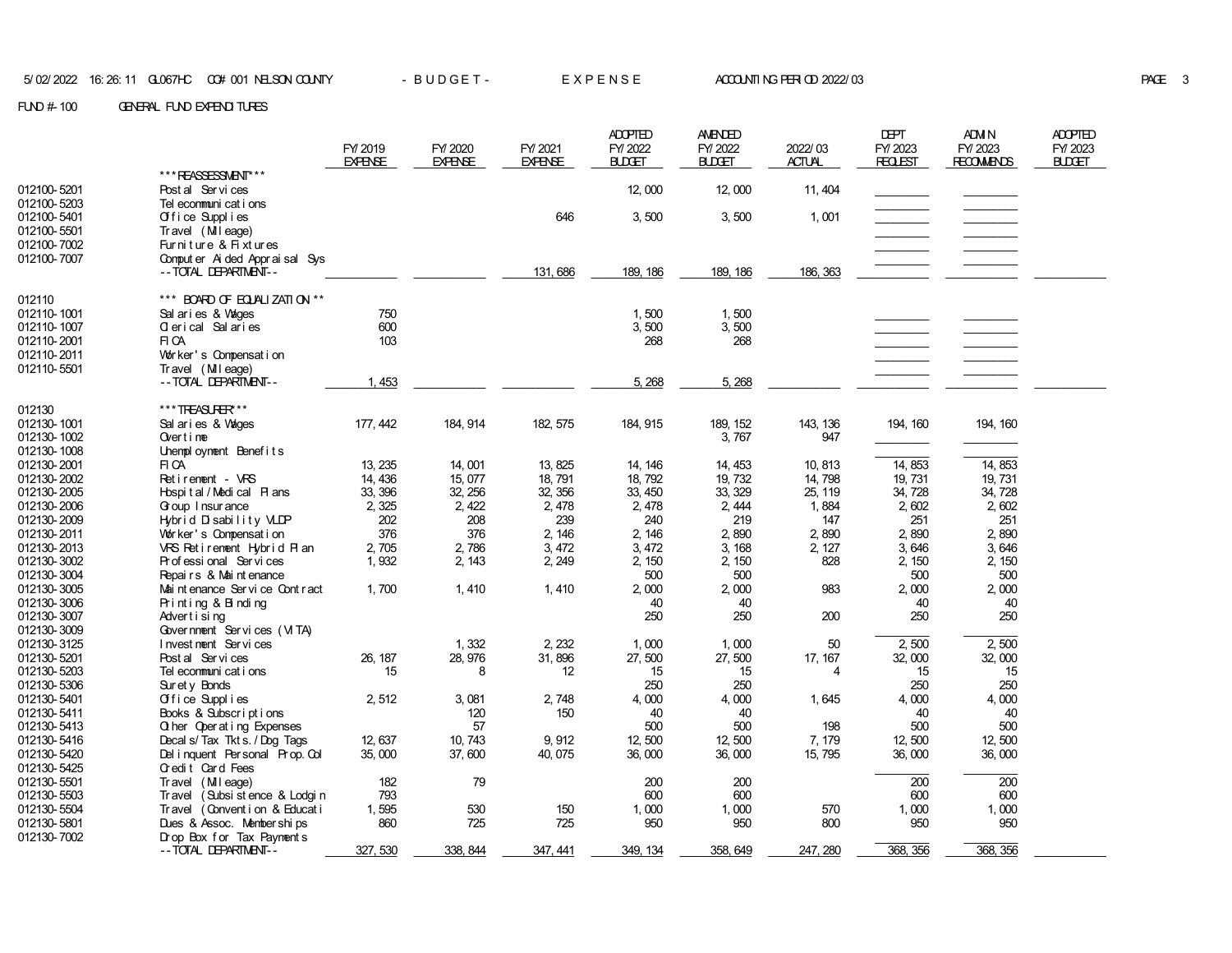FUND #-100 GENERAL FUND EXPENDITURES

| | | FY/2019 EXPENSE | FY/2020 EXPENSE | FY/2021 EXPENSE | ADOPTED FY/2022 BUDGET | AMENDED FY/2022 BUDGET | 2022/03 ACTUAL | DEPT FY/2023 REQUEST | ADMIN FY/2023 RECOMMENDS | ADOPTED FY/2023 BUDGET |
|---|---|---|---|---|---|---|---|---|---|---|
| | ***REASSESSMENT*** | | | | | | | | | |
| 012100-5201 | Postal Services | | | | 12,000 | 12,000 | 11,404 | | | |
| 012100-5203 | Telecommunications | | | | | | | | | |
| 012100-5401 | Office Supplies | | | 646 | 3,500 | 3,500 | 1,001 | | | |
| 012100-5501 | Travel (Mileage) | | | | | | | | | |
| 012100-7002 | Furniture & Fixtures | | | | | | | | | |
| 012100-7007 | Computer Aided Appraisal Sys | | | | | | | | | |
| | --TOTAL DEPARTMENT-- | | | 131,686 | 189,186 | 189,186 | 186,363 | | | |
| 012110 | *** BOARD OF EQUALIZATION ** | | | | | | | | | |
| 012110-1001 | Salaries & Wages | 750 | | | 1,500 | 1,500 | | | | |
| 012110-1007 | Clerical Salaries | 600 | | | 3,500 | 3,500 | | | | |
| 012110-2001 | FICA | 103 | | | 268 | 268 | | | | |
| 012110-2011 | Worker's Compensation | | | | | | | | | |
| 012110-5501 | Travel (Mileage) | | | | | | | | | |
| | --TOTAL DEPARTMENT-- | 1,453 | | | 5,268 | 5,268 | | | | |
| 012130 | ***TREASURER*** | | | | | | | | | |
| 012130-1001 | Salaries & Wages | 177,442 | 184,914 | 182,575 | 184,915 | 189,152 | 143,136 | 194,160 | 194,160 | |
| 012130-1002 | Overtime | | | | | 3,767 | 947 | | | |
| 012130-1008 | Unemployment Benefits | | | | | | | | | |
| 012130-2001 | FICA | 13,235 | 14,001 | 13,825 | 14,146 | 14,453 | 10,813 | 14,853 | 14,853 | |
| 012130-2002 | Retirement - VRS | 14,436 | 15,077 | 18,791 | 18,792 | 19,732 | 14,798 | 19,731 | 19,731 | |
| 012130-2005 | Hospital/Medical Plans | 33,396 | 32,256 | 32,356 | 33,450 | 33,329 | 25,119 | 34,728 | 34,728 | |
| 012130-2006 | Group Insurance | 2,325 | 2,422 | 2,478 | 2,478 | 2,444 | 1,884 | 2,602 | 2,602 | |
| 012130-2009 | Hybrid Disability VLDP | 202 | 208 | 239 | 240 | 219 | 147 | 251 | 251 | |
| 012130-2011 | Worker's Compensation | 376 | 376 | 2,146 | 2,146 | 2,890 | 2,890 | 2,890 | 2,890 | |
| 012130-2013 | VRS Retirement Hybrid Plan | 2,705 | 2,786 | 3,472 | 3,472 | 3,168 | 2,127 | 3,646 | 3,646 | |
| 012130-3002 | Professional Services | 1,932 | 2,143 | 2,249 | 2,150 | 2,150 | 828 | 2,150 | 2,150 | |
| 012130-3004 | Repairs & Maintenance | | | | 500 | 500 | | 500 | 500 | |
| 012130-3005 | Maintenance Service Contract | 1,700 | 1,410 | 1,410 | 2,000 | 2,000 | 983 | 2,000 | 2,000 | |
| 012130-3006 | Printing & Binding | | | | 40 | 40 | | 40 | 40 | |
| 012130-3007 | Advertising | | | | 250 | 250 | 200 | 250 | 250 | |
| 012130-3009 | Government Services (VITA) | | | | | | | | | |
| 012130-3125 | Investment Services | | 1,332 | 2,232 | 1,000 | 1,000 | 50 | 2,500 | 2,500 | |
| 012130-5201 | Postal Services | 26,187 | 28,976 | 31,896 | 27,500 | 27,500 | 17,167 | 32,000 | 32,000 | |
| 012130-5203 | Telecommunications | 15 | 8 | 12 | 15 | 15 | 4 | 15 | 15 | |
| 012130-5306 | Surety Bonds | | | | 250 | 250 | | 250 | 250 | |
| 012130-5401 | Office Supplies | 2,512 | 3,081 | 2,748 | 4,000 | 4,000 | 1,645 | 4,000 | 4,000 | |
| 012130-5411 | Books & Subscriptions | | 120 | 150 | 40 | 40 | | 40 | 40 | |
| 012130-5413 | Other Operating Expenses | | 57 | | 500 | 500 | 198 | 500 | 500 | |
| 012130-5416 | Decals/Tax Tkts./Dog Tags | 12,637 | 10,743 | 9,912 | 12,500 | 12,500 | 7,179 | 12,500 | 12,500 | |
| 012130-5420 | Delinquent Personal Prop.Col | 35,000 | 37,600 | 40,075 | 36,000 | 36,000 | 15,795 | 36,000 | 36,000 | |
| 012130-5425 | Credit Card Fees | | | | | | | | | |
| 012130-5501 | Travel (Mileage) | 182 | 79 | | 200 | 200 | | 200 | 200 | |
| 012130-5503 | Travel (Subsistence & Lodgin | 793 | | | 600 | 600 | | 600 | 600 | |
| 012130-5504 | Travel (Convention & Educati | 1,595 | 530 | 150 | 1,000 | 1,000 | 570 | 1,000 | 1,000 | |
| 012130-5801 | Dues & Assoc. Memberships | 860 | 725 | 725 | 950 | 950 | 800 | 950 | 950 | |
| 012130-7002 | Drop Box for Tax Payments | | | | | | | | | |
| | --TOTAL DEPARTMENT-- | 327,530 | 338,844 | 347,441 | 349,134 | 358,649 | 247,280 | 368,356 | 368,356 | |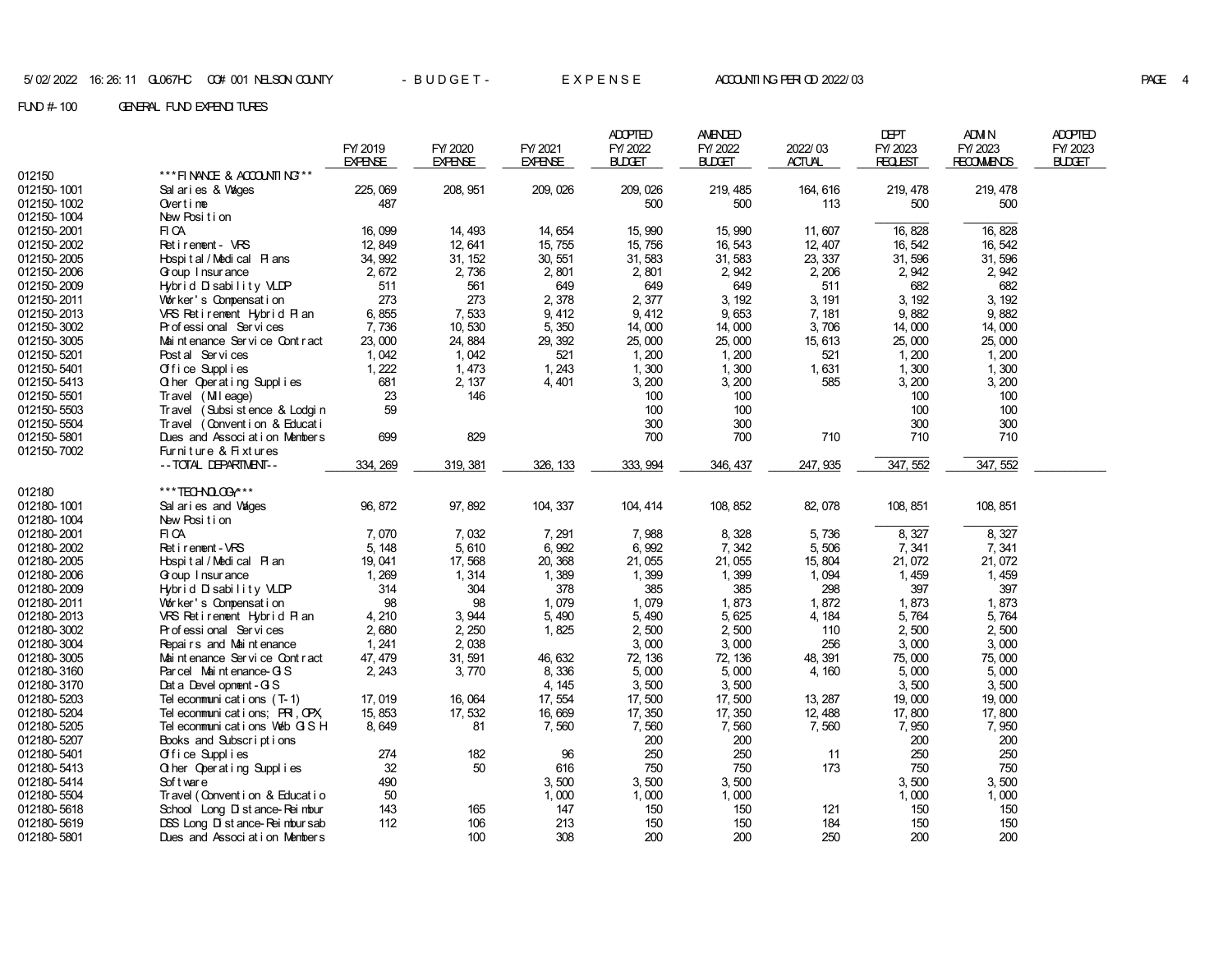FUND #-100 GENERAL FUND EXPENDITURES

| | | FY/2019 EXPENSE | FY/2020 EXPENSE | FY/2021 EXPENSE | ADOPTED FY/2022 BUDGET | AMENDED FY/2022 BUDGET | 2022/03 ACTUAL | DEPT FY/2023 REQUEST | ADMIN FY/2023 RECOMMENDS | ADOPTED FY/2023 BUDGET |
|---|---|---|---|---|---|---|---|---|---|---|
| 012150 | ***FINANCE & ACCOUNTING*** | | | | | | | | | |
| 012150-1001 | Salaries & Wages | 225,069 | 208,951 | 209,026 | 209,026 | 219,485 | 164,616 | 219,478 | 219,478 | |
| 012150-1002 | Overtime | 487 | | | 500 | 500 | 113 | 500 | 500 | |
| 012150-1004 | New Position | | | | | | | | | |
| 012150-2001 | FICA | 16,099 | 14,493 | 14,654 | 15,990 | 15,990 | 11,607 | 16,828 | 16,828 | |
| 012150-2002 | Retirement- VRS | 12,849 | 12,641 | 15,755 | 15,756 | 16,543 | 12,407 | 16,542 | 16,542 | |
| 012150-2005 | Hospital/Medical Plans | 34,992 | 31,152 | 30,551 | 31,583 | 31,583 | 23,337 | 31,596 | 31,596 | |
| 012150-2006 | Group Insurance | 2,672 | 2,736 | 2,801 | 2,801 | 2,942 | 2,206 | 2,942 | 2,942 | |
| 012150-2009 | Hybrid Disability VLDP | 511 | 561 | 649 | 649 | 649 | 511 | 682 | 682 | |
| 012150-2011 | Worker's Compensation | 273 | 273 | 2,378 | 2,377 | 3,192 | 3,191 | 3,192 | 3,192 | |
| 012150-2013 | VRS Retirement Hybrid Plan | 6,855 | 7,533 | 9,412 | 9,412 | 9,653 | 7,181 | 9,882 | 9,882 | |
| 012150-3002 | Professional Services | 7,736 | 10,530 | 5,350 | 14,000 | 14,000 | 3,706 | 14,000 | 14,000 | |
| 012150-3005 | Maintenance Service Contract | 23,000 | 24,884 | 29,392 | 25,000 | 25,000 | 15,613 | 25,000 | 25,000 | |
| 012150-5201 | Postal Services | 1,042 | 1,042 | 521 | 1,200 | 1,200 | 521 | 1,200 | 1,200 | |
| 012150-5401 | Office Supplies | 1,222 | 1,473 | 1,243 | 1,300 | 1,300 | 1,631 | 1,300 | 1,300 | |
| 012150-5413 | Other Operating Supplies | 681 | 2,137 | 4,401 | 3,200 | 3,200 | 585 | 3,200 | 3,200 | |
| 012150-5501 | Travel (Mileage) | 23 | 146 | | 100 | 100 | | 100 | 100 | |
| 012150-5503 | Travel (Subsistence & Lodgin | 59 | | | 100 | 100 | | 100 | 100 | |
| 012150-5504 | Travel (Convention & Educati | | | | 300 | 300 | | 300 | 300 | |
| 012150-5801 | Dues and Association Members | 699 | 829 | | 700 | 700 | 710 | 710 | 710 | |
| 012150-7002 | Furniture & Fixtures | | | | | | | | | |
| | --TOTAL DEPARTMENT-- | 334,269 | 319,381 | 326,133 | 333,994 | 346,437 | 247,935 | 347,552 | 347,552 | |
| 012180 | ***TECHNOLOGY*** | | | | | | | | | |
| 012180-1001 | Salaries and Wages | 96,872 | 97,892 | 104,337 | 104,414 | 108,852 | 82,078 | 108,851 | 108,851 | |
| 012180-1004 | New Position | | | | | | | | | |
| 012180-2001 | FICA | 7,070 | 7,032 | 7,291 | 7,988 | 8,328 | 5,736 | 8,327 | 8,327 | |
| 012180-2002 | Retirement-VRS | 5,148 | 5,610 | 6,992 | 6,992 | 7,342 | 5,506 | 7,341 | 7,341 | |
| 012180-2005 | Hospital/Medical Plan | 19,041 | 17,568 | 20,368 | 21,055 | 21,055 | 15,804 | 21,072 | 21,072 | |
| 012180-2006 | Group Insurance | 1,269 | 1,314 | 1,389 | 1,399 | 1,399 | 1,094 | 1,459 | 1,459 | |
| 012180-2009 | Hybrid Disability VLDP | 314 | 304 | 378 | 385 | 385 | 298 | 397 | 397 | |
| 012180-2011 | Worker's Compensation | 98 | 98 | 1,079 | 1,079 | 1,873 | 1,872 | 1,873 | 1,873 | |
| 012180-2013 | VRS Retirement Hybrid Plan | 4,210 | 3,944 | 5,490 | 5,490 | 5,625 | 4,184 | 5,764 | 5,764 | |
| 012180-3002 | Professional Services | 2,680 | 2,250 | 1,825 | 2,500 | 2,500 | 110 | 2,500 | 2,500 | |
| 012180-3004 | Repairs and Maintenance | 1,241 | 2,038 | | 3,000 | 3,000 | 256 | 3,000 | 3,000 | |
| 012180-3005 | Maintenance Service Contract | 47,479 | 31,591 | 46,632 | 72,136 | 72,136 | 48,391 | 75,000 | 75,000 | |
| 012180-3160 | Parcel Maintenance-GIS | 2,243 | 3,770 | 8,336 | 5,000 | 5,000 | 4,160 | 5,000 | 5,000 | |
| 012180-3170 | Data Development-GIS | | | 4,145 | 3,500 | 3,500 | | 3,500 | 3,500 | |
| 012180-5203 | Telecommunications (T-1) | 17,019 | 16,064 | 17,554 | 17,500 | 17,500 | 13,287 | 19,000 | 19,000 | |
| 012180-5204 | Telecommunications; PRI, CPX | 15,853 | 17,532 | 16,669 | 17,350 | 17,350 | 12,488 | 17,800 | 17,800 | |
| 012180-5205 | Telecommunications Web GIS H | 8,649 | 81 | 7,560 | 7,560 | 7,560 | 7,560 | 7,950 | 7,950 | |
| 012180-5207 | Books and Subscriptions | | | | 200 | 200 | | 200 | 200 | |
| 012180-5401 | Office Supplies | 274 | 182 | 96 | 250 | 250 | 11 | 250 | 250 | |
| 012180-5413 | Other Operating Supplies | 32 | 50 | 616 | 750 | 750 | 173 | 750 | 750 | |
| 012180-5414 | Software | 490 | | 3,500 | 3,500 | 3,500 | | 3,500 | 3,500 | |
| 012180-5504 | Travel(Convention & Educatio | 50 | | 1,000 | 1,000 | 1,000 | | 1,000 | 1,000 | |
| 012180-5618 | School Long Distance-Reimbur | 143 | 165 | 147 | 150 | 150 | 121 | 150 | 150 | |
| 012180-5619 | DSS Long Distance-Reimbursab | 112 | 106 | 213 | 150 | 150 | 184 | 150 | 150 | |
| 012180-5801 | Dues and Association Members | | 100 | 308 | 200 | 200 | 250 | 200 | 200 | |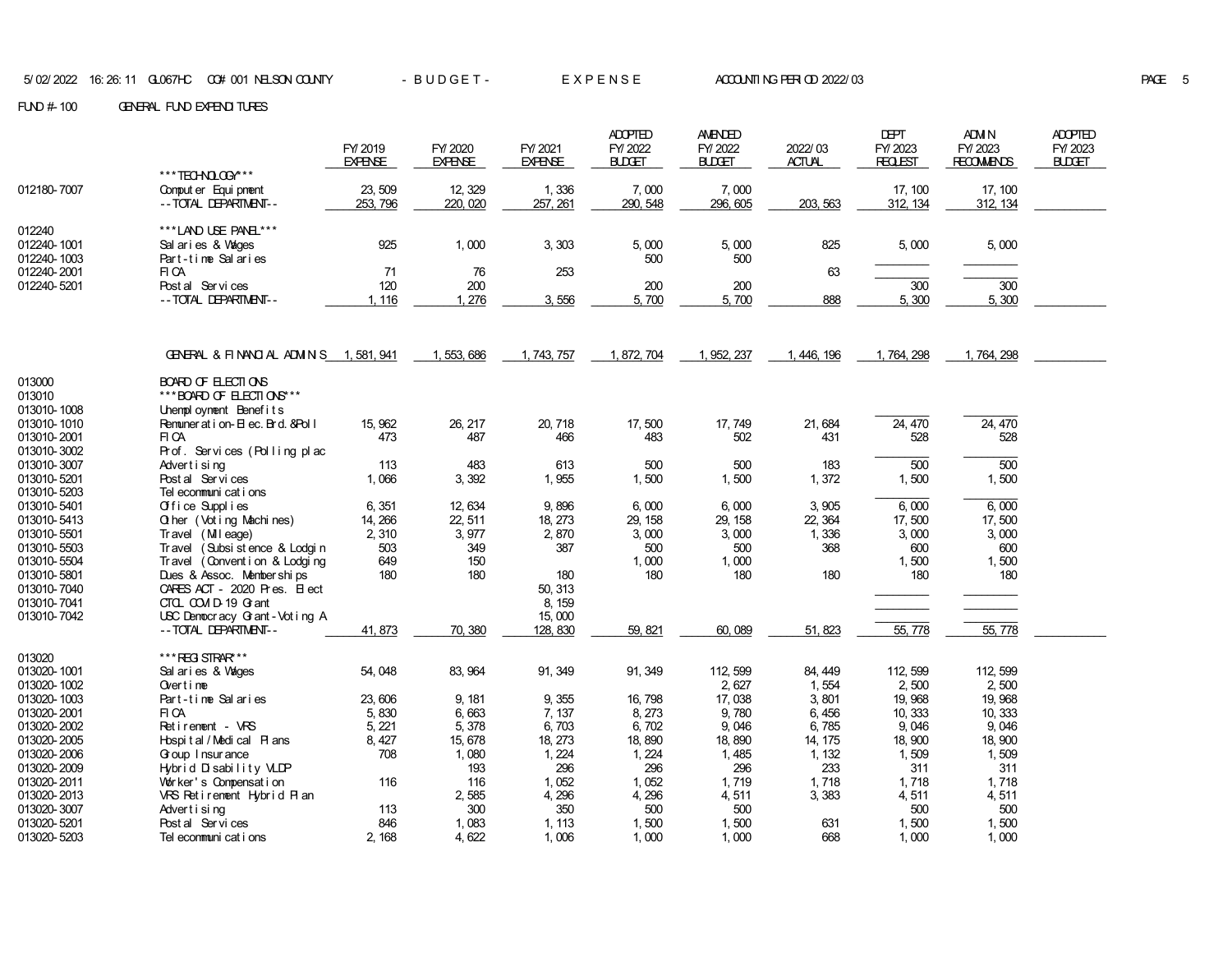5/02/2022 16:26:11 GL067HC CO# 001 NELSON COUNTY - B U D G E T - E X P E N S E ACCOUNTING PERIOD 2022/03

FUND #-100 GENERAL FUND EXPENDITURES

| | | FY/2019 EXPENSE | FY/2020 EXPENSE | FY/2021 EXPENSE | ADOPTED FY/2022 BUDGET | AMENDED FY/2022 BUDGET | 2022/03 ACTUAL | DEPT FY/2023 REQUEST | ADMIN FY/2023 RECOMMENDS | ADOPTED FY/2023 BUDGET |
|---|---|---|---|---|---|---|---|---|---|---|
| | ***TECHNOLOGY*** | | | | | | | | | |
| 012180-7007 | Computer Equipment | 23,509 | 12,329 | 1,336 | 7,000 | 7,000 | | 17,100 | 17,100 | |
| | --TOTAL DEPARTMENT-- | 253,796 | 220,020 | 257,261 | 290,548 | 296,605 | 203,563 | 312,134 | 312,134 | |
| 012240 | ***LAND USE PANEL*** | | | | | | | | | |
| 012240-1001 | Salaries & Wages | 925 | 1,000 | 3,303 | 5,000 | 5,000 | 825 | 5,000 | 5,000 | |
| 012240-1003 | Part-time Salaries | | | | 500 | 500 | | | | |
| 012240-2001 | FICA | 71 | 76 | 253 | | | 63 | | | |
| 012240-5201 | Postal Services | 120 | 200 | | 200 | 200 | | 300 | 300 | |
| | --TOTAL DEPARTMENT-- | 1,116 | 1,276 | 3,556 | 5,700 | 5,700 | 888 | 5,300 | 5,300 | |
| | GENERAL & FINANCIAL ADMINS | 1,581,941 | 1,553,686 | 1,743,757 | 1,872,704 | 1,952,237 | 1,446,196 | 1,764,298 | 1,764,298 | |
| 013000 | BOARD OF ELECTIONS | | | | | | | | | |
| 013010 | ***BOARD OF ELECTIONS*** | | | | | | | | | |
| 013010-1008 | Unemployment Benefits | | | | | | | | | |
| 013010-1010 | Remuneration-Elec.Brd.&Poll | 15,962 | 26,217 | 20,718 | 17,500 | 17,749 | 21,684 | 24,470 | 24,470 | |
| 013010-2001 | FICA | 473 | 487 | 466 | 483 | 502 | 431 | 528 | 528 | |
| 013010-3002 | Prof. Services (Polling plac | | | | | | | | | |
| 013010-3007 | Advertising | 113 | 483 | 613 | 500 | 500 | 183 | 500 | 500 | |
| 013010-5201 | Postal Services | 1,066 | 3,392 | 1,955 | 1,500 | 1,500 | 1,372 | 1,500 | 1,500 | |
| 013010-5203 | Telecommunications | | | | | | | | | |
| 013010-5401 | Office Supplies | 6,351 | 12,634 | 9,896 | 6,000 | 6,000 | 3,905 | 6,000 | 6,000 | |
| 013010-5413 | Other (Voting Machines) | 14,266 | 22,511 | 18,273 | 29,158 | 29,158 | 22,364 | 17,500 | 17,500 | |
| 013010-5501 | Travel (Mileage) | 2,310 | 3,977 | 2,870 | 3,000 | 3,000 | 1,336 | 3,000 | 3,000 | |
| 013010-5503 | Travel (Subsistence & Lodgin | 503 | 349 | 387 | 500 | 500 | 368 | 600 | 600 | |
| 013010-5504 | Travel (Convention & Lodging | 649 | 150 | | 1,000 | 1,000 | | 1,500 | 1,500 | |
| 013010-5801 | Dues & Assoc. Memberships | 180 | 180 | 180 | 180 | 180 | 180 | 180 | 180 | |
| 013010-7040 | CARES ACT - 2020 Pres. Elect | | | 50,313 | | | | | | |
| 013010-7041 | CTCL COVID-19 Grant | | | 8,159 | | | | | | |
| 013010-7042 | USC Democracy Grant-Voting A | | | 15,000 | | | | | | |
| | --TOTAL DEPARTMENT-- | 41,873 | 70,380 | 128,830 | 59,821 | 60,089 | 51,823 | 55,778 | 55,778 | |
| 013020 | ***REGISTRAR*** | | | | | | | | | |
| 013020-1001 | Salaries & Wages | 54,048 | 83,964 | 91,349 | 91,349 | 112,599 | 84,449 | 112,599 | 112,599 | |
| 013020-1002 | Overtime | | | | | 2,627 | 1,554 | 2,500 | 2,500 | |
| 013020-1003 | Part-time Salaries | 23,606 | 9,181 | 9,355 | 16,798 | 17,038 | 3,801 | 19,968 | 19,968 | |
| 013020-2001 | FICA | 5,830 | 6,663 | 7,137 | 8,273 | 9,780 | 6,456 | 10,333 | 10,333 | |
| 013020-2002 | Retirement - VRS | 5,221 | 5,378 | 6,703 | 6,702 | 9,046 | 6,785 | 9,046 | 9,046 | |
| 013020-2005 | Hospital/Medical Plans | 8,427 | 15,678 | 18,273 | 18,890 | 18,890 | 14,175 | 18,900 | 18,900 | |
| 013020-2006 | Group Insurance | 708 | 1,080 | 1,224 | 1,224 | 1,485 | 1,132 | 1,509 | 1,509 | |
| 013020-2009 | Hybrid Disability VLDP | | 193 | 296 | 296 | 296 | 233 | 311 | 311 | |
| 013020-2011 | Worker's Compensation | 116 | 116 | 1,052 | 1,052 | 1,719 | 1,718 | 1,718 | 1,718 | |
| 013020-2013 | VRS Retirement Hybrid Plan | | 2,585 | 4,296 | 4,296 | 4,511 | 3,383 | 4,511 | 4,511 | |
| 013020-3007 | Advertising | 113 | 300 | 350 | 500 | 500 | | 500 | 500 | |
| 013020-5201 | Postal Services | 846 | 1,083 | 1,113 | 1,500 | 1,500 | 631 | 1,500 | 1,500 | |
| 013020-5203 | Telecommunications | 2,168 | 4,622 | 1,006 | 1,000 | 1,000 | 668 | 1,000 | 1,000 | |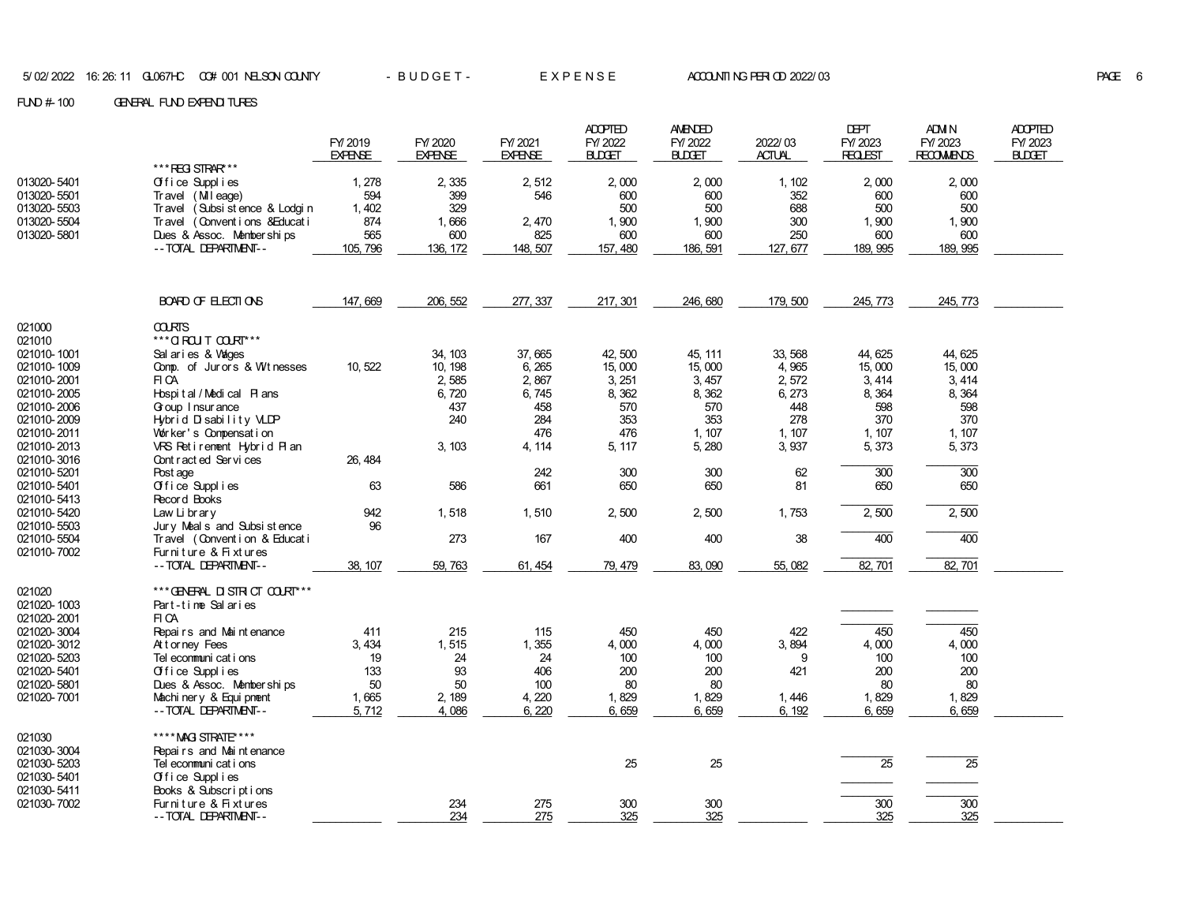FUND #-100 GENERAL FUND EXPENDITURES

| | | FY/2019 EXPENSE | FY/2020 EXPENSE | FY/2021 EXPENSE | ADOPTED FY/2022 BUDGET | AMENDED FY/2022 BUDGET | 2022/03 ACTUAL | DEPT FY/2023 REQUEST | ADMIN FY/2023 RECOMMENDS | ADOPTED FY/2023 BUDGET |
|---|---|---|---|---|---|---|---|---|---|---|
| | ***REGISTRAR*** | | | | | | | | | |
| 013020-5401 | Office Supplies | 1,278 | 2,335 | 2,512 | 2,000 | 2,000 | 1,102 | 2,000 | 2,000 | |
| 013020-5501 | Travel (Mileage) | 594 | 399 | 546 | 600 | 600 | 352 | 600 | 600 | |
| 013020-5503 | Travel (Subsistence & Lodgin | 1,402 | 329 | | 500 | 500 | 688 | 500 | 500 | |
| 013020-5504 | Travel (Conventions &Educati | 874 | 1,666 | 2,470 | 1,900 | 1,900 | 300 | 1,900 | 1,900 | |
| 013020-5801 | Dues & Assoc. Memberships | 565 | 600 | 825 | 600 | 600 | 250 | 600 | 600 | |
| | --TOTAL DEPARTMENT-- | 105,796 | 136,172 | 148,507 | 157,480 | 186,591 | 127,677 | 189,995 | 189,995 | |
| | BOARD OF ELECTIONS | 147,669 | 206,552 | 277,337 | 217,301 | 246,680 | 179,500 | 245,773 | 245,773 | |
| 021000 | COURTS | | | | | | | | | |
| 021010 | ***CIRCUIT COURT*** | | | | | | | | | |
| 021010-1001 | Salaries & Wages | | 34,103 | 37,665 | 42,500 | 45,111 | 33,568 | 44,625 | 44,625 | |
| 021010-1009 | Comp. of Jurors & Witnesses | 10,522 | 10,198 | 6,265 | 15,000 | 15,000 | 4,965 | 15,000 | 15,000 | |
| 021010-2001 | FICA | | 2,585 | 2,867 | 3,251 | 3,457 | 2,572 | 3,414 | 3,414 | |
| 021010-2005 | Hospital/Medical Plans | | 6,720 | 6,745 | 8,362 | 8,362 | 6,273 | 8,364 | 8,364 | |
| 021010-2006 | Group Insurance | | 437 | 458 | 570 | 570 | 448 | 598 | 598 | |
| 021010-2009 | Hybrid Disability VLDP | | 240 | 284 | 353 | 353 | 278 | 370 | 370 | |
| 021010-2011 | Worker's Compensation | | | 476 | 476 | 1,107 | 1,107 | 1,107 | 1,107 | |
| 021010-2013 | VRS Retirement Hybrid Plan | | 3,103 | 4,114 | 5,117 | 5,280 | 3,937 | 5,373 | 5,373 | |
| 021010-3016 | Contracted Services | 26,484 | | | | | | | | |
| 021010-5201 | Postage | | | 242 | 300 | 300 | 62 | 300 | 300 | |
| 021010-5401 | Office Supplies | 63 | 586 | 661 | 650 | 650 | 81 | 650 | 650 | |
| 021010-5413 | Record Books | | | | | | | | | |
| 021010-5420 | Law Library | 942 | 1,518 | 1,510 | 2,500 | 2,500 | 1,753 | 2,500 | 2,500 | |
| 021010-5503 | Jury Meals and Subsistence | 96 | | | | | | | | |
| 021010-5504 | Travel (Convention & Educati | | 273 | 167 | 400 | 400 | 38 | 400 | 400 | |
| 021010-7002 | Furniture & Fixtures | | | | | | | | | |
| | --TOTAL DEPARTMENT-- | 38,107 | 59,763 | 61,454 | 79,479 | 83,090 | 55,082 | 82,701 | 82,701 | |
| 021020 | ***GENERAL DISTRICT COURT*** | | | | | | | | | |
| 021020-1003 | Part-time Salaries | | | | | | | | | |
| 021020-2001 | FICA | | | | | | | | | |
| 021020-3004 | Repairs and Maintenance | 411 | 215 | 115 | 450 | 450 | 422 | 450 | 450 | |
| 021020-3012 | Attorney Fees | 3,434 | 1,515 | 1,355 | 4,000 | 4,000 | 3,894 | 4,000 | 4,000 | |
| 021020-5203 | Telecommunications | 19 | 24 | 24 | 100 | 100 | 9 | 100 | 100 | |
| 021020-5401 | Office Supplies | 133 | 93 | 406 | 200 | 200 | 421 | 200 | 200 | |
| 021020-5801 | Dues & Assoc. Memberships | 50 | 50 | 100 | 80 | 80 | | 80 | 80 | |
| 021020-7001 | Machinery & Equipment | 1,665 | 2,189 | 4,220 | 1,829 | 1,829 | 1,446 | 1,829 | 1,829 | |
| | --TOTAL DEPARTMENT-- | 5,712 | 4,086 | 6,220 | 6,659 | 6,659 | 6,192 | 6,659 | 6,659 | |
| 021030 | ****MAGISTRATE**** | | | | | | | | | |
| 021030-3004 | Repairs and Maintenance | | | | | | | | | |
| 021030-5203 | Telecommunications | | | | 25 | 25 | | 25 | 25 | |
| 021030-5401 | Office Supplies | | | | | | | | | |
| 021030-5411 | Books & Subscriptions | | | | | | | | | |
| 021030-7002 | Furniture & Fixtures | | 234 | 275 | 300 | 300 | | 300 | 300 | |
| | --TOTAL DEPARTMENT-- | | 234 | 275 | 325 | 325 | | 325 | 325 | |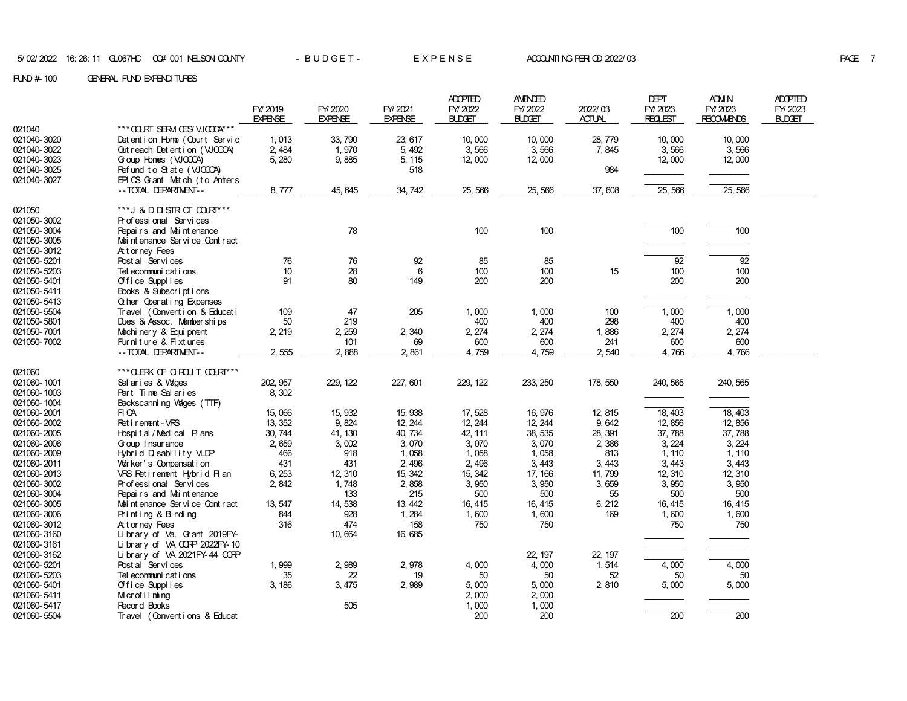5/02/2022 16:26:11 GL067HC CO# 001 NELSON COUNTY - B U D G E T - E X P E N S E ACCOUNTING PERIOD 2022/03

FUND #-100 GENERAL FUND EXPENDITURES

| | | FY/2019 EXPENSE | FY/2020 EXPENSE | FY/2021 EXPENSE | ADOPTED FY/2022 BUDGET | AMENDED FY/2022 BUDGET | 2022/03 ACTUAL | DEPT FY/2023 REQUEST | ADMIN FY/2023 RECOMMENDS | ADOPTED FY/2023 BUDGET |
|---|---|---|---|---|---|---|---|---|---|---|
| 021040 | ***COURT SERVICES/VJCCCA*** | | | | | | | | | |
| 021040-3020 | Detention Home (Court Servic | 1,013 | 33,790 | 23,617 | 10,000 | 10,000 | 28,779 | 10,000 | 10,000 | |
| 021040-3022 | Outreach Detention (VJCCCA) | 2,484 | 1,970 | 5,492 | 3,566 | 3,566 | 7,845 | 3,566 | 3,566 | |
| 021040-3023 | Group Homes (VJCCCA) | 5,280 | 9,885 | 5,115 | 12,000 | 12,000 | | 12,000 | 12,000 | |
| 021040-3025 | Refund to State (VJCCCA) | | | 518 | | | 984 | | | |
| 021040-3027 | EPICS Grant Match (to Amhers | | | | | | | | | |
| | --TOTAL DEPARTMENT-- | 8,777 | 45,645 | 34,742 | 25,566 | 25,566 | 37,608 | 25,566 | 25,566 | |
| 021050 | ***J & D DISTRICT COURT*** | | | | | | | | | |
| 021050-3002 | Professional Services | | | | | | | | | |
| 021050-3004 | Repairs and Maintenance | | 78 | | 100 | 100 | | 100 | 100 | |
| 021050-3005 | Maintenance Service Contract | | | | | | | | | |
| 021050-3012 | Attorney Fees | | | | | | | | | |
| 021050-5201 | Postal Services | 76 | 76 | 92 | 85 | 85 | | 92 | 92 | |
| 021050-5203 | Telecommunications | 10 | 28 | 6 | 100 | 100 | 15 | 100 | 100 | |
| 021050-5401 | Office Supplies | 91 | 80 | 149 | 200 | 200 | | 200 | 200 | |
| 021050-5411 | Books & Subscriptions | | | | | | | | | |
| 021050-5413 | Other Operating Expenses | | | | | | | | | |
| 021050-5504 | Travel (Convention & Educati | 109 | 47 | 205 | 1,000 | 1,000 | 100 | 1,000 | 1,000 | |
| 021050-5801 | Dues & Assoc. Memberships | 50 | 219 | | 400 | 400 | 298 | 400 | 400 | |
| 021050-7001 | Machinery & Equipment | 2,219 | 2,259 | 2,340 | 2,274 | 2,274 | 1,886 | 2,274 | 2,274 | |
| 021050-7002 | Furniture & Fixtures | | 101 | 69 | 600 | 600 | 241 | 600 | 600 | |
| | --TOTAL DEPARTMENT-- | 2,555 | 2,888 | 2,861 | 4,759 | 4,759 | 2,540 | 4,766 | 4,766 | |
| 021060 | ***CLERK OF CIRCUIT COURT*** | | | | | | | | | |
| 021060-1001 | Salaries & Wages | 202,957 | 229,122 | 227,601 | 229,122 | 233,250 | 178,550 | 240,565 | 240,565 | |
| 021060-1003 | Part Time Salaries | 8,302 | | | | | | | | |
| 021060-1004 | Backscanning Wages (TTF) | | | | | | | | | |
| 021060-2001 | FICA | 15,066 | 15,932 | 15,938 | 17,528 | 16,976 | 12,815 | 18,403 | 18,403 | |
| 021060-2002 | Retirement-VRS | 13,352 | 9,824 | 12,244 | 12,244 | 12,244 | 9,642 | 12,856 | 12,856 | |
| 021060-2005 | Hospital/Medical Plans | 30,744 | 41,130 | 40,734 | 42,111 | 38,535 | 28,391 | 37,788 | 37,788 | |
| 021060-2006 | Group Insurance | 2,659 | 3,002 | 3,070 | 3,070 | 3,070 | 2,386 | 3,224 | 3,224 | |
| 021060-2009 | Hybrid Disability VLDP | 466 | 918 | 1,058 | 1,058 | 1,058 | 813 | 1,110 | 1,110 | |
| 021060-2011 | Worker's Compensation | 431 | 431 | 2,496 | 2,496 | 3,443 | 3,443 | 3,443 | 3,443 | |
| 021060-2013 | VRS Retirement Hybrid Plan | 6,253 | 12,310 | 15,342 | 15,342 | 17,166 | 11,799 | 12,310 | 12,310 | |
| 021060-3002 | Professional Services | 2,842 | 1,748 | 2,858 | 3,950 | 3,950 | 3,659 | 3,950 | 3,950 | |
| 021060-3004 | Repairs and Maintenance | | 133 | 215 | 500 | 500 | 55 | 500 | 500 | |
| 021060-3005 | Maintenance Service Contract | 13,547 | 14,538 | 13,442 | 16,415 | 16,415 | 6,212 | 16,415 | 16,415 | |
| 021060-3006 | Printing & Binding | 844 | 928 | 1,284 | 1,600 | 1,600 | 169 | 1,600 | 1,600 | |
| 021060-3012 | Attorney Fees | 316 | 474 | 158 | 750 | 750 | | 750 | 750 | |
| 021060-3160 | Library of Va. Grant 2019FY- | | 10,664 | 16,685 | | | | | | |
| 021060-3161 | Library of VA CCRP 2022FY-10 | | | | | | | | | |
| 021060-3162 | Library of VA 2021FY-44 CCRP | | | | | 22,197 | 22,197 | | | |
| 021060-5201 | Postal Services | 1,999 | 2,989 | 2,978 | 4,000 | 4,000 | 1,514 | 4,000 | 4,000 | |
| 021060-5203 | Telecommunications | 35 | 22 | 19 | 50 | 50 | 52 | 50 | 50 | |
| 021060-5401 | Office Supplies | 3,186 | 3,475 | 2,989 | 5,000 | 5,000 | 2,810 | 5,000 | 5,000 | |
| 021060-5411 | Microfilming | | | | 2,000 | 2,000 | | | | |
| 021060-5417 | Record Books | | 505 | | 1,000 | 1,000 | | | | |
| 021060-5504 | Travel (Conventions & Educat | | | | 200 | 200 | | 200 | 200 | |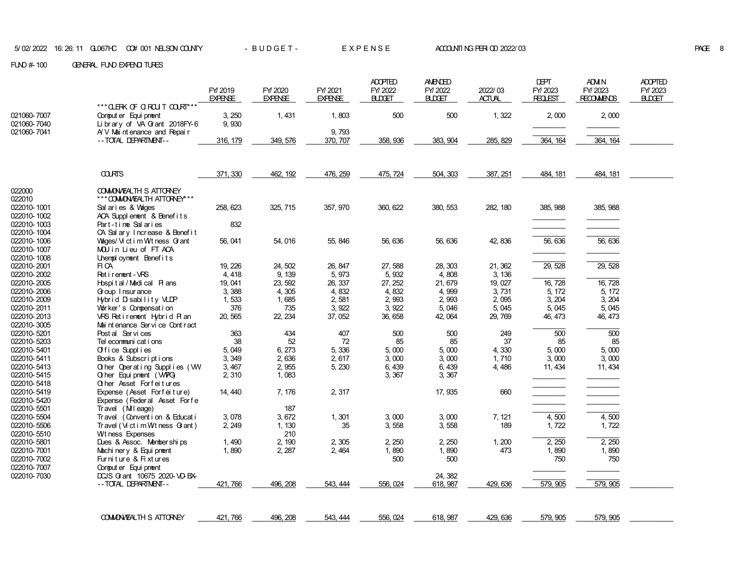FUND #-100 GENERAL FUND EXPENDITURES

| | | FY/2019 EXPENSE | FY/2020 EXPENSE | FY/2021 EXPENSE | ADOPTED FY/2022 BUDGET | AMENDED FY/2022 BUDGET | 2022/03 ACTUAL | DEPT FY/2023 REQUEST | ADMIN FY/2023 RECOMMENDS | ADOPTED FY/2023 BUDGET |
|---|---|---|---|---|---|---|---|---|---|---|
| | ***CLERK OF CIRCUIT COURT*** | | | | | | | | | |
| 021060-7007 | Computer Equipment | 3,250 | 1,431 | 1,803 | 500 | 500 | 1,322 | 2,000 | 2,000 | |
| 021060-7040 | Library of VA Grant 2018FY-6 | 9,930 | | | | | | | | |
| 021060-7041 | A/V Maintenance and Repair | | | 9,793 | | | | | | |
| | --TOTAL DEPARTMENT-- | 316,179 | 349,576 | 370,707 | 358,936 | 383,904 | 285,829 | 364,164 | 364,164 | |
| | COURTS | 371,330 | 462,192 | 476,259 | 475,724 | 504,303 | 387,251 | 484,181 | 484,181 | |
| 022000 | COMMONWEALTH S ATTORNEY | | | | | | | | | |
| 022010 | ***COMMONWEALTH ATTORNEY*** | | | | | | | | | |
| 022010-1001 | Salaries & Wages | 258,623 | 325,715 | 357,970 | 360,622 | 380,553 | 282,180 | 385,988 | 385,988 | |
| 022010-1002 | ACA Supplement & Benefits | | | | | | | | | |
| 022010-1003 | Part-time Salaries | 832 | | | | | | | | |
| 022010-1004 | CA Salary Increase & Benefit | | | | | | | | | |
| 022010-1006 | Wages/Victim Witness Grant | 56,041 | 54,016 | 55,846 | 56,636 | 56,636 | 42,836 | 56,636 | 56,636 | |
| 022010-1007 | MOU in Lieu of FT ACA | | | | | | | | | |
| 022010-1008 | Unemployment Benefits | | | | | | | | | |
| 022010-2001 | FICA | 19,226 | 24,502 | 26,847 | 27,588 | 28,303 | 21,362 | 29,528 | 29,528 | |
| 022010-2002 | Retirement-VRS | 4,418 | 9,139 | 5,973 | 5,932 | 4,808 | 3,136 | | | |
| 022010-2005 | Hospital/Medical Plans | 19,041 | 23,592 | 26,337 | 27,252 | 21,679 | 19,027 | 16,728 | 16,728 | |
| 022010-2006 | Group Insurance | 3,388 | 4,305 | 4,832 | 4,832 | 4,999 | 3,731 | 5,172 | 5,172 | |
| 022010-2009 | Hybrid Disability VLDP | 1,533 | 1,685 | 2,581 | 2,993 | 2,993 | 2,095 | 3,204 | 3,204 | |
| 022010-2011 | Worker's Compensation | 376 | 735 | 3,922 | 3,922 | 5,046 | 5,045 | 5,045 | 5,045 | |
| 022010-2013 | VRS Retirement Hybrid Plan | 20,565 | 22,234 | 37,052 | 36,658 | 42,064 | 29,769 | 46,473 | 46,473 | |
| 022010-3005 | Maintenance Service Contract | | | | | | | | | |
| 022010-5201 | Postal Services | 363 | 434 | 407 | 500 | 500 | 249 | 500 | 500 | |
| 022010-5203 | Telecommunications | 38 | 52 | 72 | 85 | 85 | 37 | 85 | 85 | |
| 022010-5401 | Office Supplies | 5,049 | 6,273 | 5,336 | 5,000 | 5,000 | 4,330 | 5,000 | 5,000 | |
| 022010-5411 | Books & Subscriptions | 3,349 | 2,636 | 2,617 | 3,000 | 3,000 | 1,710 | 3,000 | 3,000 | |
| 022010-5413 | Other Operating Supplies (VW | 3,467 | 2,955 | 5,230 | 6,439 | 6,439 | 4,486 | 11,434 | 11,434 | |
| 022010-5415 | Other Equipment (VWPG) | 2,310 | 1,083 | | 3,367 | 3,367 | | | | |
| 022010-5418 | Other Asset Forfeitures | | | | | | | | | |
| 022010-5419 | Expense (Asset Forfeiture) | 14,440 | 7,176 | 2,317 | | 17,935 | 660 | | | |
| 022010-5420 | Expense (Federal Asset Forfe | | | | | | | | | |
| 022010-5501 | Travel (Mileage) | | 187 | | | | | | | |
| 022010-5504 | Travel (Convention & Educati | 3,078 | 3,672 | 1,301 | 3,000 | 3,000 | 7,121 | 4,500 | 4,500 | |
| 022010-5506 | Travel(Victim Witness Grant) | 2,249 | 1,130 | 35 | 3,558 | 3,558 | 189 | 1,722 | 1,722 | |
| 022010-5510 | Witness Expenses | | 210 | | | | | | | |
| 022010-5801 | Dues & Assoc. Memberships | 1,490 | 2,190 | 2,305 | 2,250 | 2,250 | 1,200 | 2,250 | 2,250 | |
| 022010-7001 | Machinery & Equipment | 1,890 | 2,287 | 2,464 | 1,890 | 1,890 | 473 | 1,890 | 1,890 | |
| 022010-7002 | Furniture & Fixtures | | | | 500 | 500 | | 750 | 750 | |
| 022010-7007 | Computer Equipment | | | | | | | | | |
| 022010-7030 | DCJS Grant 10675 2020-VD-BX- | | | | | 24,382 | | | | |
| | --TOTAL DEPARTMENT-- | 421,766 | 496,208 | 543,444 | 556,024 | 618,987 | 429,636 | 579,905 | 579,905 | |
| | COMMONWEALTH S ATTORNEY | 421,766 | 496,208 | 543,444 | 556,024 | 618,987 | 429,636 | 579,905 | 579,905 | |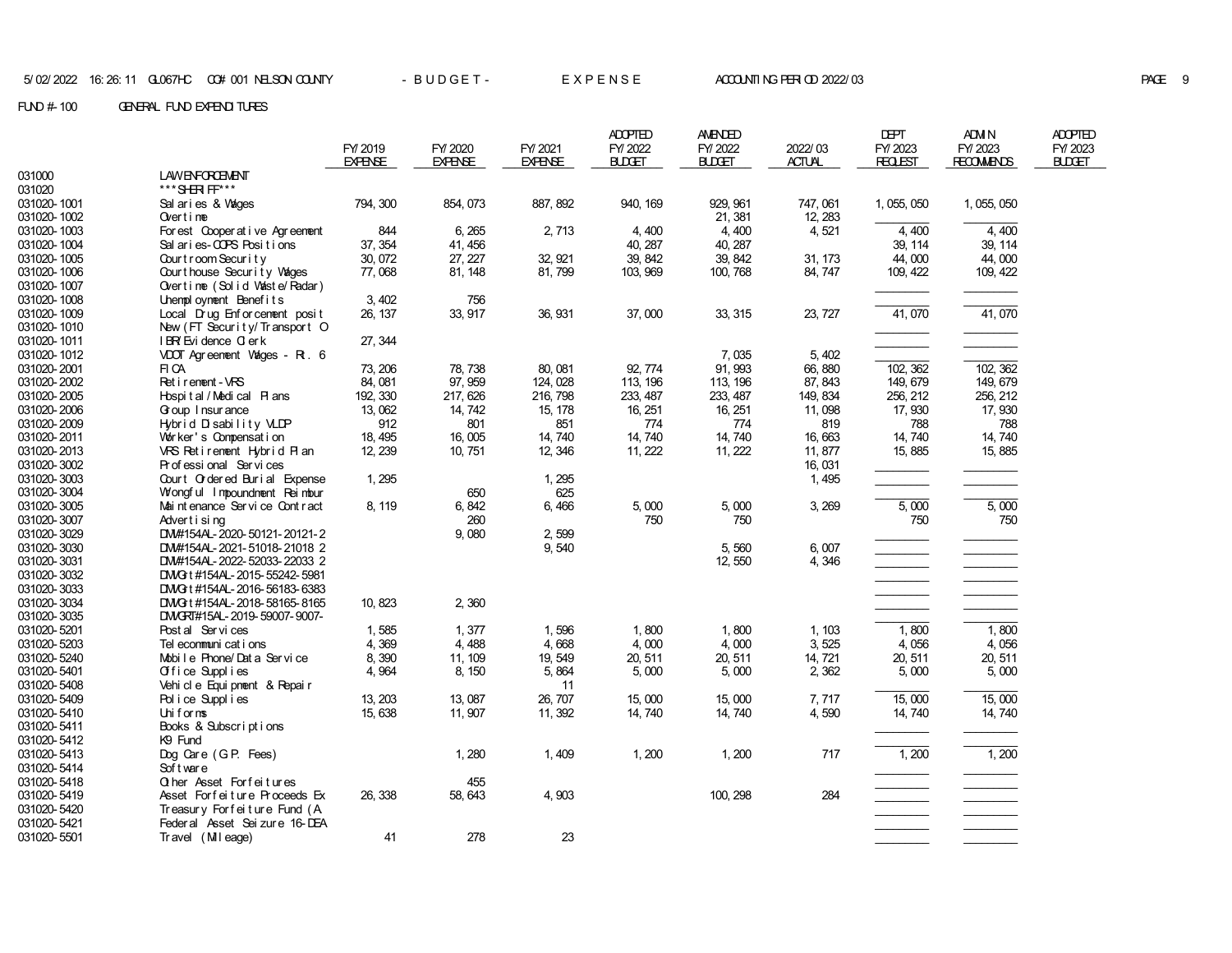5/02/2022 16:26:11 GL067HC CO# 001 NELSON COUNTY - B U D G E T - E X P E N S E ACCOUNTING PERIOD 2022/03

FUND #-100 GENERAL FUND EXPENDITURES

| | | FY/2019 EXPENSE | FY/2020 EXPENSE | FY/2021 EXPENSE | ADOPTED FY/2022 BUDGET | AMENDED FY/2022 BUDGET | 2022/03 ACTUAL | DEPT FY/2023 REQUEST | ADMIN FY/2023 RECOMMENDS | ADOPTED FY/2023 BUDGET |
|---|---|---|---|---|---|---|---|---|---|---|
| 031000 | LAW ENFORCEMENT | | | | | | | | | |
| 031020 | ***SHERIFF*** | | | | | | | | | |
| 031020-1001 | Salaries & Wages | 794,300 | 854,073 | 887,892 | 940,169 | 929,961 | 747,061 | 1,055,050 | 1,055,050 | |
| 031020-1002 | Overtime | | | | | 21,381 | 12,283 | | | |
| 031020-1003 | Forest Cooperative Agreement | 844 | 6,265 | 2,713 | 4,400 | 4,400 | 4,521 | 4,400 | 4,400 | |
| 031020-1004 | Salaries-COPS Positions | 37,354 | 41,456 | | 40,287 | 40,287 | | 39,114 | 39,114 | |
| 031020-1005 | Courtroom Security | 30,072 | 27,227 | 32,921 | 39,842 | 39,842 | 31,173 | 44,000 | 44,000 | |
| 031020-1006 | Courthouse Security Wages | 77,068 | 81,148 | 81,799 | 103,969 | 100,768 | 84,747 | 109,422 | 109,422 | |
| 031020-1007 | Overtime (Solid Waste/Radar) | | | | | | | | | |
| 031020-1008 | Unemployment Benefits | 3,402 | 756 | | | | | | | |
| 031020-1009 | Local Drug Enforcement posit | 26,137 | 33,917 | 36,931 | 37,000 | 33,315 | 23,727 | 41,070 | 41,070 | |
| 031020-1010 | New (FT Security/Transport O | | | | | | | | | |
| 031020-1011 | IBR/Evidence Clerk | 27,344 | | | | | | | | |
| 031020-1012 | VDOT Agreement Wages - Rt. 6 | | | | | 7,035 | 5,402 | | | |
| 031020-2001 | FICA | 73,206 | 78,738 | 80,081 | 92,774 | 91,993 | 66,880 | 102,362 | 102,362 | |
| 031020-2002 | Retirement-VRS | 84,081 | 97,959 | 124,028 | 113,196 | 113,196 | 87,843 | 149,679 | 149,679 | |
| 031020-2005 | Hospital/Medical Plans | 192,330 | 217,626 | 216,798 | 233,487 | 233,487 | 149,834 | 256,212 | 256,212 | |
| 031020-2006 | Group Insurance | 13,062 | 14,742 | 15,178 | 16,251 | 16,251 | 11,098 | 17,930 | 17,930 | |
| 031020-2009 | Hybrid Disability VLDP | 912 | 801 | 851 | 774 | 774 | 819 | 788 | 788 | |
| 031020-2011 | Worker's Compensation | 18,495 | 16,005 | 14,740 | 14,740 | 14,740 | 16,663 | 14,740 | 14,740 | |
| 031020-2013 | VRS Retirement Hybrid Plan | 12,239 | 10,751 | 12,346 | 11,222 | 11,222 | 11,877 | 15,885 | 15,885 | |
| 031020-3002 | Professional Services | | | | | | 16,031 | | | |
| 031020-3003 | Court Ordered Burial Expense | 1,295 | | 1,295 | | | 1,495 | | | |
| 031020-3004 | Wrongful Impoundment Reimbur | | 650 | 625 | | | | | | |
| 031020-3005 | Maintenance Service Contract | 8,119 | 6,842 | 6,466 | 5,000 | 5,000 | 3,269 | 5,000 | 5,000 | |
| 031020-3007 | Advertising | | 260 | | 750 | 750 | | 750 | 750 | |
| 031020-3029 | DMV#154AL-2020-50121-20121-2 | | 9,080 | 2,599 | | | | | | |
| 031020-3030 | DMV#154AL-2021-51018-21018 2 | | | 9,540 | | 5,560 | 6,007 | | | |
| 031020-3031 | DMV#154AL-2022-52033-22033 2 | | | | | 12,550 | 4,346 | | | |
| 031020-3032 | DMVGt#154AL-2015-55242-5981 | | | | | | | | | |
| 031020-3033 | DMVGt#154AL-2016-56183-6383 | | | | | | | | | |
| 031020-3034 | DMVGt#154AL-2018-58165-8165 | 10,823 | 2,360 | | | | | | | |
| 031020-3035 | DMVGRT#15AL-2019-59007-9007- | | | | | | | | | |
| 031020-5201 | Postal Services | 1,585 | 1,377 | 1,596 | 1,800 | 1,800 | 1,103 | 1,800 | 1,800 | |
| 031020-5203 | Telecommunications | 4,369 | 4,488 | 4,668 | 4,000 | 4,000 | 3,525 | 4,056 | 4,056 | |
| 031020-5240 | Mobile Phone/Data Service | 8,390 | 11,109 | 19,549 | 20,511 | 20,511 | 14,721 | 20,511 | 20,511 | |
| 031020-5401 | Office Supplies | 4,964 | 8,150 | 5,864 | 5,000 | 5,000 | 2,362 | 5,000 | 5,000 | |
| 031020-5408 | Vehicle Equipment & Repair | | | 11 | | | | | | |
| 031020-5409 | Police Supplies | 13,203 | 13,087 | 26,707 | 15,000 | 15,000 | 7,717 | 15,000 | 15,000 | |
| 031020-5410 | Uniforms | 15,638 | 11,907 | 11,392 | 14,740 | 14,740 | 4,590 | 14,740 | 14,740 | |
| 031020-5411 | Books & Subscriptions | | | | | | | | | |
| 031020-5412 | K9 Fund | | | | | | | | | |
| 031020-5413 | Dog Care (G.P. Fees) | | 1,280 | 1,409 | 1,200 | 1,200 | 717 | 1,200 | 1,200 | |
| 031020-5414 | Software | | | | | | | | | |
| 031020-5418 | Other Asset Forfeitures | | 455 | | | | | | | |
| 031020-5419 | Asset Forfeiture Proceeds Ex | 26,338 | 58,643 | 4,903 | | 100,298 | 284 | | | |
| 031020-5420 | Treasury Forfeiture Fund (A | | | | | | | | | |
| 031020-5421 | Federal Asset Seizure 16-DEA | | | | | | | | | |
| 031020-5501 | Travel (Mileage) | 41 | 278 | 23 | | | | | | |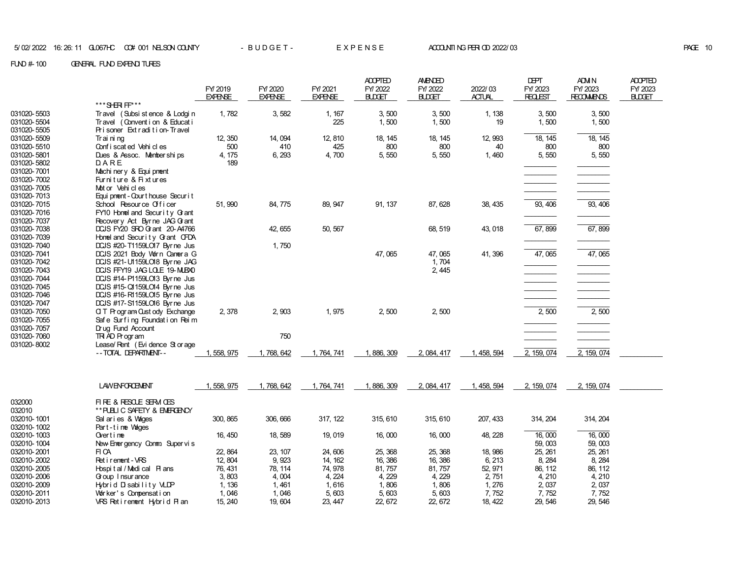FUND #-100 GENERAL FUND EXPENDITURES

| | | FY/2019 EXPENSE | FY/2020 EXPENSE | FY/2021 EXPENSE | ADOPTED FY/2022 BUDGET | AMENDED FY/2022 BUDGET | 2022/03 ACTUAL | DEPT FY/2023 REQUEST | ADMIN FY/2023 RECOMMENDS | ADOPTED FY/2023 BUDGET |
|---|---|---|---|---|---|---|---|---|---|---|
| | ***SHERIFF*** | | | | | | | | | |
| 031020-5503 | Travel (Subsistence & Lodgin | 1,782 | 3,582 | 1,167 | 3,500 | 3,500 | 1,138 | 3,500 | 3,500 | |
| 031020-5504 | Travel (Convention & Educati | | | 225 | 1,500 | 1,500 | 19 | 1,500 | 1,500 | |
| 031020-5505 | Prisoner Extradition-Travel | | | | | | | | | |
| 031020-5509 | Training | 12,350 | 14,094 | 12,810 | 18,145 | 18,145 | 12,993 | 18,145 | 18,145 | |
| 031020-5510 | Confiscated Vehicles | 500 | 410 | 425 | 800 | 800 | 40 | 800 | 800 | |
| 031020-5801 | Dues & Assoc. Memberships | 4,175 | 6,293 | 4,700 | 5,550 | 5,550 | 1,460 | 5,550 | 5,550 | |
| 031020-5802 | D.A.R.E. | 189 | | | | | | | | |
| 031020-7001 | Machinery & Equipment | | | | | | | | | |
| 031020-7002 | Furniture & Fixtures | | | | | | | | | |
| 031020-7005 | Motor Vehicles | | | | | | | | | |
| 031020-7013 | Equipment-Courthouse Securit | | | | | | | | | |
| 031020-7015 | School Resource Officer | 51,990 | 84,775 | 89,947 | 91,137 | 87,628 | 38,435 | 93,406 | 93,406 | |
| 031020-7016 | FY10 Homeland Security Grant | | | | | | | | | |
| 031020-7037 | Recovery Act Byrne JAG Grant | | | | | | | | | |
| 031020-7038 | DCJS FY20 SRO Grant 20-A4766 | | 42,655 | 50,567 | | 68,519 | 43,018 | 67,899 | 67,899 | |
| 031020-7039 | Homeland Security Grant CFDA | | | | | | | | | |
| 031020-7040 | DCJS #20-T1159LO17 Byrne Jus | | 1,750 | | | | | | | |
| 031020-7041 | DCJS 2021 Body Worn Camera G | | | | 47,065 | 47,065 | 41,396 | 47,065 | 47,065 | |
| 031020-7042 | DCJS #21-U1159LO18 Byrne JAG | | | | | 1,704 | | | | |
| 031020-7043 | DCJS FFY19 JAG LOLE 19-MUBX0 | | | | | 2,445 | | | | |
| 031020-7044 | DCJS #14-P1159LO13 Byrne Jus | | | | | | | | | |
| 031020-7045 | DCJS #15-Q1159LO14 Byrne Jus | | | | | | | | | |
| 031020-7046 | DCJS #16-R1159LO15 Byrne Jus | | | | | | | | | |
| 031020-7047 | DCJS #17-S1159LO16 Byrne Jus | | | | | | | | | |
| 031020-7050 | CIT Program-Custody Exchange | 2,378 | 2,903 | 1,975 | 2,500 | 2,500 | | 2,500 | 2,500 | |
| 031020-7055 | Safe Surfing Foundation Reim | | | | | | | | | |
| 031020-7057 | Drug Fund Account | | | | | | | | | |
| 031020-7060 | TRIAD Program | | 750 | | | | | | | |
| 031020-8002 | Lease/Rent (Evidence Storage | | | | | | | | | |
| | --TOTAL DEPARTMENT-- | 1,558,975 | 1,768,642 | 1,764,741 | 1,886,309 | 2,084,417 | 1,458,594 | 2,159,074 | 2,159,074 | |
| | LAW ENFORCEMENT | 1,558,975 | 1,768,642 | 1,764,741 | 1,886,309 | 2,084,417 | 1,458,594 | 2,159,074 | 2,159,074 | |
| 032000 | FIRE & RESCUE SERVICES | | | | | | | | | |
| 032010 | **PUBLIC SAFETY & EMERGENCY | | | | | | | | | |
| 032010-1001 | Salaries & Wages | 300,865 | 306,666 | 317,122 | 315,610 | 315,610 | 207,433 | 314,204 | 314,204 | |
| 032010-1002 | Part-time Wages | | | | | | | | | |
| 032010-1003 | Overtime | 16,450 | 18,589 | 19,019 | 16,000 | 16,000 | 48,228 | 16,000 | 16,000 | |
| 032010-1004 | New-Emergency Comm. Supervis | | | | | | | 59,003 | 59,003 | |
| 032010-2001 | FICA | 22,864 | 23,107 | 24,606 | 25,368 | 25,368 | 18,986 | 25,261 | 25,261 | |
| 032010-2002 | Retirement-VRS | 12,804 | 9,923 | 14,162 | 16,386 | 16,386 | 6,213 | 8,284 | 8,284 | |
| 032010-2005 | Hospital/Medical Plans | 76,431 | 78,114 | 74,978 | 81,757 | 81,757 | 52,971 | 86,112 | 86,112 | |
| 032010-2006 | Group Insurance | 3,803 | 4,004 | 4,224 | 4,229 | 4,229 | 2,751 | 4,210 | 4,210 | |
| 032010-2009 | Hybrid Disability VLDP | 1,136 | 1,461 | 1,616 | 1,806 | 1,806 | 1,276 | 2,037 | 2,037 | |
| 032010-2011 | Worker's Compensation | 1,046 | 1,046 | 5,603 | 5,603 | 5,603 | 7,752 | 7,752 | 7,752 | |
| 032010-2013 | VRS Retirement Hybrid Plan | 15,240 | 19,604 | 23,447 | 22,672 | 22,672 | 18,422 | 29,546 | 29,546 | |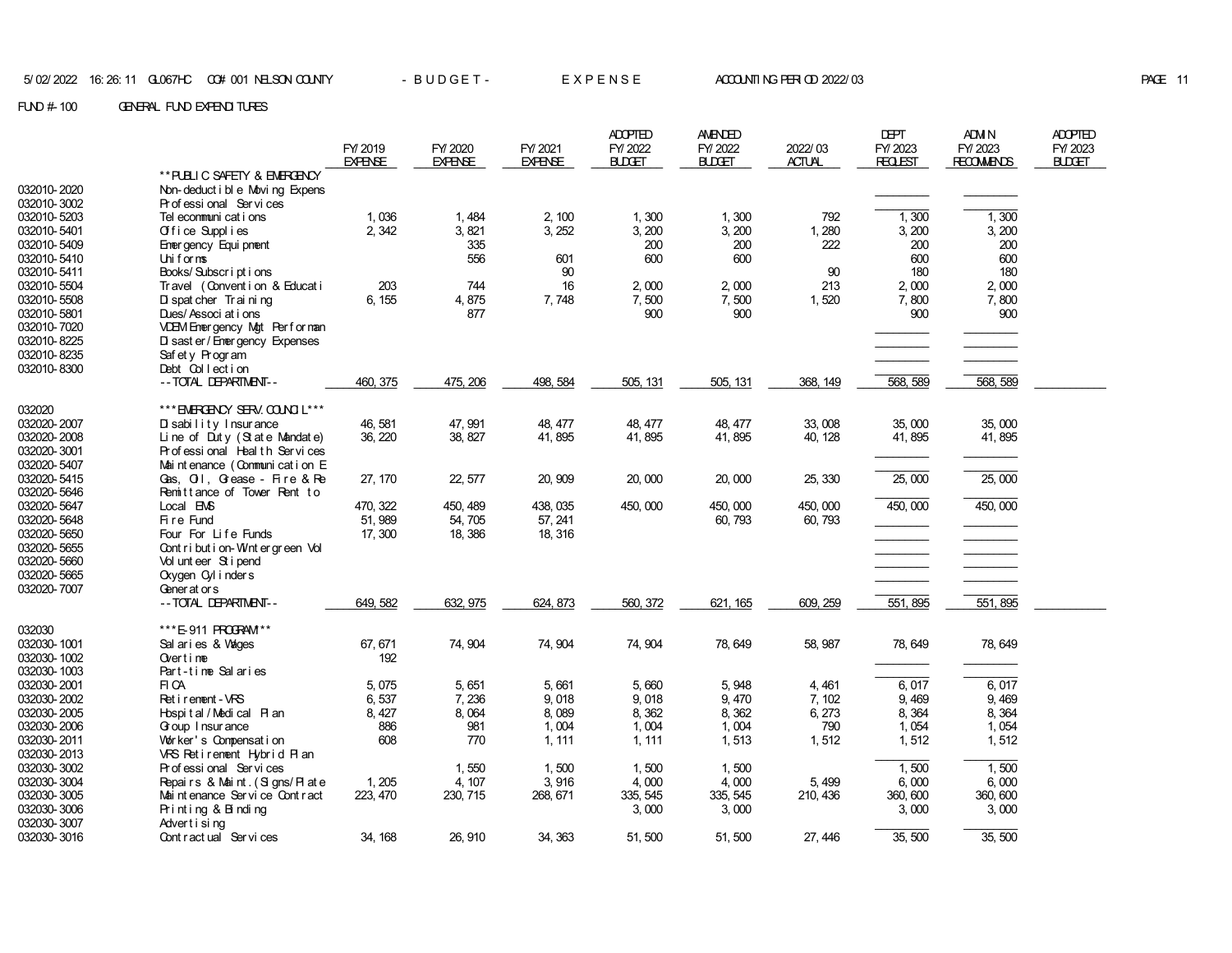FUND #-100 GENERAL FUND EXPENDITURES

| | | FY/2019 EXPENSE | FY/2020 EXPENSE | FY/2021 EXPENSE | ADOPTED FY/2022 BUDGET | AMENDED FY/2022 BUDGET | 2022/03 ACTUAL | DEPT FY/2023 REQUEST | ADMIN FY/2023 RECOMMENDS | ADOPTED FY/2023 BUDGET |
|---|---|---|---|---|---|---|---|---|---|---|
| | **PUBLIC SAFETY & EMERGENCY | | | | | | | | | |
| 032010-2020 | Non-deductible Moving Expens | | | | | | | | | |
| 032010-3002 | Professional Services | | | | | | | | | |
| 032010-5203 | Telecommunications | 1,036 | 1,484 | 2,100 | 1,300 | 1,300 | 792 | 1,300 | 1,300 | |
| 032010-5401 | Office Supplies | 2,342 | 3,821 | 3,252 | 3,200 | 3,200 | 1,280 | 3,200 | 3,200 | |
| 032010-5409 | Emergency Equipment | | 335 | | 200 | 200 | 222 | 200 | 200 | |
| 032010-5410 | Uniforms | | 556 | 601 | 600 | 600 | | 600 | 600 | |
| 032010-5411 | Books/Subscriptions | | | 90 | | | 90 | 180 | 180 | |
| 032010-5504 | Travel (Convention & Educati | 203 | 744 | 16 | 2,000 | 2,000 | 213 | 2,000 | 2,000 | |
| 032010-5508 | Dispatcher Training | 6,155 | 4,875 | 7,748 | 7,500 | 7,500 | 1,520 | 7,800 | 7,800 | |
| 032010-5801 | Dues/Associations | | 877 | | 900 | 900 | | 900 | 900 | |
| 032010-7020 | VDEM Emergency Mgt Performan | | | | | | | | | |
| 032010-8225 | Disaster/Emergency Expenses | | | | | | | | | |
| 032010-8235 | Safety Program | | | | | | | | | |
| 032010-8300 | Debt Collection | | | | | | | | | |
| | --TOTAL DEPARTMENT-- | 460,375 | 475,206 | 498,584 | 505,131 | 505,131 | 368,149 | 568,589 | 568,589 | |
| 032020 | ***EMERGENCY SERV.COUNCIL*** | | | | | | | | | |
| 032020-2007 | Disability Insurance | 46,581 | 47,991 | 48,477 | 48,477 | 48,477 | 33,008 | 35,000 | 35,000 | |
| 032020-2008 | Line of Duty (State Mandate) | 36,220 | 38,827 | 41,895 | 41,895 | 41,895 | 40,128 | 41,895 | 41,895 | |
| 032020-3001 | Professional Health Services | | | | | | | | | |
| 032020-5407 | Maintenance (Communication E | | | | | | | | | |
| 032020-5415 | Gas, Oil, Grease - Fire & Re | 27,170 | 22,577 | 20,909 | 20,000 | 20,000 | 25,330 | 25,000 | 25,000 | |
| 032020-5646 | Remittance of Tower Rent to | | | | | | | | | |
| 032020-5647 | Local EMS | 470,322 | 450,489 | 438,035 | 450,000 | 450,000 | 450,000 | 450,000 | 450,000 | |
| 032020-5648 | Fire Fund | 51,989 | 54,705 | 57,241 | | 60,793 | 60,793 | | | |
| 032020-5650 | Four For Life Funds | 17,300 | 18,386 | 18,316 | | | | | | |
| 032020-5655 | Contribution-Wintergreen Vol | | | | | | | | | |
| 032020-5660 | Volunteer Stipend | | | | | | | | | |
| 032020-5665 | Oxygen Cylinders | | | | | | | | | |
| 032020-7007 | Generators | | | | | | | | | |
| | --TOTAL DEPARTMENT-- | 649,582 | 632,975 | 624,873 | 560,372 | 621,165 | 609,259 | 551,895 | 551,895 | |
| 032030 | ***E-911 PROGRAM*** | | | | | | | | | |
| 032030-1001 | Salaries & Wages | 67,671 | 74,904 | 74,904 | 74,904 | 78,649 | 58,987 | 78,649 | 78,649 | |
| 032030-1002 | Overtime | 192 | | | | | | | | |
| 032030-1003 | Part-time Salaries | | | | | | | | | |
| 032030-2001 | FICA | 5,075 | 5,651 | 5,661 | 5,660 | 5,948 | 4,461 | 6,017 | 6,017 | |
| 032030-2002 | Retirement-VRS | 6,537 | 7,236 | 9,018 | 9,018 | 9,470 | 7,102 | 9,469 | 9,469 | |
| 032030-2005 | Hospital/Medical Plan | 8,427 | 8,064 | 8,089 | 8,362 | 8,362 | 6,273 | 8,364 | 8,364 | |
| 032030-2006 | Group Insurance | 886 | 981 | 1,004 | 1,004 | 1,004 | 790 | 1,054 | 1,054 | |
| 032030-2011 | Worker's Compensation | 608 | 770 | 1,111 | 1,111 | 1,513 | 1,512 | 1,512 | 1,512 | |
| 032030-2013 | VRS Retirement Hybrid Plan | | | | | | | | | |
| 032030-3002 | Professional Services | | 1,550 | 1,500 | 1,500 | 1,500 | | 1,500 | 1,500 | |
| 032030-3004 | Repairs & Maint.(Signs/Plate | 1,205 | 4,107 | 3,916 | 4,000 | 4,000 | 5,499 | 6,000 | 6,000 | |
| 032030-3005 | Maintenance Service Contract | 223,470 | 230,715 | 268,671 | 335,545 | 335,545 | 210,436 | 360,600 | 360,600 | |
| 032030-3006 | Printing & Binding | | | | 3,000 | 3,000 | | 3,000 | 3,000 | |
| 032030-3007 | Advertising | | | | | | | | | |
| 032030-3016 | Contractual Services | 34,168 | 26,910 | 34,363 | 51,500 | 51,500 | 27,446 | 35,500 | 35,500 | |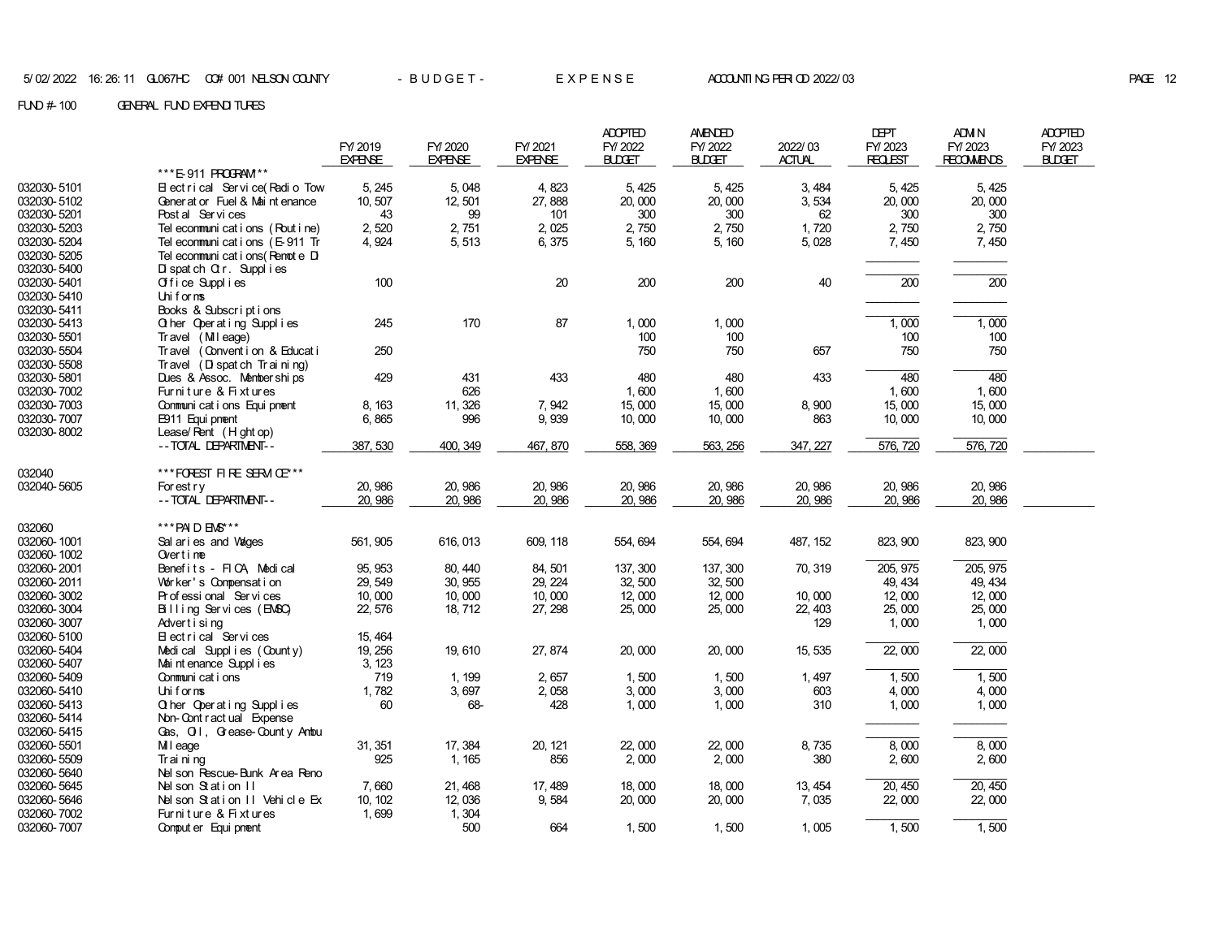FUND #-100 GENERAL FUND EXPENDITURES

| | | FY/2019 EXPENSE | FY/2020 EXPENSE | FY/2021 EXPENSE | ADOPTED FY/2022 BUDGET | AMENDED FY/2022 BUDGET | 2022/03 ACTUAL | DEPT FY/2023 REQUEST | ADMIN FY/2023 RECOMMENDS | ADOPTED FY/2023 BUDGET |
|---|---|---|---|---|---|---|---|---|---|---|
| | ***E-911 PROGRAM*** | | | | | | | | | |
| 032030-5101 | Electrical Service(Radio Tow | 5,245 | 5,048 | 4,823 | 5,425 | 5,425 | 3,484 | 5,425 | 5,425 | |
| 032030-5102 | Generator Fuel & Maintenance | 10,507 | 12,501 | 27,888 | 20,000 | 20,000 | 3,534 | 20,000 | 20,000 | |
| 032030-5201 | Postal Services | 43 | 99 | 101 | 300 | 300 | 62 | 300 | 300 | |
| 032030-5203 | Telecommunications (Routine) | 2,520 | 2,751 | 2,025 | 2,750 | 2,750 | 1,720 | 2,750 | 2,750 | |
| 032030-5204 | Telecommunications (E-911 Tr | 4,924 | 5,513 | 6,375 | 5,160 | 5,160 | 5,028 | 7,450 | 7,450 | |
| 032030-5205 | Telecommunications(Remote Di | | | | | | | | | |
| 032030-5400 | Dispatch Ctr. Supplies | | | | | | | | | |
| 032030-5401 | Office Supplies | 100 | | 20 | 200 | 200 | 40 | 200 | 200 | |
| 032030-5410 | Uniforms | | | | | | | | | |
| 032030-5411 | Books & Subscriptions | | | | | | | | | |
| 032030-5413 | Other Operating Supplies | 245 | 170 | 87 | 1,000 | 1,000 | | 1,000 | 1,000 | |
| 032030-5501 | Travel (Mileage) | | | | 100 | 100 | | 100 | 100 | |
| 032030-5504 | Travel (Convention & Educati | 250 | | | 750 | 750 | 657 | 750 | 750 | |
| 032030-5508 | Travel (Dispatch Training) | | | | | | | | | |
| 032030-5801 | Dues & Assoc. Memberships | 429 | 431 | 433 | 480 | 480 | 433 | 480 | 480 | |
| 032030-7002 | Furniture & Fixtures | | 626 | | 1,600 | 1,600 | | 1,600 | 1,600 | |
| 032030-7003 | Communications Equipment | 8,163 | 11,326 | 7,942 | 15,000 | 15,000 | 8,900 | 15,000 | 15,000 | |
| 032030-7007 | E911 Equipment | 6,865 | 996 | 9,939 | 10,000 | 10,000 | 863 | 10,000 | 10,000 | |
| 032030-8002 | Lease/Rent (Hightop) | | | | | | | | | |
| | --TOTAL DEPARTMENT-- | 387,530 | 400,349 | 467,870 | 558,369 | 563,256 | 347,227 | 576,720 | 576,720 | |
| 032040 | ***FOREST FIRE SERVICE*** | | | | | | | | | |
| 032040-5605 | Forestry | 20,986 | 20,986 | 20,986 | 20,986 | 20,986 | 20,986 | 20,986 | 20,986 | |
| | --TOTAL DEPARTMENT-- | 20,986 | 20,986 | 20,986 | 20,986 | 20,986 | 20,986 | 20,986 | 20,986 | |
| 032060 | ***PAID EMS*** | | | | | | | | | |
| 032060-1001 | Salaries and Wages | 561,905 | 616,013 | 609,118 | 554,694 | 554,694 | 487,152 | 823,900 | 823,900 | |
| 032060-1002 | Overtime | | | | | | | | | |
| 032060-2001 | Benefits - FICA, Medical | 95,953 | 80,440 | 84,501 | 137,300 | 137,300 | 70,319 | 205,975 | 205,975 | |
| 032060-2011 | Worker's Compensation | 29,549 | 30,955 | 29,224 | 32,500 | 32,500 | | 49,434 | 49,434 | |
| 032060-3002 | Professional Services | 10,000 | 10,000 | 10,000 | 12,000 | 12,000 | 10,000 | 12,000 | 12,000 | |
| 032060-3004 | Billing Services (EMSC) | 22,576 | 18,712 | 27,298 | 25,000 | 25,000 | 22,403 | 25,000 | 25,000 | |
| 032060-3007 | Advertising | | | | | | 129 | 1,000 | 1,000 | |
| 032060-5100 | Electrical Services | 15,464 | | | | | | | | |
| 032060-5404 | Medical Supplies (County) | 19,256 | 19,610 | 27,874 | 20,000 | 20,000 | 15,535 | 22,000 | 22,000 | |
| 032060-5407 | Maintenance Supplies | 3,123 | | | | | | | | |
| 032060-5409 | Communications | 719 | 1,199 | 2,657 | 1,500 | 1,500 | 1,497 | 1,500 | 1,500 | |
| 032060-5410 | Uniforms | 1,782 | 3,697 | 2,058 | 3,000 | 3,000 | 603 | 4,000 | 4,000 | |
| 032060-5413 | Other Operating Supplies | 60 | 68- | 428 | 1,000 | 1,000 | 310 | 1,000 | 1,000 | |
| 032060-5414 | Non-Contractual Expense | | | | | | | | | |
| 032060-5415 | Gas, Oil, Grease-County Ambu | | | | | | | | | |
| 032060-5501 | Mileage | 31,351 | 17,384 | 20,121 | 22,000 | 22,000 | 8,735 | 8,000 | 8,000 | |
| 032060-5509 | Training | 925 | 1,165 | 856 | 2,000 | 2,000 | 380 | 2,600 | 2,600 | |
| 032060-5640 | Nelson Rescue-Bunk Area Reno | | | | | | | | | |
| 032060-5645 | Nelson Station II | 7,660 | 21,468 | 17,489 | 18,000 | 18,000 | 13,454 | 20,450 | 20,450 | |
| 032060-5646 | Nelson Station II Vehicle Ex | 10,102 | 12,036 | 9,584 | 20,000 | 20,000 | 7,035 | 22,000 | 22,000 | |
| 032060-7002 | Furniture & Fixtures | 1,699 | 1,304 | | | | | | | |
| 032060-7007 | Computer Equipment | | 500 | 664 | 1,500 | 1,500 | 1,005 | 1,500 | 1,500 | |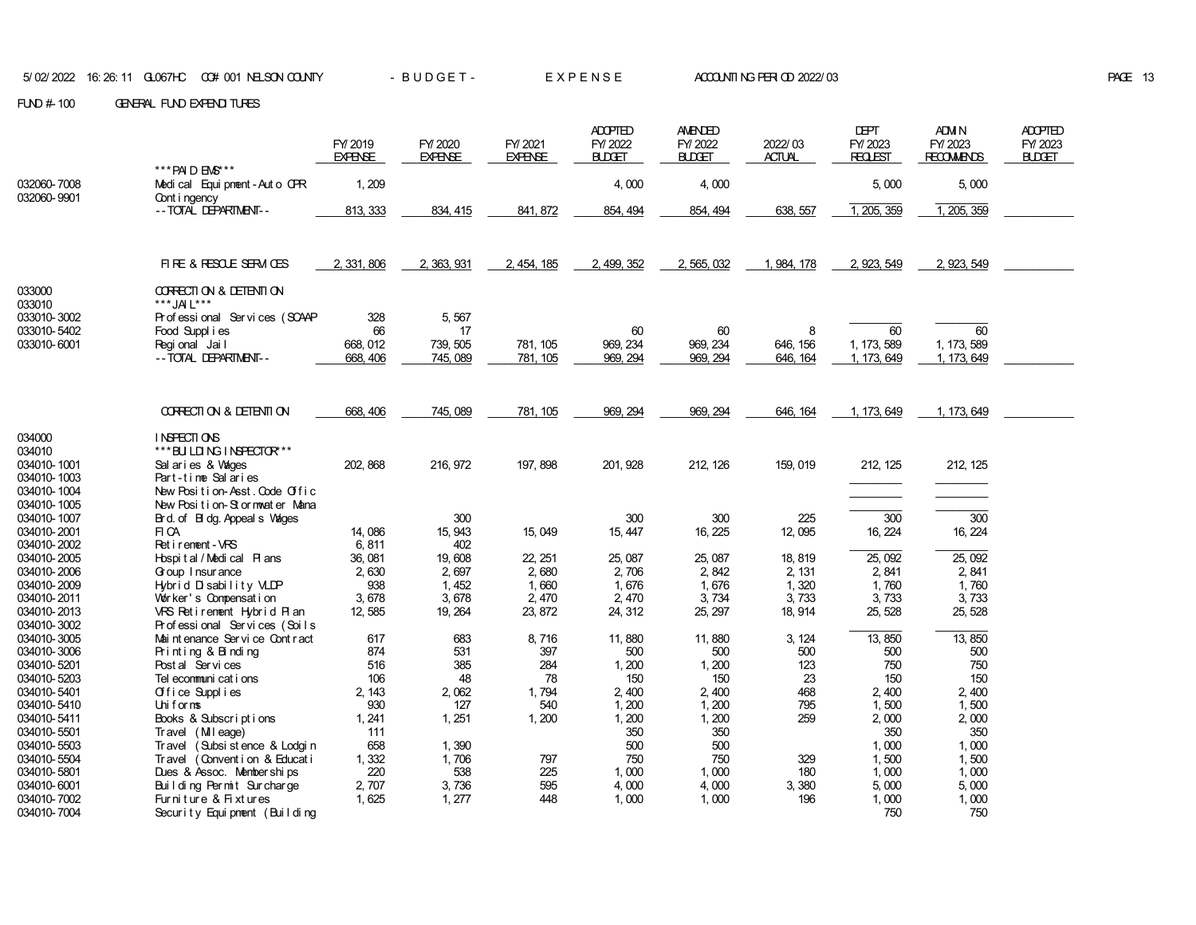5/02/2022 16:26:11 GL067HC CO# 001 NELSON COUNTY - B U D G E T - E X P E N S E ACCOUNTING PERIOD 2022/03

FUND #-100 GENERAL FUND EXPENDITURES

| | | FY/2019 EXPENSE | FY/2020 EXPENSE | FY/2021 EXPENSE | ADOPTED FY/2022 BUDGET | AMENDED FY/2022 BUDGET | 2022/03 ACTUAL | DEPT FY/2023 REQUEST | ADMIN FY/2023 RECOMMENDS | ADOPTED FY/2023 BUDGET |
|---|---|---|---|---|---|---|---|---|---|---|
| | ***PAID EMS*** | | | | | | | | | |
| 032060-7008 | Medical Equipment-Auto CPR | 1,209 | | | 4,000 | 4,000 | | 5,000 | 5,000 | |
| 032060-9901 | Contingency | | | | | | | | | |
| | --TOTAL DEPARTMENT-- | 813,333 | 834,415 | 841,872 | 854,494 | 854,494 | 638,557 | 1,205,359 | 1,205,359 | |
| | FIRE & RESCUE SERVICES | 2,331,806 | 2,363,931 | 2,454,185 | 2,499,352 | 2,565,032 | 1,984,178 | 2,923,549 | 2,923,549 | |
| 033000 | CORRECTION & DETENTION | | | | | | | | | |
| 033010 | ***JAIL*** | | | | | | | | | |
| 033010-3002 | Professional Services (SCAAP | 328 | 5,567 | | | | | | | |
| 033010-5402 | Food Supplies | 66 | 17 | | 60 | 60 | 8 | 60 | 60 | |
| 033010-6001 | Regional Jail | 668,012 | 739,505 | 781,105 | 969,234 | 969,234 | 646,156 | 1,173,589 | 1,173,589 | |
| | --TOTAL DEPARTMENT-- | 668,406 | 745,089 | 781,105 | 969,294 | 969,294 | 646,164 | 1,173,649 | 1,173,649 | |
| | CORRECTION & DETENTION | 668,406 | 745,089 | 781,105 | 969,294 | 969,294 | 646,164 | 1,173,649 | 1,173,649 | |
| 034000 | INSPECTIONS | | | | | | | | | |
| 034010 | ***BUILDING INSPECTOR*** | | | | | | | | | |
| 034010-1001 | Salaries & Wages | 202,868 | 216,972 | 197,898 | 201,928 | 212,126 | 159,019 | 212,125 | 212,125 | |
| 034010-1003 | Part-time Salaries | | | | | | | | | |
| 034010-1004 | New Position-Asst.Code Offic | | | | | | | | | |
| 034010-1005 | New Position-Stormwater Mana | | | | | | | | | |
| 034010-1007 | Brd.of Bldg.Appeals Wages | | 300 | | 300 | 300 | 225 | 300 | 300 | |
| 034010-2001 | FICA | 14,086 | 15,943 | 15,049 | 15,447 | 16,225 | 12,095 | 16,224 | 16,224 | |
| 034010-2002 | Retirement-VRS | 6,811 | 402 | | | | | | | |
| 034010-2005 | Hospital/Medical Plans | 36,081 | 19,608 | 22,251 | 25,087 | 25,087 | 18,819 | 25,092 | 25,092 | |
| 034010-2006 | Group Insurance | 2,630 | 2,697 | 2,680 | 2,706 | 2,842 | 2,131 | 2,841 | 2,841 | |
| 034010-2009 | Hybrid Disability VLDP | 938 | 1,452 | 1,660 | 1,676 | 1,676 | 1,320 | 1,760 | 1,760 | |
| 034010-2011 | Worker's Compensation | 3,678 | 3,678 | 2,470 | 2,470 | 3,734 | 3,733 | 3,733 | 3,733 | |
| 034010-2013 | VRS Retirement Hybrid Plan | 12,585 | 19,264 | 23,872 | 24,312 | 25,297 | 18,914 | 25,528 | 25,528 | |
| 034010-3002 | Professional Services (Soils | | | | | | | | | |
| 034010-3005 | Maintenance Service Contract | 617 | 683 | 8,716 | 11,880 | 11,880 | 3,124 | 13,850 | 13,850 | |
| 034010-3006 | Printing & Binding | 874 | 531 | 397 | 500 | 500 | 500 | 500 | 500 | |
| 034010-5201 | Postal Services | 516 | 385 | 284 | 1,200 | 1,200 | 123 | 750 | 750 | |
| 034010-5203 | Telecommunications | 106 | 48 | 78 | 150 | 150 | 23 | 150 | 150 | |
| 034010-5401 | Office Supplies | 2,143 | 2,062 | 1,794 | 2,400 | 2,400 | 468 | 2,400 | 2,400 | |
| 034010-5410 | Uniforms | 930 | 127 | 540 | 1,200 | 1,200 | 795 | 1,500 | 1,500 | |
| 034010-5411 | Books & Subscriptions | 1,241 | 1,251 | 1,200 | 1,200 | 1,200 | 259 | 2,000 | 2,000 | |
| 034010-5501 | Travel (Mileage) | 111 | | | 350 | 350 | | 350 | 350 | |
| 034010-5503 | Travel (Subsistence & Lodgin | 658 | 1,390 | | 500 | 500 | | 1,000 | 1,000 | |
| 034010-5504 | Travel (Convention & Educati | 1,332 | 1,706 | 797 | 750 | 750 | 329 | 1,500 | 1,500 | |
| 034010-5801 | Dues & Assoc. Memberships | 220 | 538 | 225 | 1,000 | 1,000 | 180 | 1,000 | 1,000 | |
| 034010-6001 | Building Permit Surcharge | 2,707 | 3,736 | 595 | 4,000 | 4,000 | 3,380 | 5,000 | 5,000 | |
| 034010-7002 | Furniture & Fixtures | 1,625 | 1,277 | 448 | 1,000 | 1,000 | 196 | 1,000 | 1,000 | |
| 034010-7004 | Security Equipment (Building | | | | | | | 750 | 750 | |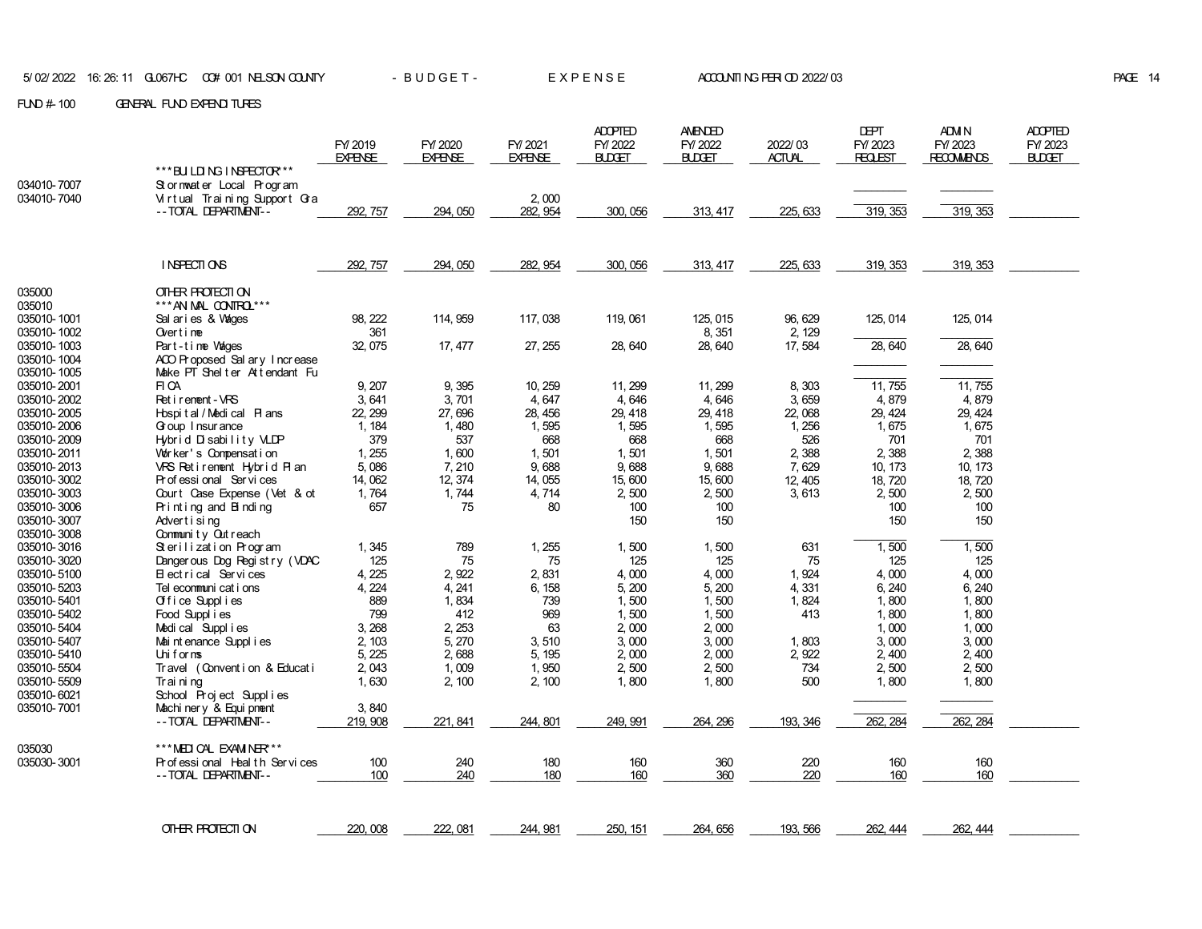FUND #-100 GENERAL FUND EXPENDITURES

| | | FY/2019 EXPENSE | FY/2020 EXPENSE | FY/2021 EXPENSE | ADOPTED FY/2022 BUDGET | AMENDED FY/2022 BUDGET | 2022/03 ACTUAL | DEPT FY/2023 REQUEST | ADMIN FY/2023 RECOMMENDS | ADOPTED FY/2023 BUDGET |
|---|---|---|---|---|---|---|---|---|---|---|
| | ***BUILDING INSPECTOR*** | | | | | | | | | |
| 034010-7007 | Stormwater Local Program | | | | | | | | | |
| 034010-7040 | Virtual Training Support Gra | | | 2,000 | | | | | | |
| | --TOTAL DEPARTMENT-- | 292,757 | 294,050 | 282,954 | 300,056 | 313,417 | 225,633 | 319,353 | 319,353 | |
| | INSPECTIONS | 292,757 | 294,050 | 282,954 | 300,056 | 313,417 | 225,633 | 319,353 | 319,353 | |
| 035000 | OTHER PROTECTION | | | | | | | | | |
| 035010 | ***ANIMAL CONTROL*** | | | | | | | | | |
| 035010-1001 | Salaries & Wages | 98,222 | 114,959 | 117,038 | 119,061 | 125,015 | 96,629 | 125,014 | 125,014 | |
| 035010-1002 | Overtime | 361 | | | | 8,351 | 2,129 | | | |
| 035010-1003 | Part-time Wages | 32,075 | 17,477 | 27,255 | 28,640 | 28,640 | 17,584 | 28,640 | 28,640 | |
| 035010-1004 | ACO Proposed Salary Increase | | | | | | | | | |
| 035010-1005 | Make PT Shelter Attendant Fu | | | | | | | | | |
| 035010-2001 | FICA | 9,207 | 9,395 | 10,259 | 11,299 | 11,299 | 8,303 | 11,755 | 11,755 | |
| 035010-2002 | Retirement-VRS | 3,641 | 3,701 | 4,647 | 4,646 | 4,646 | 3,659 | 4,879 | 4,879 | |
| 035010-2005 | Hospital/Medical Plans | 22,299 | 27,696 | 28,456 | 29,418 | 29,418 | 22,068 | 29,424 | 29,424 | |
| 035010-2006 | Group Insurance | 1,184 | 1,480 | 1,595 | 1,595 | 1,595 | 1,256 | 1,675 | 1,675 | |
| 035010-2009 | Hybrid Disability VLDP | 379 | 537 | 668 | 668 | 668 | 526 | 701 | 701 | |
| 035010-2011 | Worker's Compensation | 1,255 | 1,600 | 1,501 | 1,501 | 1,501 | 2,388 | 2,388 | 2,388 | |
| 035010-2013 | VRS Retirement Hybrid Plan | 5,086 | 7,210 | 9,688 | 9,688 | 9,688 | 7,629 | 10,173 | 10,173 | |
| 035010-3002 | Professional Services | 14,062 | 12,374 | 14,055 | 15,600 | 15,600 | 12,405 | 18,720 | 18,720 | |
| 035010-3003 | Court Case Expense (Vet & ot | 1,764 | 1,744 | 4,714 | 2,500 | 2,500 | 3,613 | 2,500 | 2,500 | |
| 035010-3006 | Printing and Binding | 657 | 75 | 80 | 100 | 100 | | 100 | 100 | |
| 035010-3007 | Advertising | | | | 150 | 150 | | 150 | 150 | |
| 035010-3008 | Community Outreach | | | | | | | | | |
| 035010-3016 | Sterilization Program | 1,345 | 789 | 1,255 | 1,500 | 1,500 | 631 | 1,500 | 1,500 | |
| 035010-3020 | Dangerous Dog Registry (VDAC | 125 | 75 | 75 | 125 | 125 | 75 | 125 | 125 | |
| 035010-5100 | Electrical Services | 4,225 | 2,922 | 2,831 | 4,000 | 4,000 | 1,924 | 4,000 | 4,000 | |
| 035010-5203 | Telecommunications | 4,224 | 4,241 | 6,158 | 5,200 | 5,200 | 4,331 | 6,240 | 6,240 | |
| 035010-5401 | Office Supplies | 889 | 1,834 | 739 | 1,500 | 1,500 | 1,824 | 1,800 | 1,800 | |
| 035010-5402 | Food Supplies | 799 | 412 | 969 | 1,500 | 1,500 | 413 | 1,800 | 1,800 | |
| 035010-5404 | Medical Supplies | 3,268 | 2,253 | 63 | 2,000 | 2,000 | | 1,000 | 1,000 | |
| 035010-5407 | Maintenance Supplies | 2,103 | 5,270 | 3,510 | 3,000 | 3,000 | 1,803 | 3,000 | 3,000 | |
| 035010-5410 | Uniforms | 5,225 | 2,688 | 5,195 | 2,000 | 2,000 | 2,922 | 2,400 | 2,400 | |
| 035010-5504 | Travel (Convention & Educati | 2,043 | 1,009 | 1,950 | 2,500 | 2,500 | 734 | 2,500 | 2,500 | |
| 035010-5509 | Training | 1,630 | 2,100 | 2,100 | 1,800 | 1,800 | 500 | 1,800 | 1,800 | |
| 035010-6021 | School Project Supplies | | | | | | | | | |
| 035010-7001 | Machinery & Equipment | 3,840 | | | | | | | | |
| | --TOTAL DEPARTMENT-- | 219,908 | 221,841 | 244,801 | 249,991 | 264,296 | 193,346 | 262,284 | 262,284 | |
| 035030 | ***MEDICAL EXAMINER*** | | | | | | | | | |
| 035030-3001 | Professional Health Services | 100 | 240 | 180 | 160 | 360 | 220 | 160 | 160 | |
| | --TOTAL DEPARTMENT-- | 100 | 240 | 180 | 160 | 360 | 220 | 160 | 160 | |
| | OTHER PROTECTION | 220,008 | 222,081 | 244,981 | 250,151 | 264,656 | 193,566 | 262,444 | 262,444 | |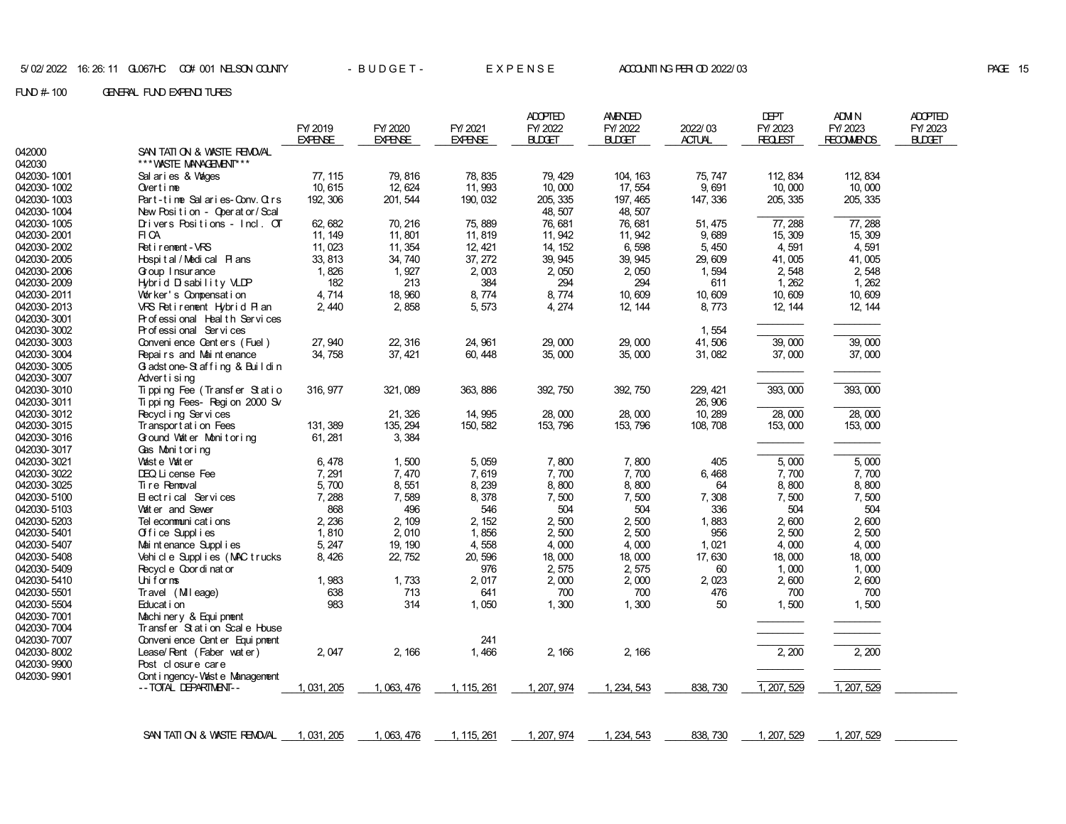5/02/2022 16:26:11 GL067HC CO# 001 NELSON COUNTY - B U D G E T - E X P E N S E ACCOUNTING PERIOD 2022/03

FUND #-100 GENERAL FUND EXPENDITURES

| | | FY/2019 EXPENSE | FY/2020 EXPENSE | FY/2021 EXPENSE | ADOPTED FY/2022 BUDGET | AMENDED FY/2022 BUDGET | 2022/03 ACTUAL | DEPT FY/2023 REQUEST | ADMIN FY/2023 RECOMMENDS | ADOPTED FY/2023 BUDGET |
|---|---|---|---|---|---|---|---|---|---|---|
| 042000 | SANITATION & WASTE REMOVAL | | | | | | | | | |
| 042030 | ***WASTE MANAGEMENT*** | | | | | | | | | |
| 042030-1001 | Salaries & Wages | 77,115 | 79,816 | 78,835 | 79,429 | 104,163 | 75,747 | 112,834 | 112,834 | |
| 042030-1002 | Overtime | 10,615 | 12,624 | 11,993 | 10,000 | 17,554 | 9,691 | 10,000 | 10,000 | |
| 042030-1003 | Part-time Salaries-Conv.Ctrs | 192,306 | 201,544 | 190,032 | 205,335 | 197,465 | 147,336 | 205,335 | 205,335 | |
| 042030-1004 | New Position - Operator/Scal | | | | 48,507 | 48,507 | | | | |
| 042030-1005 | Drivers Positions - Incl. OT | 62,682 | 70,216 | 75,889 | 76,681 | 76,681 | 51,475 | 77,288 | 77,288 | |
| 042030-2001 | FICA | 11,149 | 11,801 | 11,819 | 11,942 | 11,942 | 9,689 | 15,309 | 15,309 | |
| 042030-2002 | Retirement-VRS | 11,023 | 11,354 | 12,421 | 14,152 | 6,598 | 5,450 | 4,591 | 4,591 | |
| 042030-2005 | Hospital/Medical Plans | 33,813 | 34,740 | 37,272 | 39,945 | 39,945 | 29,609 | 41,005 | 41,005 | |
| 042030-2006 | Group Insurance | 1,826 | 1,927 | 2,003 | 2,050 | 2,050 | 1,594 | 2,548 | 2,548 | |
| 042030-2009 | Hybrid Disability VLDP | 182 | 213 | 384 | 294 | 294 | 611 | 1,262 | 1,262 | |
| 042030-2011 | Worker's Compensation | 4,714 | 18,960 | 8,774 | 8,774 | 10,609 | 10,609 | 10,609 | 10,609 | |
| 042030-2013 | VRS Retirement Hybrid Plan | 2,440 | 2,858 | 5,573 | 4,274 | 12,144 | 8,773 | 12,144 | 12,144 | |
| 042030-3001 | Professional Health Services | | | | | | | | | |
| 042030-3002 | Professional Services | | | | | | 1,554 | | | |
| 042030-3003 | Convenience Centers (Fuel) | 27,940 | 22,316 | 24,961 | 29,000 | 29,000 | 41,506 | 39,000 | 39,000 | |
| 042030-3004 | Repairs and Maintenance | 34,758 | 37,421 | 60,448 | 35,000 | 35,000 | 31,082 | 37,000 | 37,000 | |
| 042030-3005 | Gladstone-Staffing & Buildin | | | | | | | | | |
| 042030-3007 | Advertising | | | | | | | | | |
| 042030-3010 | Tipping Fee (Transfer Statio | 316,977 | 321,089 | 363,886 | 392,750 | 392,750 | 229,421 | 393,000 | 393,000 | |
| 042030-3011 | Tipping Fees- Region 2000 Sv | | | | | | 26,906 | | | |
| 042030-3012 | Recycling Services | | 21,326 | 14,995 | 28,000 | 28,000 | 10,289 | 28,000 | 28,000 | |
| 042030-3015 | Transportation Fees | 131,389 | 135,294 | 150,582 | 153,796 | 153,796 | 108,708 | 153,000 | 153,000 | |
| 042030-3016 | Ground Water Monitoring | 61,281 | 3,384 | | | | | | | |
| 042030-3017 | Gas Monitoring | | | | | | | | | |
| 042030-3021 | Waste Water | 6,478 | 1,500 | 5,059 | 7,800 | 7,800 | 405 | 5,000 | 5,000 | |
| 042030-3022 | DEQ License Fee | 7,291 | 7,470 | 7,619 | 7,700 | 7,700 | 6,468 | 7,700 | 7,700 | |
| 042030-3025 | Tire Removal | 5,700 | 8,551 | 8,239 | 8,800 | 8,800 | 64 | 8,800 | 8,800 | |
| 042030-5100 | Electrical Services | 7,288 | 7,589 | 8,378 | 7,500 | 7,500 | 7,308 | 7,500 | 7,500 | |
| 042030-5103 | Water and Sewer | 868 | 496 | 546 | 504 | 504 | 336 | 504 | 504 | |
| 042030-5203 | Telecommunications | 2,236 | 2,109 | 2,152 | 2,500 | 2,500 | 1,883 | 2,600 | 2,600 | |
| 042030-5401 | Office Supplies | 1,810 | 2,010 | 1,856 | 2,500 | 2,500 | 956 | 2,500 | 2,500 | |
| 042030-5407 | Maintenance Supplies | 5,247 | 19,190 | 4,558 | 4,000 | 4,000 | 1,021 | 4,000 | 4,000 | |
| 042030-5408 | Vehicle Supplies (MAC trucks | 8,426 | 22,752 | 20,596 | 18,000 | 18,000 | 17,630 | 18,000 | 18,000 | |
| 042030-5409 | Recycle Coordinator | | | 976 | 2,575 | 2,575 | 60 | 1,000 | 1,000 | |
| 042030-5410 | Uniforms | 1,983 | 1,733 | 2,017 | 2,000 | 2,000 | 2,023 | 2,600 | 2,600 | |
| 042030-5501 | Travel (Mileage) | 638 | 713 | 641 | 700 | 700 | 476 | 700 | 700 | |
| 042030-5504 | Education | 983 | 314 | 1,050 | 1,300 | 1,300 | 50 | 1,500 | 1,500 | |
| 042030-7001 | Machinery & Equipment | | | | | | | | | |
| 042030-7004 | Transfer Station Scale House | | | | | | | | | |
| 042030-7007 | Convenience Center Equipment | | | 241 | | | | | | |
| 042030-8002 | Lease/Rent (Faber water) | 2,047 | 2,166 | 1,466 | 2,166 | 2,166 | | 2,200 | 2,200 | |
| 042030-9900 | Post closure care | | | | | | | | | |
| 042030-9901 | Contingency-Waste Management | | | | | | | | | |
| | --TOTAL DEPARTMENT-- | 1,031,205 | 1,063,476 | 1,115,261 | 1,207,974 | 1,234,543 | 838,730 | 1,207,529 | 1,207,529 | |
| | SANITATION & WASTE REMOVAL | 1,031,205 | 1,063,476 | 1,115,261 | 1,207,974 | 1,234,543 | 838,730 | 1,207,529 | 1,207,529 | |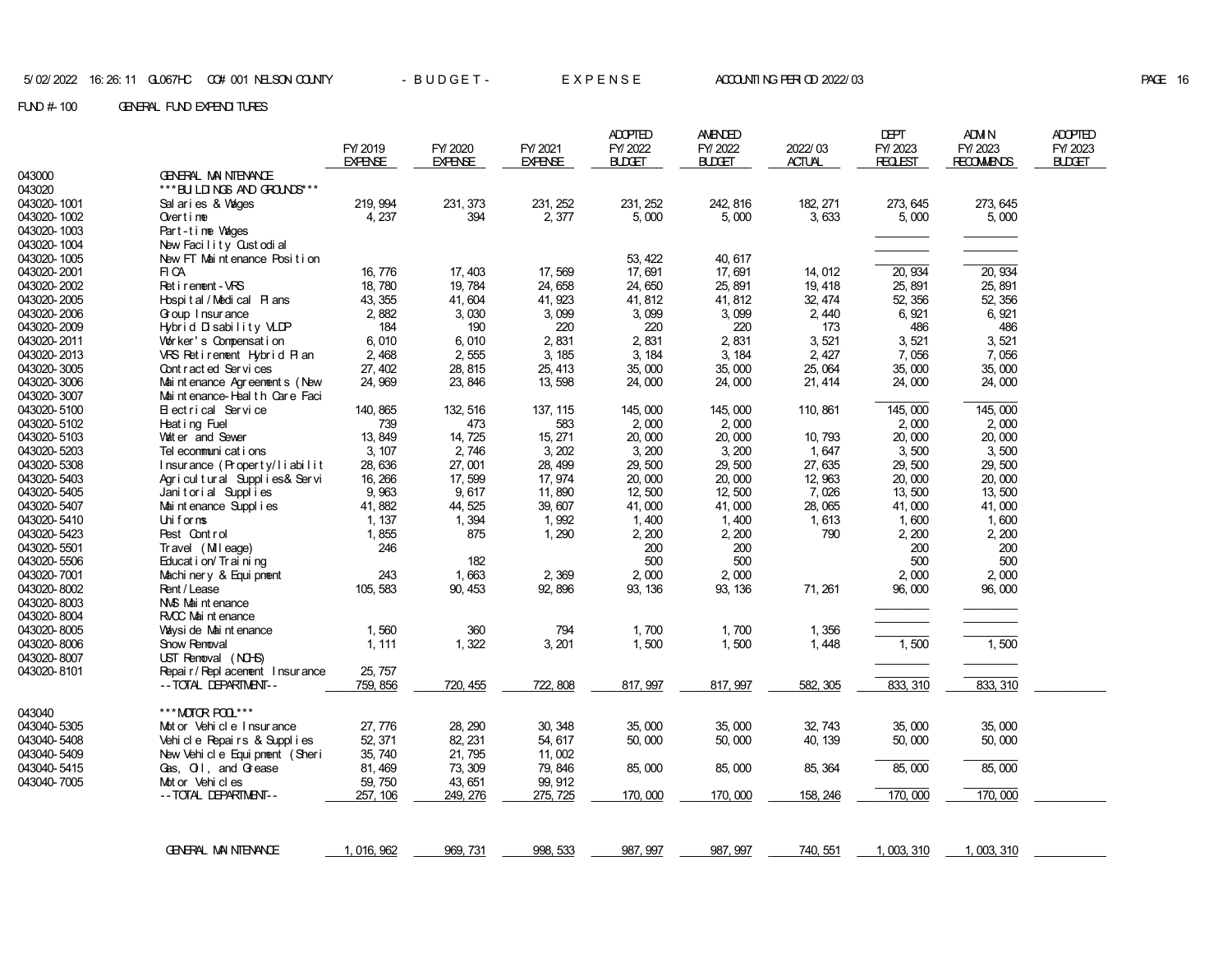5/02/2022 16:26:11 GL067HC CO# 001 NELSON COUNTY - B U D G E T - E X P E N S E ACCOUNTING PERIOD 2022/03

FUND #-100 GENERAL FUND EXPENDITURES

| | | FY/2019 EXPENSE | FY/2020 EXPENSE | FY/2021 EXPENSE | ADOPTED FY/2022 BUDGET | AMENDED FY/2022 BUDGET | 2022/03 ACTUAL | DEPT FY/2023 REQUEST | ADMIN FY/2023 RECOMMENDS | ADOPTED FY/2023 BUDGET |
|---|---|---|---|---|---|---|---|---|---|---|
| 043000 | GENERAL MAINTENANCE | | | | | | | | | |
| 043020 | \*\*\*BUILDINGS AND GROUNDS\*\*\* | | | | | | | | | |
| 043020-1001 | Salaries & Wages | 219,994 | 231,373 | 231,252 | 231,252 | 242,816 | 182,271 | 273,645 | 273,645 | |
| 043020-1002 | Overtime | 4,237 | 394 | 2,377 | 5,000 | 5,000 | 3,633 | 5,000 | 5,000 | |
| 043020-1003 | Part-time Wages | | | | | | | | | |
| 043020-1004 | New Facility Custodial | | | | | | | | | |
| 043020-1005 | New FT Maintenance Position | | | | 53,422 | 40,617 | | | | |
| 043020-2001 | FICA | 16,776 | 17,403 | 17,569 | 17,691 | 17,691 | 14,012 | 20,934 | 20,934 | |
| 043020-2002 | Retirement-VRS | 18,780 | 19,784 | 24,658 | 24,650 | 25,891 | 19,418 | 25,891 | 25,891 | |
| 043020-2005 | Hospital/Medical Plans | 43,355 | 41,604 | 41,923 | 41,812 | 41,812 | 32,474 | 52,356 | 52,356 | |
| 043020-2006 | Group Insurance | 2,882 | 3,030 | 3,099 | 3,099 | 3,099 | 2,440 | 6,921 | 6,921 | |
| 043020-2009 | Hybrid Disability VLDP | 184 | 190 | 220 | 220 | 220 | 173 | 486 | 486 | |
| 043020-2011 | Worker's Compensation | 6,010 | 6,010 | 2,831 | 2,831 | 2,831 | 3,521 | 3,521 | 3,521 | |
| 043020-2013 | VRS Retirement Hybrid Plan | 2,468 | 2,555 | 3,185 | 3,184 | 3,184 | 2,427 | 7,056 | 7,056 | |
| 043020-3005 | Contracted Services | 27,402 | 28,815 | 25,413 | 35,000 | 35,000 | 25,064 | 35,000 | 35,000 | |
| 043020-3006 | Maintenance Agreements (New | 24,969 | 23,846 | 13,598 | 24,000 | 24,000 | 21,414 | 24,000 | 24,000 | |
| 043020-3007 | Maintenance-Health Care Faci | | | | | | | | | |
| 043020-5100 | Electrical Service | 140,865 | 132,516 | 137,115 | 145,000 | 145,000 | 110,861 | 145,000 | 145,000 | |
| 043020-5102 | Heating Fuel | 739 | 473 | 583 | 2,000 | 2,000 | | 2,000 | 2,000 | |
| 043020-5103 | Water and Sewer | 13,849 | 14,725 | 15,271 | 20,000 | 20,000 | 10,793 | 20,000 | 20,000 | |
| 043020-5203 | Telecommunications | 3,107 | 2,746 | 3,202 | 3,200 | 3,200 | 1,647 | 3,500 | 3,500 | |
| 043020-5308 | Insurance (Property/liabilit | 28,636 | 27,001 | 28,499 | 29,500 | 29,500 | 27,635 | 29,500 | 29,500 | |
| 043020-5403 | Agricultural Supplies& Servi | 16,266 | 17,599 | 17,974 | 20,000 | 20,000 | 12,963 | 20,000 | 20,000 | |
| 043020-5405 | Janitorial Supplies | 9,963 | 9,617 | 11,890 | 12,500 | 12,500 | 7,026 | 13,500 | 13,500 | |
| 043020-5407 | Maintenance Supplies | 41,882 | 44,525 | 39,607 | 41,000 | 41,000 | 28,065 | 41,000 | 41,000 | |
| 043020-5410 | Uniforms | 1,137 | 1,394 | 1,992 | 1,400 | 1,400 | 1,613 | 1,600 | 1,600 | |
| 043020-5423 | Pest Control | 1,855 | 875 | 1,290 | 2,200 | 2,200 | 790 | 2,200 | 2,200 | |
| 043020-5501 | Travel (Mileage) | 246 | | | 200 | 200 | | 200 | 200 | |
| 043020-5506 | Education/Training | | 182 | | 500 | 500 | | 500 | 500 | |
| 043020-7001 | Machinery & Equipment | 243 | 1,663 | 2,369 | 2,000 | 2,000 | | 2,000 | 2,000 | |
| 043020-8002 | Rent/Lease | 105,583 | 90,453 | 92,896 | 93,136 | 93,136 | 71,261 | 96,000 | 96,000 | |
| 043020-8003 | NMS Maintenance | | | | | | | | | |
| 043020-8004 | RVCC Maintenance | | | | | | | | | |
| 043020-8005 | Wayside Maintenance | 1,560 | 360 | 794 | 1,700 | 1,700 | 1,356 | | | |
| 043020-8006 | Snow Removal | 1,111 | 1,322 | 3,201 | 1,500 | 1,500 | 1,448 | 1,500 | 1,500 | |
| 043020-8007 | UST Removal (NCHS) | | | | | | | | | |
| 043020-8101 | Repair/Replacement Insurance | 25,757 | | | | | | | | |
| | --TOTAL DEPARTMENT-- | 759,856 | 720,455 | 722,808 | 817,997 | 817,997 | 582,305 | 833,310 | 833,310 | |
| 043040 | \*\*\*MOTOR POOL\*\*\* | | | | | | | | | |
| 043040-5305 | Motor Vehicle Insurance | 27,776 | 28,290 | 30,348 | 35,000 | 35,000 | 32,743 | 35,000 | 35,000 | |
| 043040-5408 | Vehicle Repairs & Supplies | 52,371 | 82,231 | 54,617 | 50,000 | 50,000 | 40,139 | 50,000 | 50,000 | |
| 043040-5409 | New Vehicle Equipment (Sheri | 35,740 | 21,795 | 11,002 | | | | | | |
| 043040-5415 | Gas, Oil, and Grease | 81,469 | 73,309 | 79,846 | 85,000 | 85,000 | 85,364 | 85,000 | 85,000 | |
| 043040-7005 | Motor Vehicles | 59,750 | 43,651 | 99,912 | | | | | | |
| | --TOTAL DEPARTMENT-- | 257,106 | 249,276 | 275,725 | 170,000 | 170,000 | 158,246 | 170,000 | 170,000 | |
| | GENERAL MAINTENANCE | 1,016,962 | 969,731 | 998,533 | 987,997 | 987,997 | 740,551 | 1,003,310 | 1,003,310 | |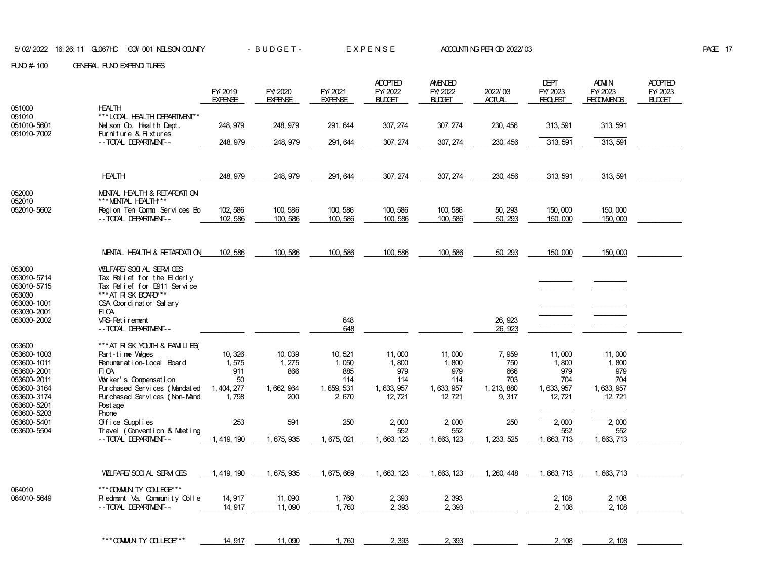5/02/2022 16:26:11 GL067HC CO# 001 NELSON COUNTY - BUDGET - EXPENSE ACCOUNTING PERIOD 2022/03

FUND #-100 GENERAL FUND EXPENDITURES

| | | FY/2019 EXPENSE | FY/2020 EXPENSE | FY/2021 EXPENSE | ADOPTED FY/2022 BUDGET | AMENDED FY/2022 BUDGET | 2022/03 ACTUAL | DEPT FY/2023 REQUEST | ADMIN FY/2023 RECOMMENDS | ADOPTED FY/2023 BUDGET |
|---|---|---|---|---|---|---|---|---|---|---|
| 051000 | HEALTH | | | | | | | | | |
| 051010 | ***LOCAL HEALTH DEPARTMENT*** | | | | | | | | | |
| 051010-5601 | Nelson Co. Health Dept. | 248,979 | 248,979 | 291,644 | 307,274 | 307,274 | 230,456 | 313,591 | 313,591 | |
| 051010-7002 | Furniture & Fixtures | | | | | | | | | |
| | --TOTAL DEPARTMENT-- | 248,979 | 248,979 | 291,644 | 307,274 | 307,274 | 230,456 | 313,591 | 313,591 | |
| | HEALTH | 248,979 | 248,979 | 291,644 | 307,274 | 307,274 | 230,456 | 313,591 | 313,591 | |
| 052000 | MENTAL HEALTH & RETARDATION | | | | | | | | | |
| 052010 | ***MENTAL HEALTH*** | | | | | | | | | |
| 052010-5602 | Region Ten Comm Services Bo | 102,586 | 100,586 | 100,586 | 100,586 | 100,586 | 50,293 | 150,000 | 150,000 | |
| | --TOTAL DEPARTMENT-- | 102,586 | 100,586 | 100,586 | 100,586 | 100,586 | 50,293 | 150,000 | 150,000 | |
| | MENTAL HEALTH & RETARDATION | 102,586 | 100,586 | 100,586 | 100,586 | 100,586 | 50,293 | 150,000 | 150,000 | |
| 053000 | WELFARE/SOCIAL SERVICES | | | | | | | | | |
| 053010-5714 | Tax Relief for the Elderly | | | | | | | | | |
| 053010-5715 | Tax Relief for E911 Service | | | | | | | | | |
| 053030 | ***AT RISK BOARD*** | | | | | | | | | |
| 053030-1001 | CSA Coordinator Salary | | | | | | | | | |
| 053030-2001 | FICA | | | | | | | | | |
| 053030-2002 | VRS-Retirement | | | 648 | | | 26,923 | | | |
| | --TOTAL DEPARTMENT-- | | | 648 | | | 26,923 | | | |
| 053600 | ***AT RISK YOUTH & FAMILIES( | | | | | | | | | |
| 053600-1003 | Part-time Wages | 10,326 | 10,039 | 10,521 | 11,000 | 11,000 | 7,959 | 11,000 | 11,000 | |
| 053600-1011 | Renumeration-Local Board | 1,575 | 1,275 | 1,050 | 1,800 | 1,800 | 750 | 1,800 | 1,800 | |
| 053600-2001 | FICA | 911 | 866 | 885 | 979 | 979 | 666 | 979 | 979 | |
| 053600-2011 | Worker's Compensation | 50 | | 114 | 114 | 114 | 703 | 704 | 704 | |
| 053600-3164 | Purchased Services (Mandated | 1,404,277 | 1,662,964 | 1,659,531 | 1,633,957 | 1,633,957 | 1,213,880 | 1,633,957 | 1,633,957 | |
| 053600-3174 | Purchased Services (Non-Mand | 1,798 | 200 | 2,670 | 12,721 | 12,721 | 9,317 | 12,721 | 12,721 | |
| 053600-5201 | Postage | | | | | | | | | |
| 053600-5203 | Phone | | | | | | | | | |
| 053600-5401 | Office Supplies | 253 | 591 | 250 | 2,000 | 2,000 | 250 | 2,000 | 2,000 | |
| 053600-5504 | Travel (Convention & Meeting | | | | 552 | 552 | | 552 | 552 | |
| | --TOTAL DEPARTMENT-- | 1,419,190 | 1,675,935 | 1,675,021 | 1,663,123 | 1,663,123 | 1,233,525 | 1,663,713 | 1,663,713 | |
| | WELFARE/SOCIAL SERVICES | 1,419,190 | 1,675,935 | 1,675,669 | 1,663,123 | 1,663,123 | 1,260,448 | 1,663,713 | 1,663,713 | |
| 064010 | ***COMMUNITY COLLEGE*** | | | | | | | | | |
| 064010-5649 | Piedmont Va. Community Colle | 14,917 | 11,090 | 1,760 | 2,393 | 2,393 | | 2,108 | 2,108 | |
| | --TOTAL DEPARTMENT-- | 14,917 | 11,090 | 1,760 | 2,393 | 2,393 | | 2,108 | 2,108 | |
| | ***COMMUNITY COLLEGE*** | 14,917 | 11,090 | 1,760 | 2,393 | 2,393 | | 2,108 | 2,108 | |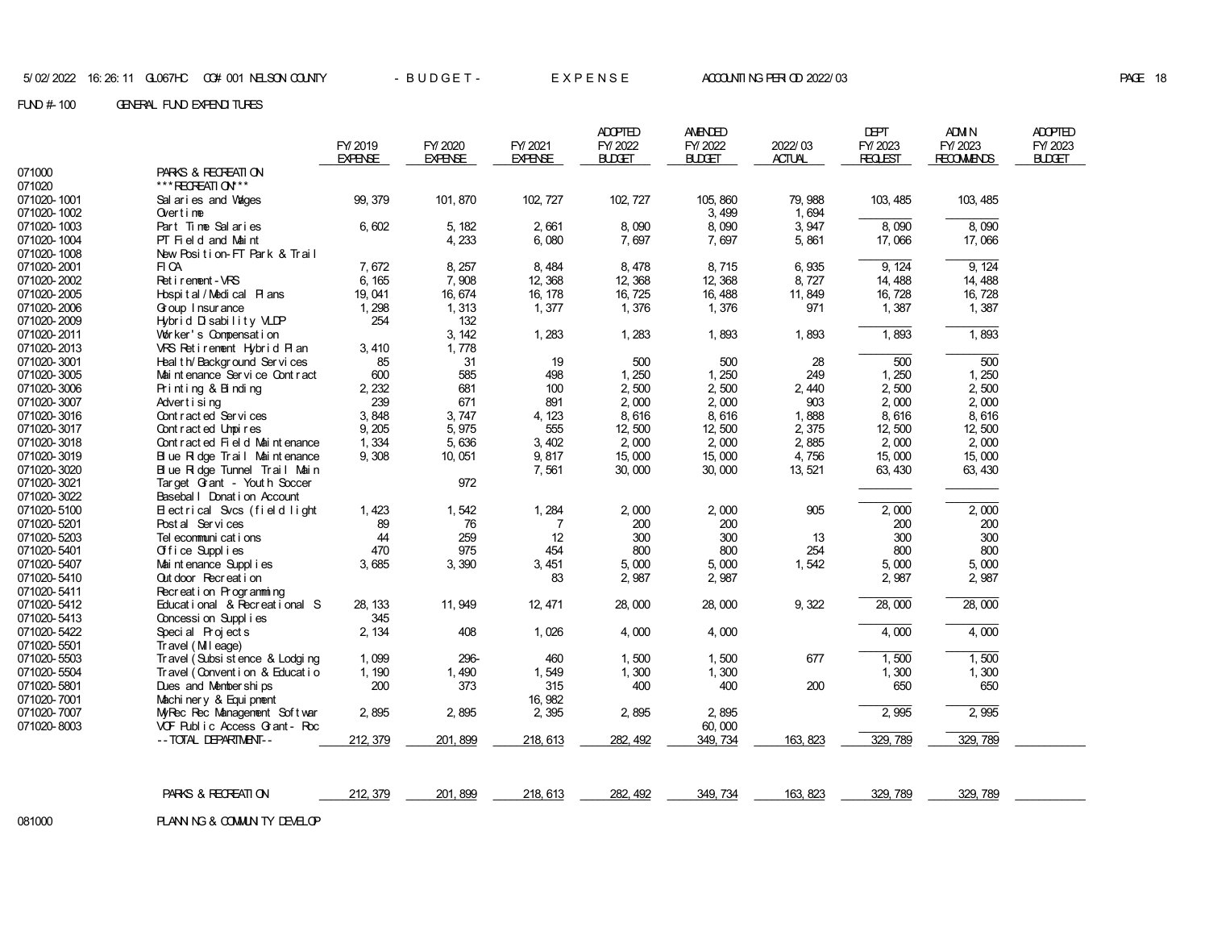5/02/2022 16:26:11 GL067HC CO# 001 NELSON COUNTY - B U D G E T - E X P E N S E ACCOUNTING PERIOD 2022/03

FUND #-100 GENERAL FUND EXPENDITURES

| | | FY/2019 EXPENSE | FY/2020 EXPENSE | FY/2021 EXPENSE | ADOPTED FY/2022 BUDGET | AMENDED FY/2022 BUDGET | 2022/03 ACTUAL | DEPT FY/2023 REQUEST | ADMIN FY/2023 RECOMMENDS | ADOPTED FY/2023 BUDGET |
|---|---|---|---|---|---|---|---|---|---|---|
| 071000 | PARKS & RECREATION | | | | | | | | | |
| 071020 | ***RECREATION*** | | | | | | | | | |
| 071020-1001 | Salaries and Wages | 99,379 | 101,870 | 102,727 | 102,727 | 105,860 | 79,988 | 103,485 | 103,485 | |
| 071020-1002 | Overtime | | | | | 3,499 | 1,694 | | | |
| 071020-1003 | Part Time Salaries | 6,602 | 5,182 | 2,661 | 8,090 | 8,090 | 3,947 | 8,090 | 8,090 | |
| 071020-1004 | PT Field and Maint | | 4,233 | 6,080 | 7,697 | 7,697 | 5,861 | 17,066 | 17,066 | |
| 071020-1008 | New Position-FT Park & Trail | | | | | | | | | |
| 071020-2001 | FICA | 7,672 | 8,257 | 8,484 | 8,478 | 8,715 | 6,935 | 9,124 | 9,124 | |
| 071020-2002 | Retirement-VRS | 6,165 | 7,908 | 12,368 | 12,368 | 12,368 | 8,727 | 14,488 | 14,488 | |
| 071020-2005 | Hospital/Medical Plans | 19,041 | 16,674 | 16,178 | 16,725 | 16,488 | 11,849 | 16,728 | 16,728 | |
| 071020-2006 | Group Insurance | 1,298 | 1,313 | 1,377 | 1,376 | 1,376 | 971 | 1,387 | 1,387 | |
| 071020-2009 | Hybrid Disability VLDP | 254 | 132 | | | | | | | |
| 071020-2011 | Worker's Compensation | | 3,142 | 1,283 | 1,283 | 1,893 | 1,893 | 1,893 | 1,893 | |
| 071020-2013 | VRS Retirement Hybrid Plan | 3,410 | 1,778 | | | | | | | |
| 071020-3001 | Health/Background Services | 85 | 31 | 19 | 500 | 500 | 28 | 500 | 500 | |
| 071020-3005 | Maintenance Service Contract | 600 | 585 | 498 | 1,250 | 1,250 | 249 | 1,250 | 1,250 | |
| 071020-3006 | Printing & Binding | 2,232 | 681 | 100 | 2,500 | 2,500 | 2,440 | 2,500 | 2,500 | |
| 071020-3007 | Advertising | 239 | 671 | 891 | 2,000 | 2,000 | 903 | 2,000 | 2,000 | |
| 071020-3016 | Contracted Services | 3,848 | 3,747 | 4,123 | 8,616 | 8,616 | 1,888 | 8,616 | 8,616 | |
| 071020-3017 | Contracted Umpires | 9,205 | 5,975 | 555 | 12,500 | 12,500 | 2,375 | 12,500 | 12,500 | |
| 071020-3018 | Contracted Field Maintenance | 1,334 | 5,636 | 3,402 | 2,000 | 2,000 | 2,885 | 2,000 | 2,000 | |
| 071020-3019 | Blue Ridge Trail Maintenance | 9,308 | 10,051 | 9,817 | 15,000 | 15,000 | 4,756 | 15,000 | 15,000 | |
| 071020-3020 | Blue Ridge Tunnel Trail Main | | | 7,561 | 30,000 | 30,000 | 13,521 | 63,430 | 63,430 | |
| 071020-3021 | Target Grant - Youth Soccer | | 972 | | | | | | | |
| 071020-3022 | Baseball Donation Account | | | | | | | | | |
| 071020-5100 | Electrical Svcs (field light | 1,423 | 1,542 | 1,284 | 2,000 | 2,000 | 905 | 2,000 | 2,000 | |
| 071020-5201 | Postal Services | 89 | 76 | 7 | 200 | 200 | | 200 | 200 | |
| 071020-5203 | Telecommunications | 44 | 259 | 12 | 300 | 300 | 13 | 300 | 300 | |
| 071020-5401 | Office Supplies | 470 | 975 | 454 | 800 | 800 | 254 | 800 | 800 | |
| 071020-5407 | Maintenance Supplies | 3,685 | 3,390 | 3,451 | 5,000 | 5,000 | 1,542 | 5,000 | 5,000 | |
| 071020-5410 | Outdoor Recreation | | | 83 | 2,987 | 2,987 | | 2,987 | 2,987 | |
| 071020-5411 | Recreation Programming | | | | | | | | | |
| 071020-5412 | Educational & Recreational S | 28,133 | 11,949 | 12,471 | 28,000 | 28,000 | 9,322 | 28,000 | 28,000 | |
| 071020-5413 | Concession Supplies | 345 | | | | | | | | |
| 071020-5422 | Special Projects | 2,134 | 408 | 1,026 | 4,000 | 4,000 | | 4,000 | 4,000 | |
| 071020-5501 | Travel (Mileage) | | | | | | | | | |
| 071020-5503 | Travel (Subsistence & Lodging | 1,099 | 296- | 460 | 1,500 | 1,500 | 677 | 1,500 | 1,500 | |
| 071020-5504 | Travel (Convention & Educatio | 1,190 | 1,490 | 1,549 | 1,300 | 1,300 | | 1,300 | 1,300 | |
| 071020-5801 | Dues and Memberships | 200 | 373 | 315 | 400 | 400 | 200 | 650 | 650 | |
| 071020-7001 | Machinery & Equipment | | | 16,982 | | | | | | |
| 071020-7007 | MyRec Rec Management Softwar | 2,895 | 2,895 | 2,395 | 2,895 | 2,895 | | 2,995 | 2,995 | |
| 071020-8003 | VOF Public Access Grant- Roc | | | | | 60,000 | | | | |
| | --TOTAL DEPARTMENT-- | 212,379 | 201,899 | 218,613 | 282,492 | 349,734 | 163,823 | 329,789 | 329,789 | |
| | PARKS & RECREATION | 212,379 | 201,899 | 218,613 | 282,492 | 349,734 | 163,823 | 329,789 | 329,789 | |
| 081000 | PLANNING & COMMUNITY DEVELOP | | | | | | | | | |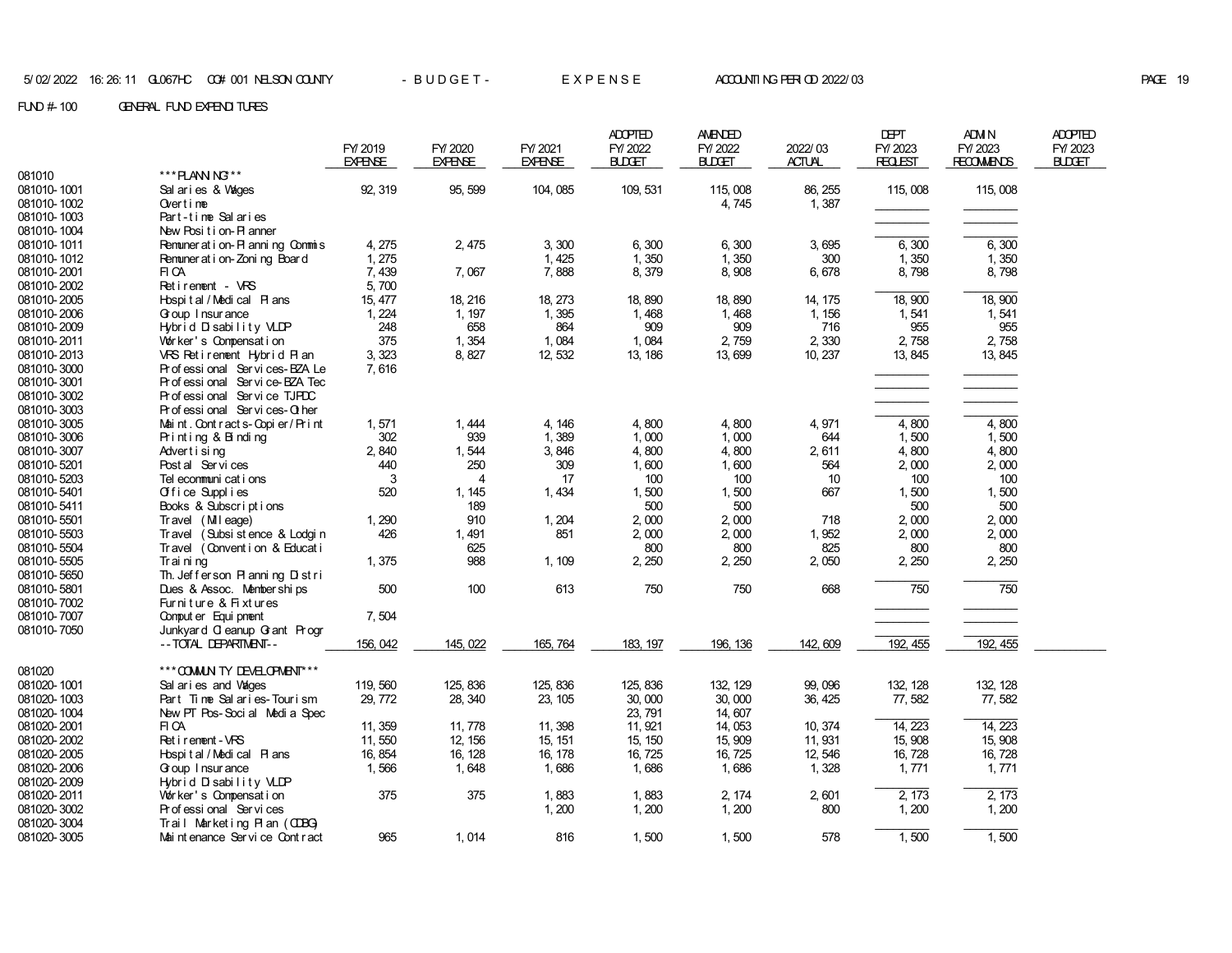FUND #-100 GENERAL FUND EXPENDITURES

| | | FY/2019 EXPENSE | FY/2020 EXPENSE | FY/2021 EXPENSE | ADOPTED FY/2022 BUDGET | AMENDED FY/2022 BUDGET | 2022/03 ACTUAL | DEPT FY/2023 REQUEST | ADMIN FY/2023 RECOMMENDS | ADOPTED FY/2023 BUDGET |
|---|---|---|---|---|---|---|---|---|---|---|
| 081010 | ***PLANNING*** | | | | | | | | | |
| 081010-1001 | Salaries & Wages | 92,319 | 95,599 | 104,085 | 109,531 | 115,008 | 86,255 | 115,008 | 115,008 | |
| 081010-1002 | Overtime | | | | | 4,745 | 1,387 | | | |
| 081010-1003 | Part-time Salaries | | | | | | | | | |
| 081010-1004 | New Position-Planner | | | | | | | | | |
| 081010-1011 | Remuneration-Planning Commis | 4,275 | 2,475 | 3,300 | 6,300 | 6,300 | 3,695 | 6,300 | 6,300 | |
| 081010-1012 | Remuneration-Zoning Board | 1,275 | | 1,425 | 1,350 | 1,350 | 300 | 1,350 | 1,350 | |
| 081010-2001 | FICA | 7,439 | 7,067 | 7,888 | 8,379 | 8,908 | 6,678 | 8,798 | 8,798 | |
| 081010-2002 | Retirement - VRS | 5,700 | | | | | | | | |
| 081010-2005 | Hospital/Medical Plans | 15,477 | 18,216 | 18,273 | 18,890 | 18,890 | 14,175 | 18,900 | 18,900 | |
| 081010-2006 | Group Insurance | 1,224 | 1,197 | 1,395 | 1,468 | 1,468 | 1,156 | 1,541 | 1,541 | |
| 081010-2009 | Hybrid Disability VLDP | 248 | 658 | 864 | 909 | 909 | 716 | 955 | 955 | |
| 081010-2011 | Worker's Compensation | 375 | 1,354 | 1,084 | 1,084 | 2,759 | 2,330 | 2,758 | 2,758 | |
| 081010-2013 | VRS Retirement Hybrid Plan | 3,323 | 8,827 | 12,532 | 13,186 | 13,699 | 10,237 | 13,845 | 13,845 | |
| 081010-3000 | Professional Services-BZA Le | 7,616 | | | | | | | | |
| 081010-3001 | Professional Service-BZA Tec | | | | | | | | | |
| 081010-3002 | Professional Service TJPDC | | | | | | | | | |
| 081010-3003 | Professional Services-Other | | | | | | | | | |
| 081010-3005 | Maint.Contracts-Copier/Print | 1,571 | 1,444 | 4,146 | 4,800 | 4,800 | 4,971 | 4,800 | 4,800 | |
| 081010-3006 | Printing & Binding | 302 | 939 | 1,389 | 1,000 | 1,000 | 644 | 1,500 | 1,500 | |
| 081010-3007 | Advertising | 2,840 | 1,544 | 3,846 | 4,800 | 4,800 | 2,611 | 4,800 | 4,800 | |
| 081010-5201 | Postal Services | 440 | 250 | 309 | 1,600 | 1,600 | 564 | 2,000 | 2,000 | |
| 081010-5203 | Telecommunications | 3 | 4 | 17 | 100 | 100 | 10 | 100 | 100 | |
| 081010-5401 | Office Supplies | 520 | 1,145 | 1,434 | 1,500 | 1,500 | 667 | 1,500 | 1,500 | |
| 081010-5411 | Books & Subscriptions | | 189 | | 500 | 500 | | 500 | 500 | |
| 081010-5501 | Travel (Mileage) | 1,290 | 910 | 1,204 | 2,000 | 2,000 | 718 | 2,000 | 2,000 | |
| 081010-5503 | Travel (Subsistence & Lodgin | 426 | 1,491 | 851 | 2,000 | 2,000 | 1,952 | 2,000 | 2,000 | |
| 081010-5504 | Travel (Convention & Educati | | 625 | | 800 | 800 | 825 | 800 | 800 | |
| 081010-5505 | Training | 1,375 | 988 | 1,109 | 2,250 | 2,250 | 2,050 | 2,250 | 2,250 | |
| 081010-5650 | Th.Jefferson Planning Distri | | | | | | | | | |
| 081010-5801 | Dues & Assoc. Memberships | 500 | 100 | 613 | 750 | 750 | 668 | 750 | 750 | |
| 081010-7002 | Furniture & Fixtures | | | | | | | | | |
| 081010-7007 | Computer Equipment | 7,504 | | | | | | | | |
| 081010-7050 | Junkyard Cleanup Grant Progr | | | | | | | | | |
| | --TOTAL DEPARTMENT-- | 156,042 | 145,022 | 165,764 | 183,197 | 196,136 | 142,609 | 192,455 | 192,455 | |
| 081020 | ***COMMUNITY DEVELOPMENT*** | | | | | | | | | |
| 081020-1001 | Salaries and Wages | 119,560 | 125,836 | 125,836 | 125,836 | 132,129 | 99,096 | 132,128 | 132,128 | |
| 081020-1003 | Part Time Salaries-Tourism | 29,772 | 28,340 | 23,105 | 30,000 | 30,000 | 36,425 | 77,582 | 77,582 | |
| 081020-1004 | New PT Pos-Social Media Spec | | | | 23,791 | 14,607 | | | | |
| 081020-2001 | FICA | 11,359 | 11,778 | 11,398 | 11,921 | 14,053 | 10,374 | 14,223 | 14,223 | |
| 081020-2002 | Retirement-VRS | 11,550 | 12,156 | 15,151 | 15,150 | 15,909 | 11,931 | 15,908 | 15,908 | |
| 081020-2005 | Hospital/Medical Plans | 16,854 | 16,128 | 16,178 | 16,725 | 16,725 | 12,546 | 16,728 | 16,728 | |
| 081020-2006 | Group Insurance | 1,566 | 1,648 | 1,686 | 1,686 | 1,686 | 1,328 | 1,771 | 1,771 | |
| 081020-2009 | Hybrid Disability VLDP | | | | | | | | | |
| 081020-2011 | Worker's Compensation | 375 | 375 | 1,883 | 1,883 | 2,174 | 2,601 | 2,173 | 2,173 | |
| 081020-3002 | Professional Services | | | 1,200 | 1,200 | 1,200 | 800 | 1,200 | 1,200 | |
| 081020-3004 | Trail Marketing Plan (CDBG) | | | | | | | | | |
| 081020-3005 | Maintenance Service Contract | 965 | 1,014 | 816 | 1,500 | 1,500 | 578 | 1,500 | 1,500 | |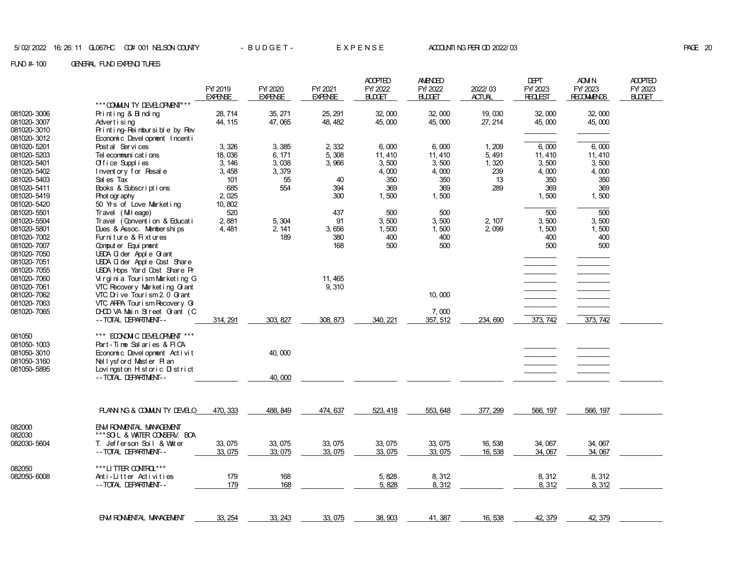FUND #-100 GENERAL FUND EXPENDITURES

| | | FY/2019 EXPENSE | FY/2020 EXPENSE | FY/2021 EXPENSE | ADOPTED FY/2022 BUDGET | AMENDED FY/2022 BUDGET | 2022/03 ACTUAL | DEPT FY/2023 REQUEST | ADMIN FY/2023 RECOMMENDS | ADOPTED FY/2023 BUDGET |
|---|---|---|---|---|---|---|---|---|---|---|
| | ***COMMUNITY DEVELOPMENT*** | | | | | | | | | |
| 081020-3006 | Printing & Binding | 28,714 | 35,271 | 25,291 | 32,000 | 32,000 | 19,030 | 32,000 | 32,000 | |
| 081020-3007 | Advertising | 44,115 | 47,065 | 48,482 | 45,000 | 45,000 | 27,214 | 45,000 | 45,000 | |
| 081020-3010 | Printing-Reimbursible by Rev | | | | | | | | | |
| 081020-3012 | Economic Development Incenti | | | | | | | | | |
| 081020-5201 | Postal Services | 3,326 | 3,385 | 2,332 | 6,000 | 6,000 | 1,209 | 6,000 | 6,000 | |
| 081020-5203 | Telecommunications | 18,036 | 6,171 | 5,308 | 11,410 | 11,410 | 5,491 | 11,410 | 11,410 | |
| 081020-5401 | Office Supplies | 3,146 | 3,038 | 3,966 | 3,500 | 3,500 | 1,320 | 3,500 | 3,500 | |
| 081020-5402 | Inventory for Resale | 3,458 | 3,379 | | 4,000 | 4,000 | 239 | 4,000 | 4,000 | |
| 081020-5403 | Sales Tax | 101 | 55 | 40 | 350 | 350 | 13 | 350 | 350 | |
| 081020-5411 | Books & Subscriptions | 685 | 554 | 394 | 369 | 369 | 289 | 369 | 369 | |
| 081020-5419 | Photography | 2,025 | | 300 | 1,500 | 1,500 | | 1,500 | 1,500 | |
| 081020-5420 | 50 Yrs of Love Marketing | 10,802 | | | | | | | | |
| 081020-5501 | Travel (Mileage) | 520 | | 437 | 500 | 500 | | 500 | 500 | |
| 081020-5504 | Travel (Convention & Educati | 2,881 | 5,304 | 91 | 3,500 | 3,500 | 2,107 | 3,500 | 3,500 | |
| 081020-5801 | Dues & Assoc. Memberships | 4,481 | 2,141 | 3,656 | 1,500 | 1,500 | 2,099 | 1,500 | 1,500 | |
| 081020-7002 | Furniture & Fixtures | | 189 | 380 | 400 | 400 | | 400 | 400 | |
| 081020-7007 | Computer Equipment | | | 168 | 500 | 500 | | 500 | 500 | |
| 081020-7050 | USDA Cider Apple Grant | | | | | | | | | |
| 081020-7051 | USDA Cider Apple Cost Share | | | | | | | | | |
| 081020-7055 | USDA Hops Yard Cost Share Pr | | | | | | | | | |
| 081020-7060 | Virginia Tourism Marketing G | | | 11,465 | | | | | | |
| 081020-7061 | VTC Recovery Marketing Grant | | | 9,310 | | | | | | |
| 081020-7062 | VTC Drive Tourism 2.0 Grant | | | | | 10,000 | | | | |
| 081020-7063 | VTC ARPA Tourism Recovery Gr | | | | | | | | | |
| 081020-7065 | DHCD VA Main Street Grant (C | | | | | 7,000 | | | | |
| | --TOTAL DEPARTMENT-- | 314,291 | 303,827 | 308,873 | 340,221 | 357,512 | 234,690 | 373,742 | 373,742 | |
| 081050 | *** ECONOMIC DEVELOPMENT *** | | | | | | | | | |
| 081050-1003 | Part-Time Salaries & FICA | | | | | | | | | |
| 081050-3010 | Economic Development Activit | | 40,000 | | | | | | | |
| 081050-3160 | Nellysford Master Plan | | | | | | | | | |
| 081050-5895 | Lovingston Historic District | | | | | | | | | |
| | --TOTAL DEPARTMENT-- | | 40,000 | | | | | | | |
| | PLANNING & COMMUNITY DEVELO | 470,333 | 488,849 | 474,637 | 523,418 | 553,648 | 377,299 | 566,197 | 566,197 | |
| 082000 | ENVIRONMENTAL MANAGEMENT | | | | | | | | | |
| 082030 | ***SOIL & WATER CONSERV. BOA | | | | | | | | | |
| 082030-5604 | T. Jefferson Soil & Water | 33,075 | 33,075 | 33,075 | 33,075 | 33,075 | 16,538 | 34,067 | 34,067 | |
| | --TOTAL DEPARTMENT-- | 33,075 | 33,075 | 33,075 | 33,075 | 33,075 | 16,538 | 34,067 | 34,067 | |
| 082050 | ***LITTER CONTROL*** | | | | | | | | | |
| 082050-6008 | Anti-Litter Activities | 179 | 168 | | 5,828 | 8,312 | | 8,312 | 8,312 | |
| | --TOTAL DEPARTMENT-- | 179 | 168 | | 5,828 | 8,312 | | 8,312 | 8,312 | |
| | ENVIRONMENTAL MANAGEMENT | 33,254 | 33,243 | 33,075 | 38,903 | 41,387 | 16,538 | 42,379 | 42,379 | |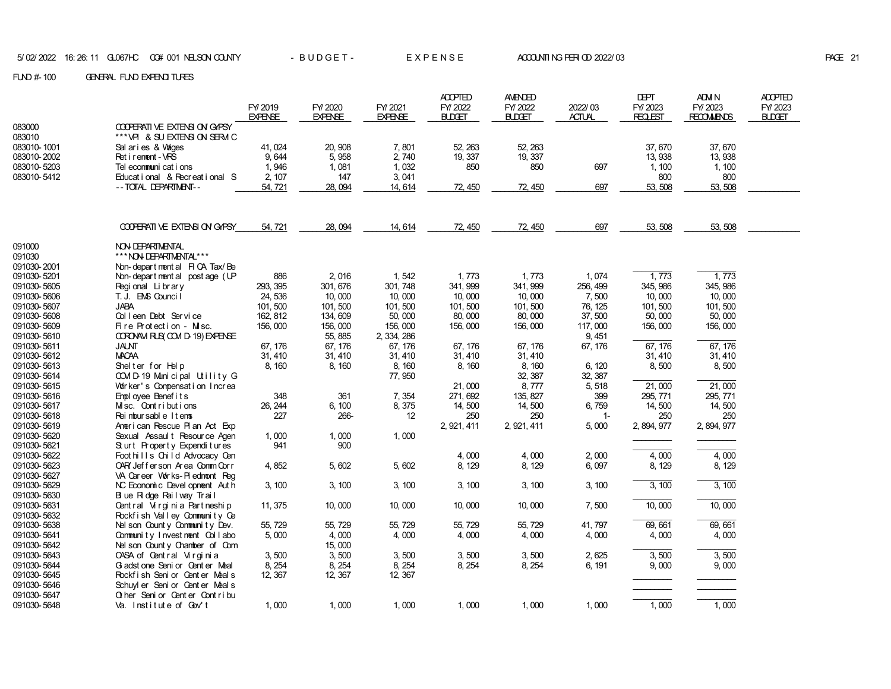FUND #-100 GENERAL FUND EXPENDITURES

| | | FY/2019 EXPENSE | FY/2020 EXPENSE | FY/2021 EXPENSE | ADOPTED FY/2022 BUDGET | AMENDED FY/2022 BUDGET | 2022/03 ACTUAL | DEPT FY/2023 REQUEST | ADMIN FY/2023 RECOMMENDS | ADOPTED FY/2023 BUDGET |
|---|---|---|---|---|---|---|---|---|---|---|
| 083000 | COOPERATIVE EXTENSION/GYPSY | | | | | | | | | |
| 083010 | ***VPI & SU EXTENSION SERVIC | | | | | | | | | |
| 083010-1001 | Salaries & Wages | 41,024 | 20,908 | 7,801 | 52,263 | 52,263 | | 37,670 | 37,670 | |
| 083010-2002 | Retirement-VRS | 9,644 | 5,958 | 2,740 | 19,337 | 19,337 | | 13,938 | 13,938 | |
| 083010-5203 | Telecommunications | 1,946 | 1,081 | 1,032 | 850 | 850 | 697 | 1,100 | 1,100 | |
| 083010-5412 | Educational & Recreational S | 2,107 | 147 | 3,041 | | | | 800 | 800 | |
| | --TOTAL DEPARTMENT-- | 54,721 | 28,094 | 14,614 | 72,450 | 72,450 | 697 | 53,508 | 53,508 | |
| | COOPERATIVE EXTENSION/GYPSY | 54,721 | 28,094 | 14,614 | 72,450 | 72,450 | 697 | 53,508 | 53,508 | |
| 091000 | NON-DEPARTMENTAL | | | | | | | | | |
| 091030 | ***NON-DEPARTMENTAL*** | | | | | | | | | |
| 091030-2001 | Non-departmental FICA Tax/Be | | | | | | | | | |
| 091030-5201 | Non-departmental postage (UP | 886 | 2,016 | 1,542 | 1,773 | 1,773 | 1,074 | 1,773 | 1,773 | |
| 091030-5605 | Regional Library | 293,395 | 301,676 | 301,748 | 341,999 | 341,999 | 256,499 | 345,986 | 345,986 | |
| 091030-5606 | T.J. EMS Council | 24,536 | 10,000 | 10,000 | 10,000 | 10,000 | 7,500 | 10,000 | 10,000 | |
| 091030-5607 | JABA | 101,500 | 101,500 | 101,500 | 101,500 | 101,500 | 76,125 | 101,500 | 101,500 | |
| 091030-5608 | Colleen Debt Service | 162,812 | 134,609 | 50,000 | 80,000 | 80,000 | 37,500 | 50,000 | 50,000 | |
| 091030-5609 | Fire Protection - Misc. | 156,000 | 156,000 | 156,000 | 156,000 | 156,000 | 117,000 | 156,000 | 156,000 | |
| 091030-5610 | CORONAVIRUS(COVID-19)EXPENSE | | 55,885 | 2,334,286 | | | 9,451 | | | |
| 091030-5611 | JAUNT | 67,176 | 67,176 | 67,176 | 67,176 | 67,176 | 67,176 | 67,176 | 67,176 | |
| 091030-5612 | MACAA | 31,410 | 31,410 | 31,410 | 31,410 | 31,410 | | 31,410 | 31,410 | |
| 091030-5613 | Shelter for Help | 8,160 | 8,160 | 8,160 | 8,160 | 8,160 | 6,120 | 8,500 | 8,500 | |
| 091030-5614 | COVID-19 Municipal Utility G | | | 77,950 | | 32,387 | 32,387 | | | |
| 091030-5615 | Worker's Compensation Increa | | | | 21,000 | 8,777 | 5,518 | 21,000 | 21,000 | |
| 091030-5616 | Employee Benefits | 348 | 361 | 7,354 | 271,692 | 135,827 | 399 | 295,771 | 295,771 | |
| 091030-5617 | Misc. Contributions | 26,244 | 6,100 | 8,375 | 14,500 | 14,500 | 6,759 | 14,500 | 14,500 | |
| 091030-5618 | Reimbursable Items | 227 | 266- | 12 | 250 | 250 | 1- | 250 | 250 | |
| 091030-5619 | American Rescue Plan Act Exp | | | | 2,921,411 | 2,921,411 | 5,000 | 2,894,977 | 2,894,977 | |
| 091030-5620 | Sexual Assault Resource Agen | 1,000 | 1,000 | 1,000 | | | | | | |
| 091030-5621 | Sturt Property Expenditures | 941 | 900 | | | | | | | |
| 091030-5622 | Foothills Child Advocacy Cen | | | | 4,000 | 4,000 | 2,000 | 4,000 | 4,000 | |
| 091030-5623 | OAR/Jefferson Area Comm Corr | 4,852 | 5,602 | 5,602 | 8,129 | 8,129 | 6,097 | 8,129 | 8,129 | |
| 091030-5627 | VA Career Works-Piedmont Reg | | | | | | | | | |
| 091030-5629 | NC Economic Development Auth | 3,100 | 3,100 | 3,100 | 3,100 | 3,100 | 3,100 | 3,100 | 3,100 | |
| 091030-5630 | Blue Ridge Railway Trail | | | | | | | | | |
| 091030-5631 | Central Virginia Partneship | 11,375 | 10,000 | 10,000 | 10,000 | 10,000 | 7,500 | 10,000 | 10,000 | |
| 091030-5632 | Rockfish Valley Community Ce | | | | | | | | | |
| 091030-5638 | Nelson County Community Dev. | 55,729 | 55,729 | 55,729 | 55,729 | 55,729 | 41,797 | 69,661 | 69,661 | |
| 091030-5641 | Community Investment Collabo | 5,000 | 4,000 | 4,000 | 4,000 | 4,000 | 4,000 | 4,000 | 4,000 | |
| 091030-5642 | Nelson County Chamber of Com | | 15,000 | | | | | | | |
| 091030-5643 | CASA of Central Virginia | 3,500 | 3,500 | 3,500 | 3,500 | 3,500 | 2,625 | 3,500 | 3,500 | |
| 091030-5644 | Gladstone Senior Center Meal | 8,254 | 8,254 | 8,254 | 8,254 | 8,254 | 6,191 | 9,000 | 9,000 | |
| 091030-5645 | Rockfish Senior Center Meals | 12,367 | 12,367 | 12,367 | | | | | | |
| 091030-5646 | Schuyler Senior Center Meals | | | | | | | | | |
| 091030-5647 | Other Senior Center Contribu | | | | | | | | | |
| 091030-5648 | Va. Institute of Gov't | 1,000 | 1,000 | 1,000 | 1,000 | 1,000 | 1,000 | 1,000 | 1,000 | |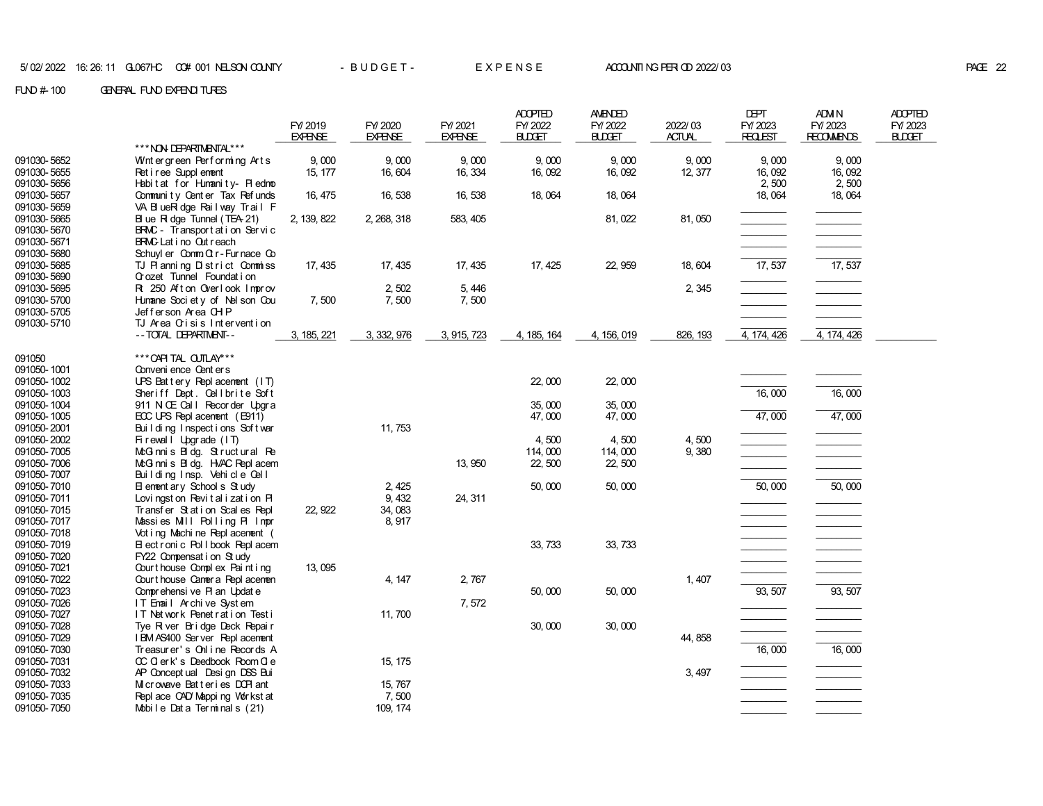FUND #-100 GENERAL FUND EXPENDITURES

| | | FY/2019 EXPENSE | FY/2020 EXPENSE | FY/2021 EXPENSE | ADOPTED FY/2022 BUDGET | AMENDED FY/2022 BUDGET | 2022/03 ACTUAL | DEPT FY/2023 REQUEST | ADMIN FY/2023 RECOMMENDS | ADOPTED FY/2023 BUDGET |
|---|---|---|---|---|---|---|---|---|---|---|
| | ***NON-DEPARTMENTAL*** | | | | | | | | | |
| 091030-5652 | Wintergreen Performing Arts | 9,000 | 9,000 | 9,000 | 9,000 | 9,000 | 9,000 | 9,000 | 9,000 | |
| 091030-5655 | Retiree Supplement | 15,177 | 16,604 | 16,334 | 16,092 | 16,092 | 12,377 | 16,092 | 16,092 | |
| 091030-5656 | Habitat for Humanity-Piedmo | | | | | | | 2,500 | 2,500 | |
| 091030-5657 | Community Center Tax Refunds | 16,475 | 16,538 | 16,538 | 18,064 | 18,064 | | 18,064 | 18,064 | |
| 091030-5659 | VA BlueRidge Railway Trail F | | | | | | | | | |
| 091030-5665 | Blue Ridge Tunnel (TEA-21) | 2,139,822 | 2,268,318 | 583,405 | | 81,022 | 81,050 | | | |
| 091030-5670 | BRMC - Transportation Servic | | | | | | | | | |
| 091030-5671 | BRMC-Latino Outreach | | | | | | | | | |
| 091030-5680 | Schuyler Comm.Ctr-Furnace Co | | | | | | | | | |
| 091030-5685 | TJ Planning District Commiss | 17,435 | 17,435 | 17,435 | 17,425 | 22,959 | 18,604 | 17,537 | 17,537 | |
| 091030-5690 | Crozet Tunnel Foundation | | | | | | | | | |
| 091030-5695 | Rt 250 Afton Overlook Improv | | 2,502 | 5,446 | | | 2,345 | | | |
| 091030-5700 | Humane Society of Nelson Cou | 7,500 | 7,500 | 7,500 | | | | | | |
| 091030-5705 | Jefferson Area CHIP | | | | | | | | | |
| 091030-5710 | TJ Area Crisis Intervention | | | | | | | | | |
| | --TOTAL DEPARTMENT-- | 3,185,221 | 3,332,976 | 3,915,723 | 4,185,164 | 4,156,019 | 826,193 | 4,174,426 | 4,174,426 | |
| 091050 | ***CAPITAL OUTLAY*** | | | | | | | | | |
| 091050-1001 | Convenience Centers | | | | | | | | | |
| 091050-1002 | UPS Battery Replacement (IT) | | | | 22,000 | 22,000 | | | | |
| 091050-1003 | Sheriff Dept. Cellbrite Soft | | | | | | | 16,000 | 16,000 | |
| 091050-1004 | 911 NICE Call Recorder Upgra | | | | 35,000 | 35,000 | | | | |
| 091050-1005 | ECC UPS Replacement (E911) | | | | 47,000 | 47,000 | | 47,000 | 47,000 | |
| 091050-2001 | Building Inspections Softwar | | 11,753 | | | | | | | |
| 091050-2002 | Firewall Upgrade (IT) | | | | 4,500 | 4,500 | 4,500 | | | |
| 091050-7005 | McGinnis Bldg. Structural Re | | | | 114,000 | 114,000 | 9,380 | | | |
| 091050-7006 | McGinnis Bldg. HVAC Replacem | | | 13,950 | 22,500 | 22,500 | | | | |
| 091050-7007 | Building Insp. Vehicle Cell | | | | | | | | | |
| 091050-7010 | Elementary Schools Study | | 2,425 | | 50,000 | 50,000 | | 50,000 | 50,000 | |
| 091050-7011 | Lovingston Revitalization Pl | | 9,432 | 24,311 | | | | | | |
| 091050-7015 | Transfer Station Scales Repl | 22,922 | 34,083 | | | | | | | |
| 091050-7017 | Massies Mill Polling Pl Impr | | 8,917 | | | | | | | |
| 091050-7018 | Voting Machine Replacement ( | | | | | | | | | |
| 091050-7019 | Electronic Pollbook Replacem | | | | 33,733 | 33,733 | | | | |
| 091050-7020 | FY22 Compensation Study | | | | | | | | | |
| 091050-7021 | Courthouse Complex Painting | 13,095 | | | | | | | | |
| 091050-7022 | Courthouse Camera Replacemen | | 4,147 | 2,767 | | | 1,407 | | | |
| 091050-7023 | Comprehensive Plan Update | | | | 50,000 | 50,000 | | 93,507 | 93,507 | |
| 091050-7026 | IT Email Archive System | | | 7,572 | | | | | | |
| 091050-7027 | IT Network Penetration Testi | | 11,700 | | | | | | | |
| 091050-7028 | Tye River Bridge Deck Repair | | | | 30,000 | 30,000 | | | | |
| 091050-7029 | IBM AS400 Server Replacement | | | | | | 44,858 | | | |
| 091050-7030 | Treasurer's Online Records A | | | | | | | 16,000 | 16,000 | |
| 091050-7031 | CC Clerk's Deedbook Room Cle | | 15,175 | | | | | | | |
| 091050-7032 | AP Conceptual Design DSS Bui | | | | | | 3,497 | | | |
| 091050-7033 | Microwave Batteries DCPlant | | 15,767 | | | | | | | |
| 091050-7035 | Replace CAD/Mapping Workstat | | 7,500 | | | | | | | |
| 091050-7050 | Mobile Data Terminals (21) | | 109,174 | | | | | | | |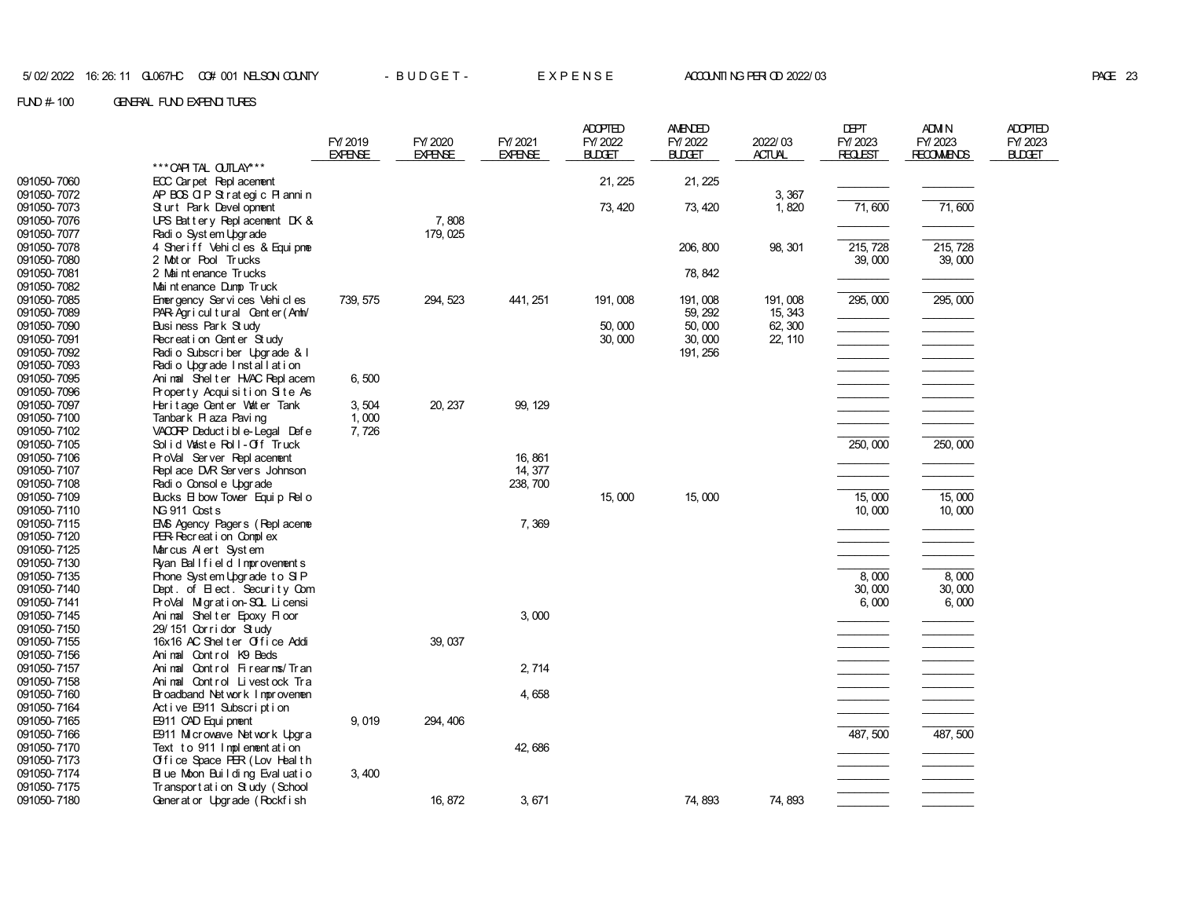5/02/2022 16:26:11 GL067HC CO# 001 NELSON COUNTY - B U D G E T - E X P E N S E ACCOUNTING PERIOD 2022/03

FUND #-100 GENERAL FUND EXPENDITURES

| | | FY/2019 EXPENSE | FY/2020 EXPENSE | FY/2021 EXPENSE | ADOPTED FY/2022 BUDGET | AMENDED FY/2022 BUDGET | 2022/03 ACTUAL | DEPT FY/2023 REQUEST | ADMIN FY/2023 RECOMMENDS | ADOPTED FY/2023 BUDGET |
|---|---|---|---|---|---|---|---|---|---|---|
| | ***CAPITAL OUTLAY*** | | | | | | | | | |
| 091050-7060 | ECC Carpet Replacement | | | | 21,225 | 21,225 | | | | |
| 091050-7072 | AP BOS CIP Strategic Plannin | | | | | | 3,367 | | | |
| 091050-7073 | Sturt Park Development | | | | 73,420 | 73,420 | 1,820 | 71,600 | 71,600 | |
| 091050-7076 | UPS Battery Replacement DK & | | 7,808 | | | | | | | |
| 091050-7077 | Radio System Upgrade | | 179,025 | | | | | | | |
| 091050-7078 | 4 Sheriff Vehicles & Equipme | | | | | 206,800 | 98,301 | 215,728 | 215,728 | |
| 091050-7080 | 2 Motor Pool Trucks | | | | | | | 39,000 | 39,000 | |
| 091050-7081 | 2 Maintenance Trucks | | | | | 78,842 | | | | |
| 091050-7082 | Maintenance Dump Truck | | | | | | | | | |
| 091050-7085 | Emergency Services Vehicles | 739,575 | 294,523 | 441,251 | 191,008 | 191,008 | 191,008 | 295,000 | 295,000 | |
| 091050-7089 | PAR-Agricultural Center(Amh/ | | | | | 59,292 | 15,343 | | | |
| 091050-7090 | Business Park Study | | | | 50,000 | 50,000 | 62,300 | | | |
| 091050-7091 | Recreation Center Study | | | | 30,000 | 30,000 | 22,110 | | | |
| 091050-7092 | Radio Subscriber Upgrade & I | | | | | 191,256 | | | | |
| 091050-7093 | Radio Upgrade Installation | | | | | | | | | |
| 091050-7095 | Animal Shelter HVAC Replacem | 6,500 | | | | | | | | |
| 091050-7096 | Property Acquisition Site As | | | | | | | | | |
| 091050-7097 | Heritage Center Water Tank | 3,504 | 20,237 | 99,129 | | | | | | |
| 091050-7100 | Tanbark Plaza Paving | 1,000 | | | | | | | | |
| 091050-7102 | VACORP Deductible-Legal Defe | 7,726 | | | | | | | | |
| 091050-7105 | Solid Waste Roll-Off Truck | | | | | | | 250,000 | 250,000 | |
| 091050-7106 | ProVal Server Replacement | | | 16,861 | | | | | | |
| 091050-7107 | Replace DVR Servers Johnson | | | 14,377 | | | | | | |
| 091050-7108 | Radio Console Upgrade | | | 238,700 | | | | | | |
| 091050-7109 | Bucks Elbow Tower Equip Relo | | | | 15,000 | 15,000 | | 15,000 | 15,000 | |
| 091050-7110 | NG 911 Costs | | | | | | | 10,000 | 10,000 | |
| 091050-7115 | EMS Agency Pagers (Replaceme | | | 7,369 | | | | | | |
| 091050-7120 | PER-Recreation Complex | | | | | | | | | |
| 091050-7125 | Marcus Alert System | | | | | | | | | |
| 091050-7130 | Ryan Ballfield Improvements | | | | | | | | | |
| 091050-7135 | Phone System Upgrade to SIP | | | | | | | 8,000 | 8,000 | |
| 091050-7140 | Dept. of Elect. Security Com | | | | | | | 30,000 | 30,000 | |
| 091050-7141 | ProVal Migration-SQL Licensi | | | | | | | 6,000 | 6,000 | |
| 091050-7145 | Animal Shelter Epoxy Floor | | | 3,000 | | | | | | |
| 091050-7150 | 29/151 Corridor Study | | | | | | | | | |
| 091050-7155 | 16x16 AC Shelter Office Addi | | 39,037 | | | | | | | |
| 091050-7156 | Animal Control K9 Beds | | | | | | | | | |
| 091050-7157 | Animal Control Firearms/Tran | | | 2,714 | | | | | | |
| 091050-7158 | Animal Control Livestock Tra | | | | | | | | | |
| 091050-7160 | Broadband Network Improvemen | | | 4,658 | | | | | | |
| 091050-7164 | Active E911 Subscription | | | | | | | | | |
| 091050-7165 | E911 CAD Equipment | 9,019 | 294,406 | | | | | | | |
| 091050-7166 | E911 Microwave Network Upgra | | | | | | | 487,500 | 487,500 | |
| 091050-7170 | Text to 911 Implementation | | | 42,686 | | | | | | |
| 091050-7173 | Office Space PER (Lov Health | | | | | | | | | |
| 091050-7174 | Blue Moon Building Evaluatio | 3,400 | | | | | | | | |
| 091050-7175 | Transportation Study (School | | | | | | | | | |
| 091050-7180 | Generator Upgrade (Rockfish | | 16,872 | 3,671 | | 74,893 | 74,893 | | | |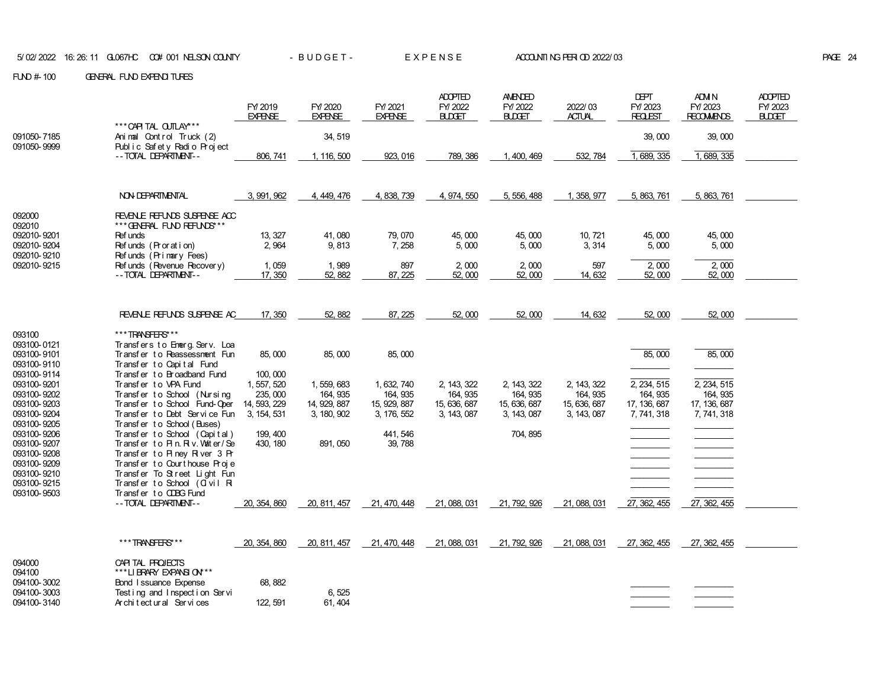5/02/2022 16:26:11 GL067HC CO# 001 NELSON COUNTY - B U D G E T - E X P E N S E ACCOUNTING PERIOD 2022/03

FUND #-100 GENERAL FUND EXPENDITURES

| | | FY/2019 EXPENSE | FY/2020 EXPENSE | FY/2021 EXPENSE | ADOPTED FY/2022 BUDGET | AMENDED FY/2022 BUDGET | 2022/03 ACTUAL | DEPT FY/2023 REQUEST | ADMIN FY/2023 RECOMMENDS | ADOPTED FY/2023 BUDGET |
|---|---|---|---|---|---|---|---|---|---|---|
| | ***CAPITAL OUTLAY*** | | | | | | | | | |
| 091050-7185 | Animal Control Truck (2) | | 34,519 | | | | | 39,000 | 39,000 | |
| 091050-9999 | Public Safety Radio Project | | | | | | | | | |
| | --TOTAL DEPARTMENT-- | 806,741 | 1,116,500 | 923,016 | 789,386 | 1,400,469 | 532,784 | 1,689,335 | 1,689,335 | |
| | NON-DEPARTMENTAL | 3,991,962 | 4,449,476 | 4,838,739 | 4,974,550 | 5,556,488 | 1,358,977 | 5,863,761 | 5,863,761 | |
| 092000 | REVENUE REFUNDS SUSPENSE ACC | | | | | | | | | |
| 092010 | ***GENERAL FUND REFUNDS*** | | | | | | | | | |
| 092010-9201 | Refunds | 13,327 | 41,080 | 79,070 | 45,000 | 45,000 | 10,721 | 45,000 | 45,000 | |
| 092010-9204 | Refunds (Proration) | 2,964 | 9,813 | 7,258 | 5,000 | 5,000 | 3,314 | 5,000 | 5,000 | |
| 092010-9210 | Refunds (Primary Fees) | | | | | | | | | |
| 092010-9215 | Refunds (Revenue Recovery) | 1,059 | 1,989 | 897 | 2,000 | 2,000 | 597 | 2,000 | 2,000 | |
| | --TOTAL DEPARTMENT-- | 17,350 | 52,882 | 87,225 | 52,000 | 52,000 | 14,632 | 52,000 | 52,000 | |
| | REVENUE REFUNDS SUSPENSE AC | 17,350 | 52,882 | 87,225 | 52,000 | 52,000 | 14,632 | 52,000 | 52,000 | |
| 093100 | ***TRANSFERS*** | | | | | | | | | |
| 093100-0121 | Transfers to Emerg. Serv. Loa | | | | | | | | | |
| 093100-9101 | Transfer to Reassessment Fun | 85,000 | 85,000 | 85,000 | | | | 85,000 | 85,000 | |
| 093100-9110 | Transfer to Capital Fund | | | | | | | | | |
| 093100-9114 | Transfer to Broadband Fund | 100,000 | | | | | | | | |
| 093100-9201 | Transfer to VPA Fund | 1,557,520 | 1,559,683 | 1,632,740 | 2,143,322 | 2,143,322 | 2,143,322 | 2,234,515 | 2,234,515 | |
| 093100-9202 | Transfer to School (Nursing | 235,000 | 164,935 | 164,935 | 164,935 | 164,935 | 164,935 | 164,935 | 164,935 | |
| 093100-9203 | Transfer to School Fund-Oper | 14,593,229 | 14,929,887 | 15,929,887 | 15,636,687 | 15,636,687 | 15,636,687 | 17,136,687 | 17,136,687 | |
| 093100-9204 | Transfer to Debt Service Fun | 3,154,531 | 3,180,902 | 3,176,552 | 3,143,087 | 3,143,087 | 3,143,087 | 7,741,318 | 7,741,318 | |
| 093100-9205 | Transfer to School (Buses) | | | | | | | | | |
| 093100-9206 | Transfer to School (Capital) | 199,400 | | 441,546 | | 704,895 | | | | |
| 093100-9207 | Transfer to Pin.Riv.Water/Se | 430,180 | 891,050 | 39,788 | | | | | | |
| 093100-9208 | Transfer to Piney River 3 Pr | | | | | | | | | |
| 093100-9209 | Transfer to Courthouse Proje | | | | | | | | | |
| 093100-9210 | Transfer To Street Light Fun | | | | | | | | | |
| 093100-9215 | Transfer to School (Civil Ri | | | | | | | | | |
| 093100-9503 | Transfer to CDBG Fund | | | | | | | | | |
| | --TOTAL DEPARTMENT-- | 20,354,860 | 20,811,457 | 21,470,448 | 21,088,031 | 21,792,926 | 21,088,031 | 27,362,455 | 27,362,455 | |
| | ***TRANSFERS*** | 20,354,860 | 20,811,457 | 21,470,448 | 21,088,031 | 21,792,926 | 21,088,031 | 27,362,455 | 27,362,455 | |
| 094000 | CAPITAL PROJECTS | | | | | | | | | |
| 094100 | ***LIBRARY EXPANSION*** | | | | | | | | | |
| 094100-3002 | Bond Issuance Expense | 68,882 | | | | | | | | |
| 094100-3003 | Testing and Inspection Servi | | 6,525 | | | | | | | |
| 094100-3140 | Architectural Services | 122,591 | 61,404 | | | | | | | |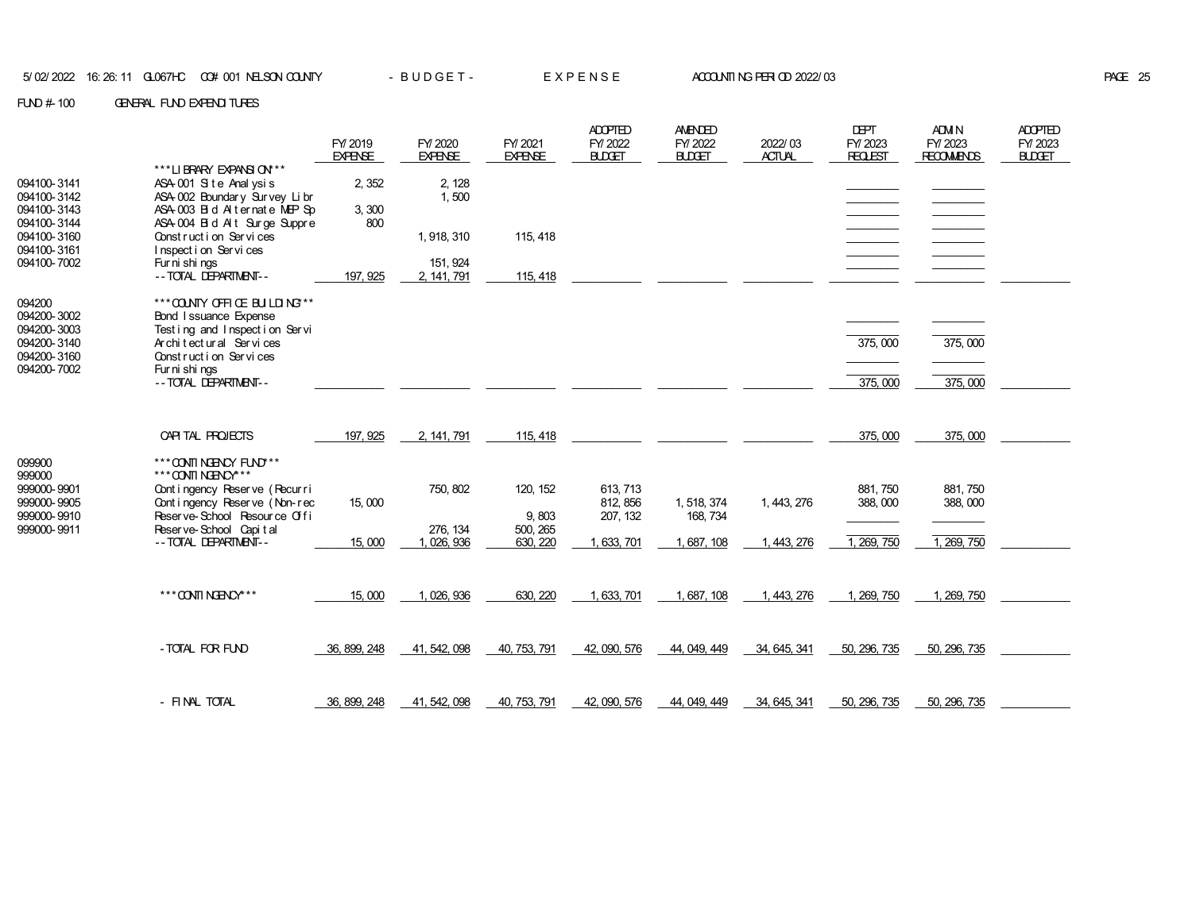FUND #-100 GENERAL FUND EXPENDITURES

| | | FY/2019 EXPENSE | FY/2020 EXPENSE | FY/2021 EXPENSE | ADOPTED FY/2022 BUDGET | AMENDED FY/2022 BUDGET | 2022/03 ACTUAL | DEPT FY/2023 REQUEST | ADMIN FY/2023 RECOMMENDS | ADOPTED FY/2023 BUDGET |
|---|---|---|---|---|---|---|---|---|---|---|
| | ***LIBRARY EXPANSION*** | | | | | | | | | |
| 094100-3141 | ASA-001 Site Analysis | 2,352 | 2,128 | | | | | | | |
| 094100-3142 | ASA-002 Boundary Survey Libr | | 1,500 | | | | | | | |
| 094100-3143 | ASA-003 Bid Alternate MEP Sp | 3,300 | | | | | | | | |
| 094100-3144 | ASA-004 Bid Alt Surge Suppre | 800 | | | | | | | | |
| 094100-3160 | Construction Services | | 1,918,310 | 115,418 | | | | | | |
| 094100-3161 | Inspection Services | | | | | | | | | |
| 094100-7002 | Furnishings | | 151,924 | | | | | | | |
| | --TOTAL DEPARTMENT-- | 197,925 | 2,141,791 | 115,418 | | | | | | |
| 094200 | ***COUNTY OFFICE BUILDING*** | | | | | | | | | |
| 094200-3002 | Bond Issuance Expense | | | | | | | | | |
| 094200-3003 | Testing and Inspection Servi | | | | | | | | | |
| 094200-3140 | Architectural Services | | | | | | | 375,000 | 375,000 | |
| 094200-3160 | Construction Services | | | | | | | | | |
| 094200-7002 | Furnishings | | | | | | | | | |
| | --TOTAL DEPARTMENT-- | | | | | | | 375,000 | 375,000 | |
| | CAPITAL PROJECTS | 197,925 | 2,141,791 | 115,418 | | | | 375,000 | 375,000 | |
| 099900 | ***CONTINGENCY FUND*** | | | | | | | | | |
| 999000 | ***CONTINGENCY*** | | | | | | | | | |
| 999000-9901 | Contingency Reserve (Recurri | | 750,802 | 120,152 | 613,713 | | | 881,750 | 881,750 | |
| 999000-9905 | Contingency Reserve (Non-rec | 15,000 | | | 812,856 | 1,518,374 | 1,443,276 | 388,000 | 388,000 | |
| 999000-9910 | Reserve-School Resource Offi | | | 9,803 | 207,132 | 168,734 | | | | |
| 999000-9911 | Reserve-School Capital | | 276,134 | 500,265 | | | | | | |
| | --TOTAL DEPARTMENT-- | 15,000 | 1,026,936 | 630,220 | 1,633,701 | 1,687,108 | 1,443,276 | 1,269,750 | 1,269,750 | |
| | ***CONTINGENCY*** | 15,000 | 1,026,936 | 630,220 | 1,633,701 | 1,687,108 | 1,443,276 | 1,269,750 | 1,269,750 | |
| | -TOTAL FOR FUND | 36,899,248 | 41,542,098 | 40,753,791 | 42,090,576 | 44,049,449 | 34,645,341 | 50,296,735 | 50,296,735 | |
| | - FINAL TOTAL | 36,899,248 | 41,542,098 | 40,753,791 | 42,090,576 | 44,049,449 | 34,645,341 | 50,296,735 | 50,296,735 | |